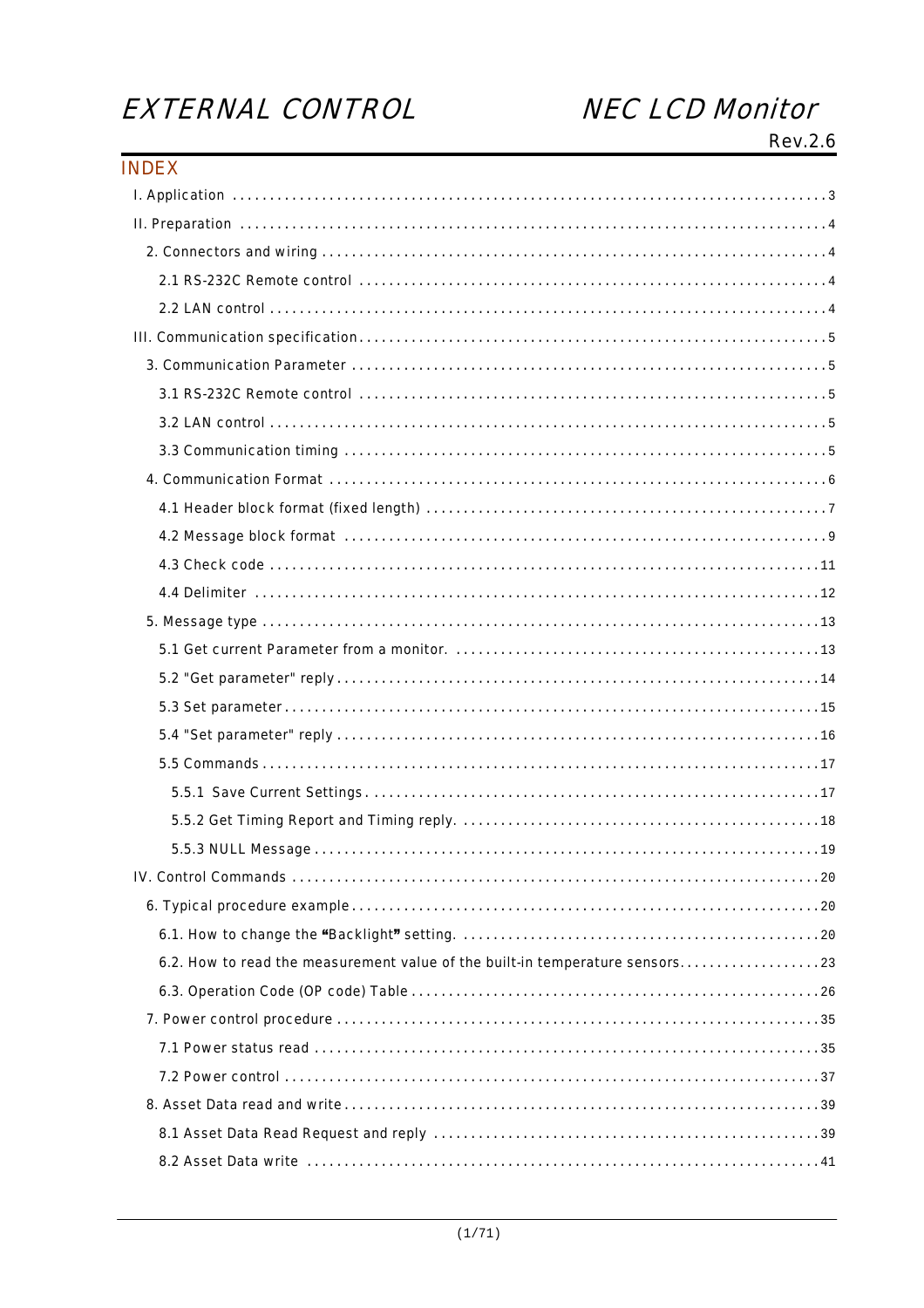# EXTERNAL CONTROL NEC LCD Monitor

Rev.2.6

## INDEX

I. Application ........................................................................ 3

II. Preparation ........................................................................ 4

 2. Connectors and wiring ........................................................................ 4

  2.1 RS-232C Remote control ........................................................................ 4

  2.2 LAN control ........................................................................ 4

III. Communication specification ........................................................................ 5

 3. Communication Parameter ........................................................................ 5

  3.1 RS-232C Remote control ........................................................................ 5

  3.2 LAN control ........................................................................ 5

  3.3 Communication timing ........................................................................ 5

 4. Communication Format ........................................................................ 6

  4.1 Header block format (fixed length) ........................................................................ 7

  4.2 Message block format ........................................................................ 9

  4.3 Check code ........................................................................ 11

  4.4 Delimiter ........................................................................ 12

 5. Message type ........................................................................ 13

  5.1 Get current Parameter from a monitor. ........................................................................ 13

  5.2 "Get parameter" reply ........................................................................ 14

  5.3 Set parameter ........................................................................ 15

  5.4 "Set parameter" reply ........................................................................ 16

  5.5 Commands ........................................................................ 17

   5.5.1 Save Current Settings ........................................................................ 17

   5.5.2 Get Timing Report and Timing reply. ........................................................................ 18

   5.5.3 NULL Message ........................................................................ 19

IV. Control Commands ........................................................................ 20

 6. Typical procedure example ........................................................................ 20

  6.1. How to change the "Backlight" setting. ........................................................................ 20

  6.2. How to read the measurement value of the built-in temperature sensors ........................................................................ 23

  6.3. Operation Code (OP code) Table ........................................................................ 26

 7. Power control procedure ........................................................................ 35

  7.1 Power status read ........................................................................ 35

  7.2 Power control ........................................................................ 37

 8. Asset Data read and write ........................................................................ 39

  8.1 Asset Data Read Request and reply ........................................................................ 39

  8.2 Asset Data write ........................................................................ 41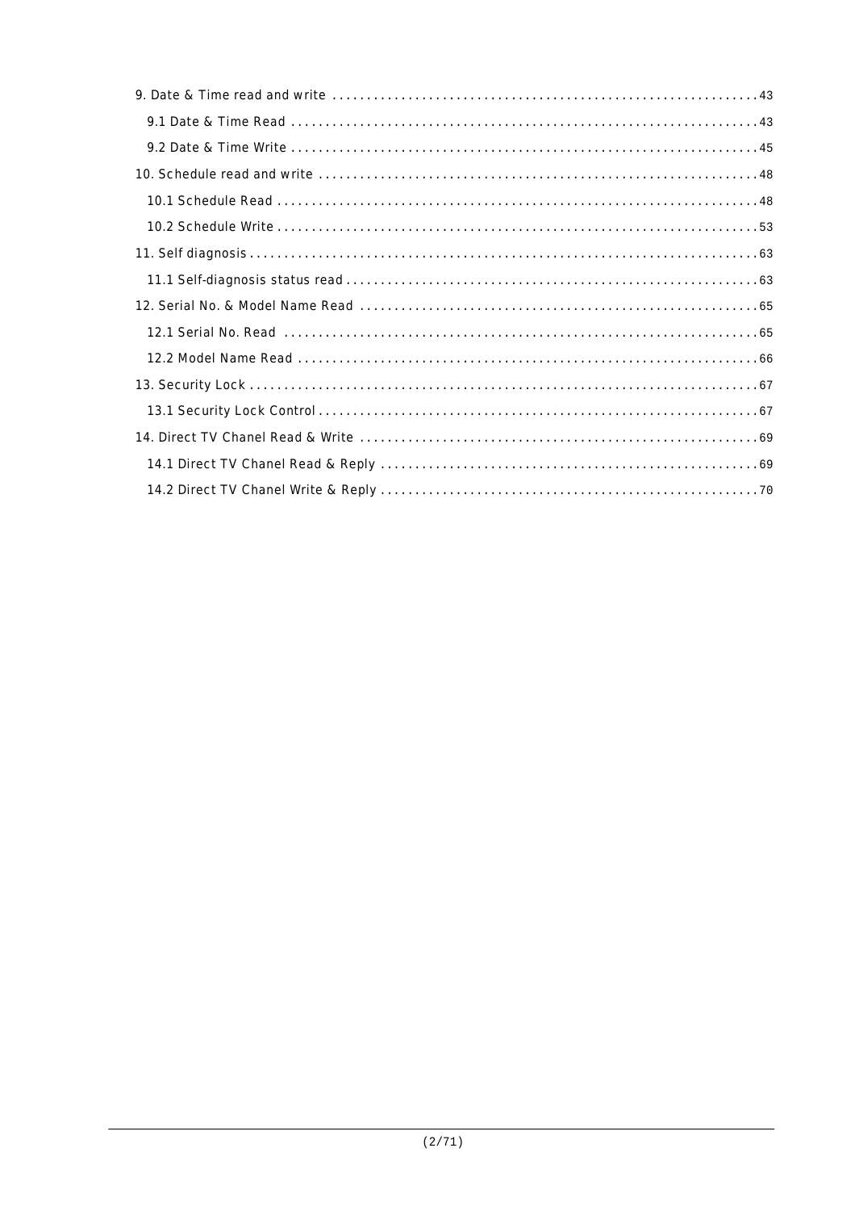9. Date & Time read and write .................................................................43

9.1 Date & Time Read .................................................................43

9.2 Date & Time Write .................................................................45

10. Schedule read and write .................................................................48

10.1 Schedule Read .................................................................48

10.2 Schedule Write .................................................................53

11. Self diagnosis .................................................................63

11.1 Self-diagnosis status read .................................................................63

12. Serial No. & Model Name Read .................................................................65

12.1 Serial No. Read .................................................................65

12.2 Model Name Read .................................................................66

13. Security Lock .................................................................67

13.1 Security Lock Control .................................................................67

14. Direct TV Chanel Read & Write .................................................................69

14.1 Direct TV Chanel Read & Reply .................................................................69

14.2 Direct TV Chanel Write & Reply .................................................................70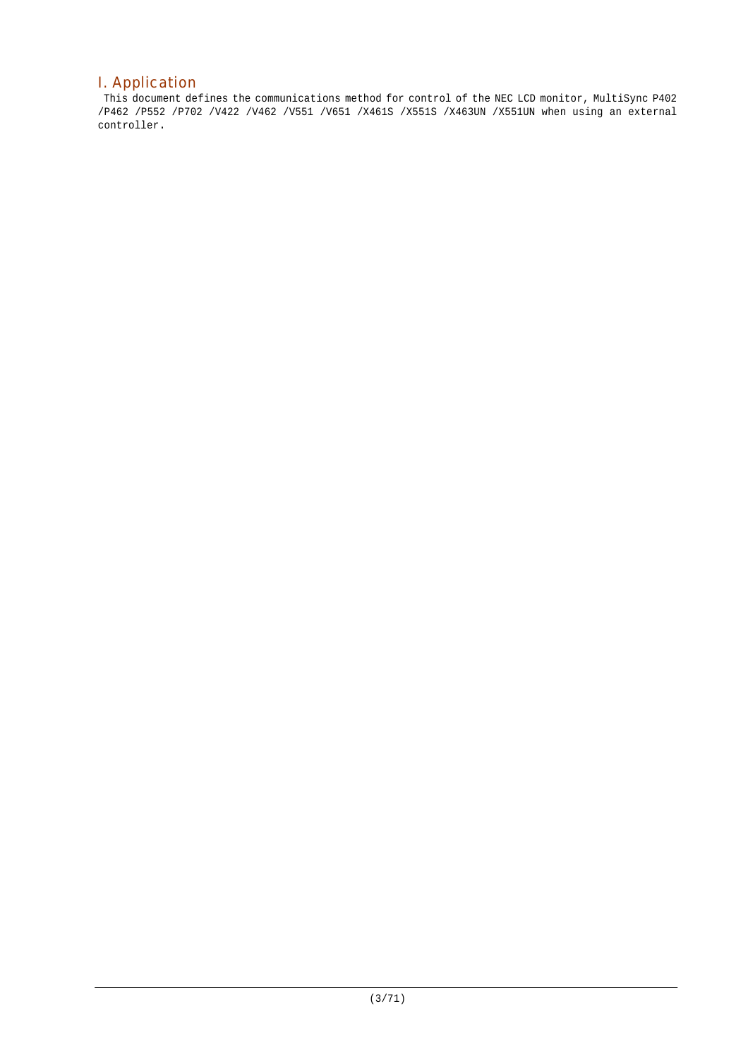# I. Application

This document defines the communications method for control of the NEC LCD monitor, MultiSync P402 /P462 /P552 /P702 /V422 /V462 /V551 /V651 /X461S /X551S /X463UN /X551UN when using an external controller.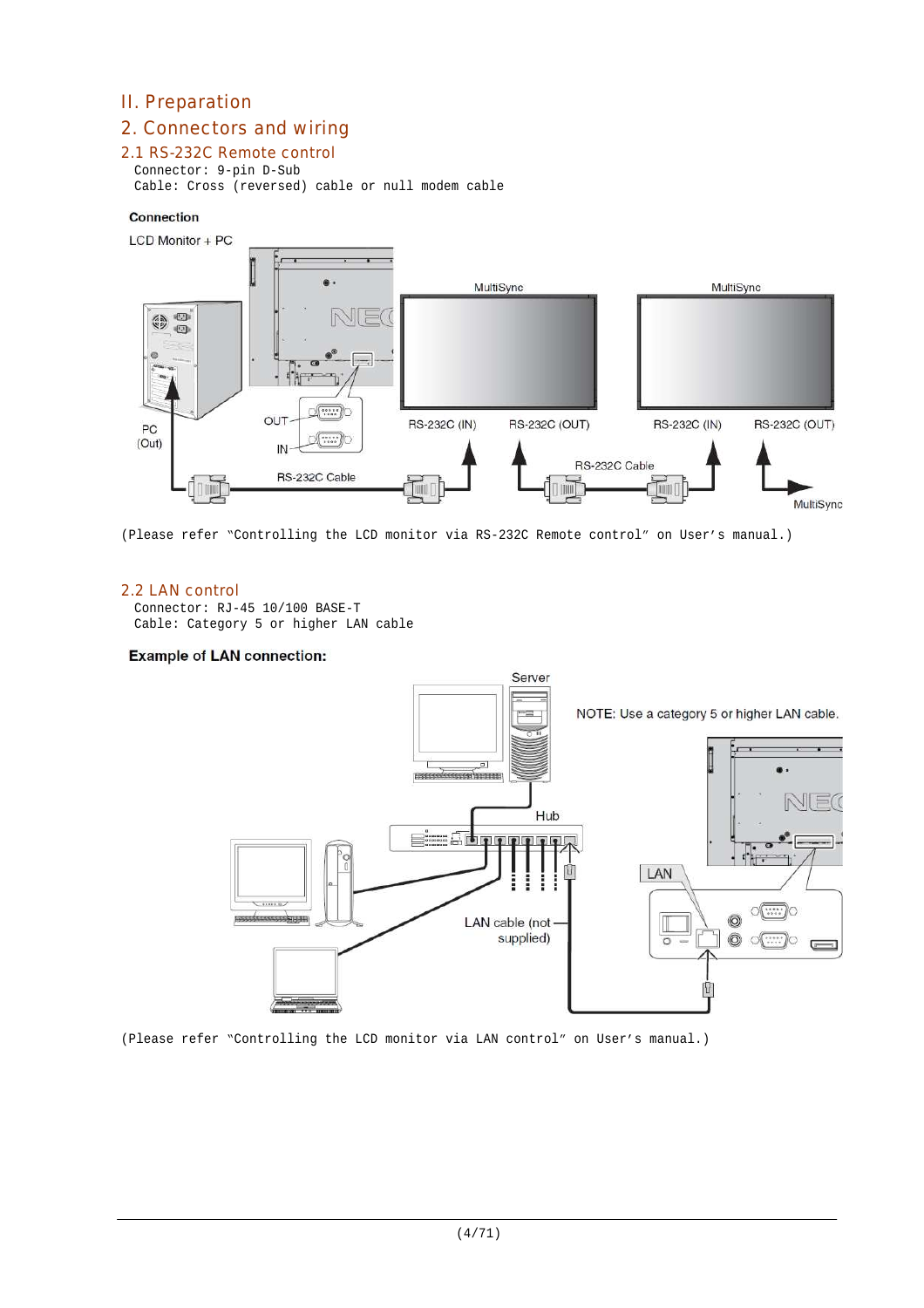# II. Preparation

## 2. Connectors and wiring

### 2.1 RS-232C Remote control

Connector: 9-pin D-Sub
Cable: Cross (reversed) cable or null modem cable

**Connection**

LCD Monitor + PC

(Please refer "Controlling the LCD monitor via RS-232C Remote control" on User's manual.)

### 2.2 LAN control

Connector: RJ-45 10/100 BASE-T
Cable: Category 5 or higher LAN cable

**Example of LAN connection:**

(Please refer "Controlling the LCD monitor via LAN control" on User's manual.)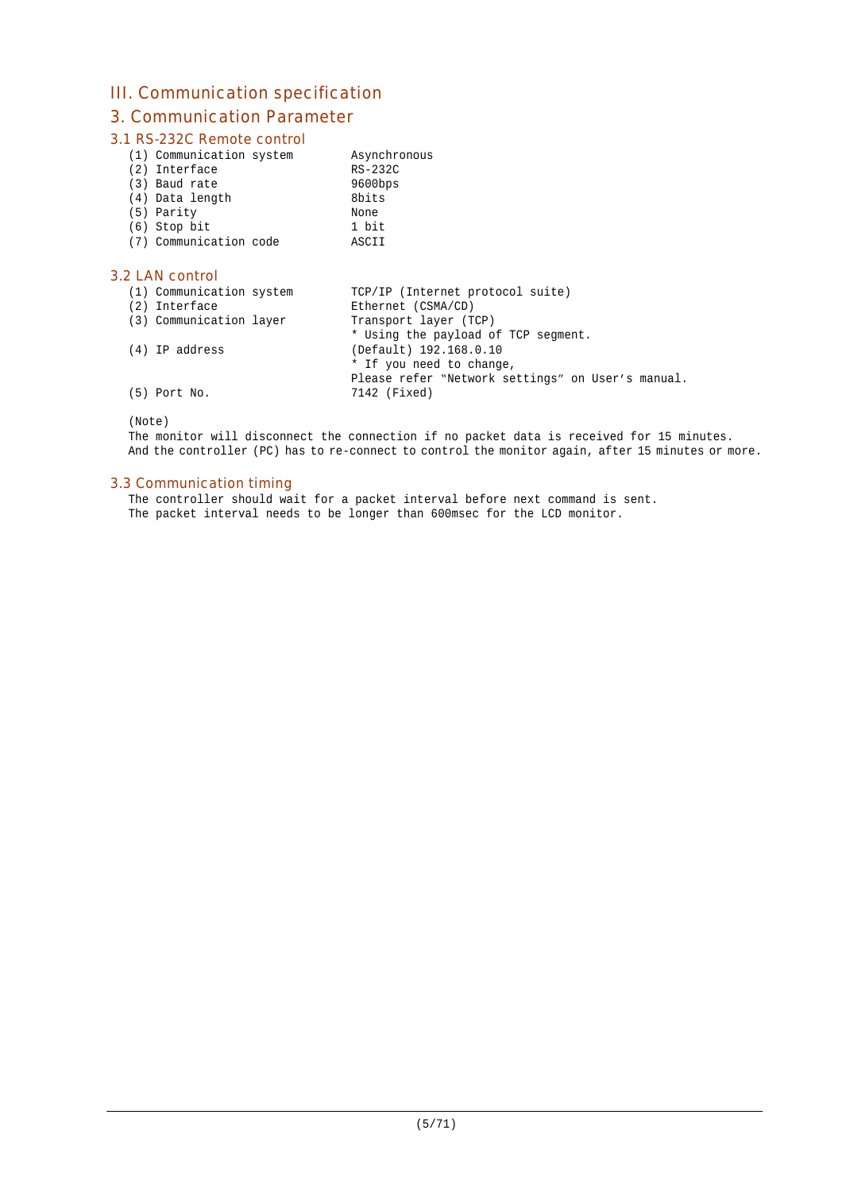# III. Communication specification

## 3. Communication Parameter

### 3.1 RS-232C Remote control

| | |
|---|---|
| (1) Communication system | Asynchronous |
| (2) Interface | RS-232C |
| (3) Baud rate | 9600bps |
| (4) Data length | 8bits |
| (5) Parity | None |
| (6) Stop bit | 1 bit |
| (7) Communication code | ASCII |

### 3.2 LAN control

| | |
|---|---|
| (1) Communication system | TCP/IP (Internet protocol suite) |
| (2) Interface | Ethernet (CSMA/CD) |
| (3) Communication layer | Transport layer (TCP)<br>* Using the payload of TCP segment. |
| (4) IP address | (Default) 192.168.0.10<br>* If you need to change,<br>Please refer "Network settings" on User's manual. |
| (5) Port No. | 7142 (Fixed) |

(Note)

The monitor will disconnect the connection if no packet data is received for 15 minutes.
And the controller (PC) has to re-connect to control the monitor again, after 15 minutes or more.

### 3.3 Communication timing

The controller should wait for a packet interval before next command is sent.
The packet interval needs to be longer than 600msec for the LCD monitor.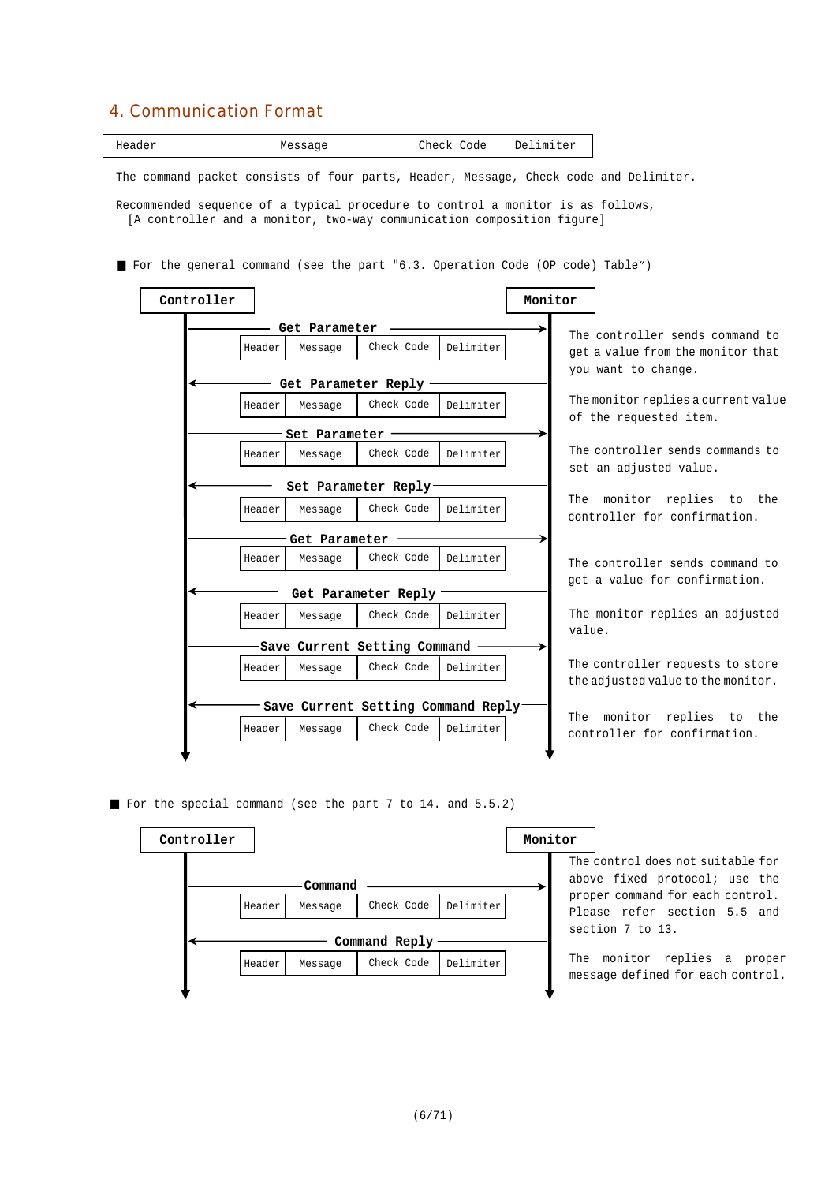## 4. Communication Format

| Header | Message | Check Code | Delimiter |
|---|---|---|---|

The command packet consists of four parts, Header, Message, Check code and Delimiter.

Recommended sequence of a typical procedure to control a monitor is as follows,
[A controller and a monitor, two-way communication composition figure]

■ For the general command (see the part "6.3. Operation Code (OP code) Table")

**Controller** → **Monitor**

**Get Parameter** (Controller → Monitor)

| Header | Message | Check Code | Delimiter |
|---|---|---|---|

The controller sends command to get a value from the monitor that you want to change.

**Get Parameter Reply** (Monitor → Controller)

| Header | Message | Check Code | Delimiter |
|---|---|---|---|

The monitor replies a current value of the requested item.

**Set Parameter** (Controller → Monitor)

| Header | Message | Check Code | Delimiter |
|---|---|---|---|

The controller sends commands to set an adjusted value.

**Set Parameter Reply** (Monitor → Controller)

| Header | Message | Check Code | Delimiter |
|---|---|---|---|

The monitor replies to the controller for confirmation.

**Get Parameter** (Controller → Monitor)

| Header | Message | Check Code | Delimiter |
|---|---|---|---|

The controller sends command to get a value for confirmation.

**Get Parameter Reply** (Monitor → Controller)

| Header | Message | Check Code | Delimiter |
|---|---|---|---|

The monitor replies an adjusted value.

**Save Current Setting Command** (Controller → Monitor)

| Header | Message | Check Code | Delimiter |
|---|---|---|---|

The controller requests to store the adjusted value to the monitor.

**Save Current Setting Command Reply** (Monitor → Controller)

| Header | Message | Check Code | Delimiter |
|---|---|---|---|

The monitor replies to the controller for confirmation.

■ For the special command (see the part 7 to 14. and 5.5.2)

**Controller** → **Monitor**

The control does not suitable for above fixed protocol; use the proper command for each control. Please refer section 5.5 and section 7 to 13.

**Command** (Controller → Monitor)

| Header | Message | Check Code | Delimiter |
|---|---|---|---|

**Command Reply** (Monitor → Controller)

| Header | Message | Check Code | Delimiter |
|---|---|---|---|

The monitor replies a proper message defined for each control.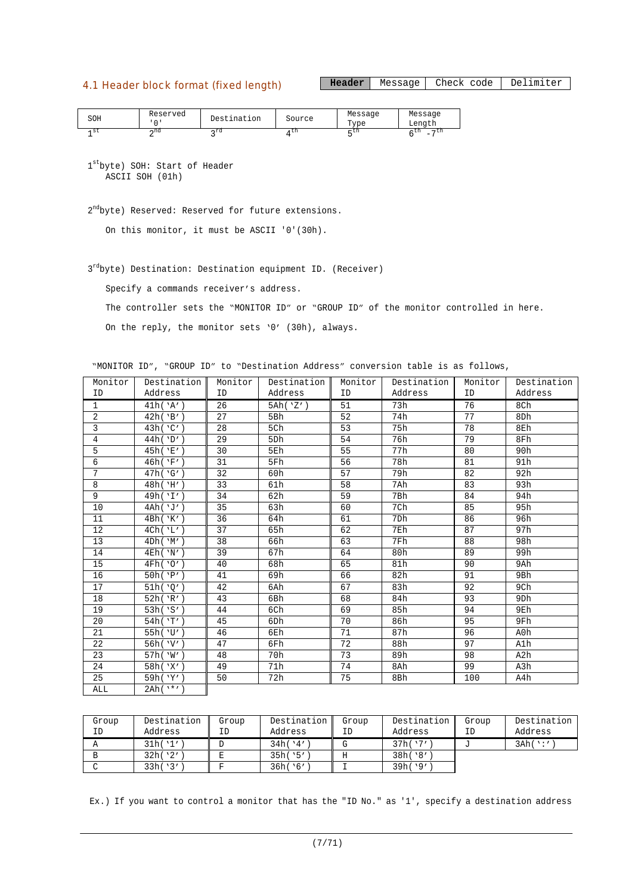## 4.1 Header block format (fixed length)

| **Header** | Message | Check code | Delimiter |
|---|---|---|---|

| SOH | Reserved '0' | Destination | Source | Message Type | Message Length |
|---|---|---|---|---|---|
| 1st | 2nd | 3rd | 4th | 5th | 6th -7th |

1st byte) SOH: Start of Header
ASCII SOH (01h)

2nd byte) Reserved: Reserved for future extensions.

On this monitor, it must be ASCII '0'(30h).

3rd byte) Destination: Destination equipment ID. (Receiver)

Specify a commands receiver's address.

The controller sets the "MONITOR ID" or "GROUP ID" of the monitor controlled in here.

On the reply, the monitor sets '0' (30h), always.

"MONITOR ID", "GROUP ID" to "Destination Address" conversion table is as follows,

| Monitor ID | Destination Address | Monitor ID | Destination Address | Monitor ID | Destination Address | Monitor ID | Destination Address |
|---|---|---|---|---|---|---|---|
| 1 | 41h('A') | 26 | 5Ah('Z') | 51 | 73h | 76 | 8Ch |
| 2 | 42h('B') | 27 | 5Bh | 52 | 74h | 77 | 8Dh |
| 3 | 43h('C') | 28 | 5Ch | 53 | 75h | 78 | 8Eh |
| 4 | 44h('D') | 29 | 5Dh | 54 | 76h | 79 | 8Fh |
| 5 | 45h('E') | 30 | 5Eh | 55 | 77h | 80 | 90h |
| 6 | 46h('F') | 31 | 5Fh | 56 | 78h | 81 | 91h |
| 7 | 47h('G') | 32 | 60h | 57 | 79h | 82 | 92h |
| 8 | 48h('H') | 33 | 61h | 58 | 7Ah | 83 | 93h |
| 9 | 49h('I') | 34 | 62h | 59 | 7Bh | 84 | 94h |
| 10 | 4Ah('J') | 35 | 63h | 60 | 7Ch | 85 | 95h |
| 11 | 4Bh('K') | 36 | 64h | 61 | 7Dh | 86 | 96h |
| 12 | 4Ch('L') | 37 | 65h | 62 | 7Eh | 87 | 97h |
| 13 | 4Dh('M') | 38 | 66h | 63 | 7Fh | 88 | 98h |
| 14 | 4Eh('N') | 39 | 67h | 64 | 80h | 89 | 99h |
| 15 | 4Fh('O') | 40 | 68h | 65 | 81h | 90 | 9Ah |
| 16 | 50h('P') | 41 | 69h | 66 | 82h | 91 | 9Bh |
| 17 | 51h('Q') | 42 | 6Ah | 67 | 83h | 92 | 9Ch |
| 18 | 52h('R') | 43 | 6Bh | 68 | 84h | 93 | 9Dh |
| 19 | 53h('S') | 44 | 6Ch | 69 | 85h | 94 | 9Eh |
| 20 | 54h('T') | 45 | 6Dh | 70 | 86h | 95 | 9Fh |
| 21 | 55h('U') | 46 | 6Eh | 71 | 87h | 96 | A0h |
| 22 | 56h('V') | 47 | 6Fh | 72 | 88h | 97 | A1h |
| 23 | 57h('W') | 48 | 70h | 73 | 89h | 98 | A2h |
| 24 | 58h('X') | 49 | 71h | 74 | 8Ah | 99 | A3h |
| 25 | 59h('Y') | 50 | 72h | 75 | 8Bh | 100 | A4h |
| ALL | 2Ah('*') | | | | | | |

| Group ID | Destination Address | Group ID | Destination Address | Group ID | Destination Address | Group ID | Destination Address |
|---|---|---|---|---|---|---|---|
| A | 31h('1') | D | 34h('4') | G | 37h('7') | J | 3Ah(':') |
| B | 32h('2') | E | 35h('5') | H | 38h('8') | | |
| C | 33h('3') | F | 36h('6') | I | 39h('9') | | |

Ex.) If you want to control a monitor that has the "ID No." as '1', specify a destination address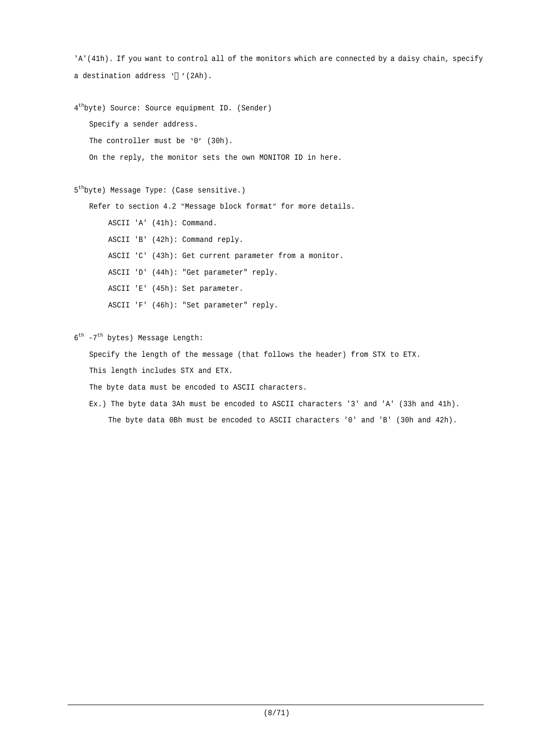'A'(41h). If you want to control all of the monitors which are connected by a daisy chain, specify a destination address '*'(2Ah).

4th byte) Source: Source equipment ID. (Sender)

Specify a sender address.

The controller must be '0' (30h).

On the reply, the monitor sets the own MONITOR ID in here.

5th byte) Message Type: (Case sensitive.)

Refer to section 4.2 "Message block format" for more details.

- ASCII 'A' (41h): Command.
- ASCII 'B' (42h): Command reply.
- ASCII 'C' (43h): Get current parameter from a monitor.
- ASCII 'D' (44h): "Get parameter" reply.
- ASCII 'E' (45h): Set parameter.
- ASCII 'F' (46h): "Set parameter" reply.

6th -7th bytes) Message Length:

Specify the length of the message (that follows the header) from STX to ETX.

This length includes STX and ETX.

The byte data must be encoded to ASCII characters.

Ex.) The byte data 3Ah must be encoded to ASCII characters '3' and 'A' (33h and 41h).

The byte data 0Bh must be encoded to ASCII characters '0' and 'B' (30h and 42h).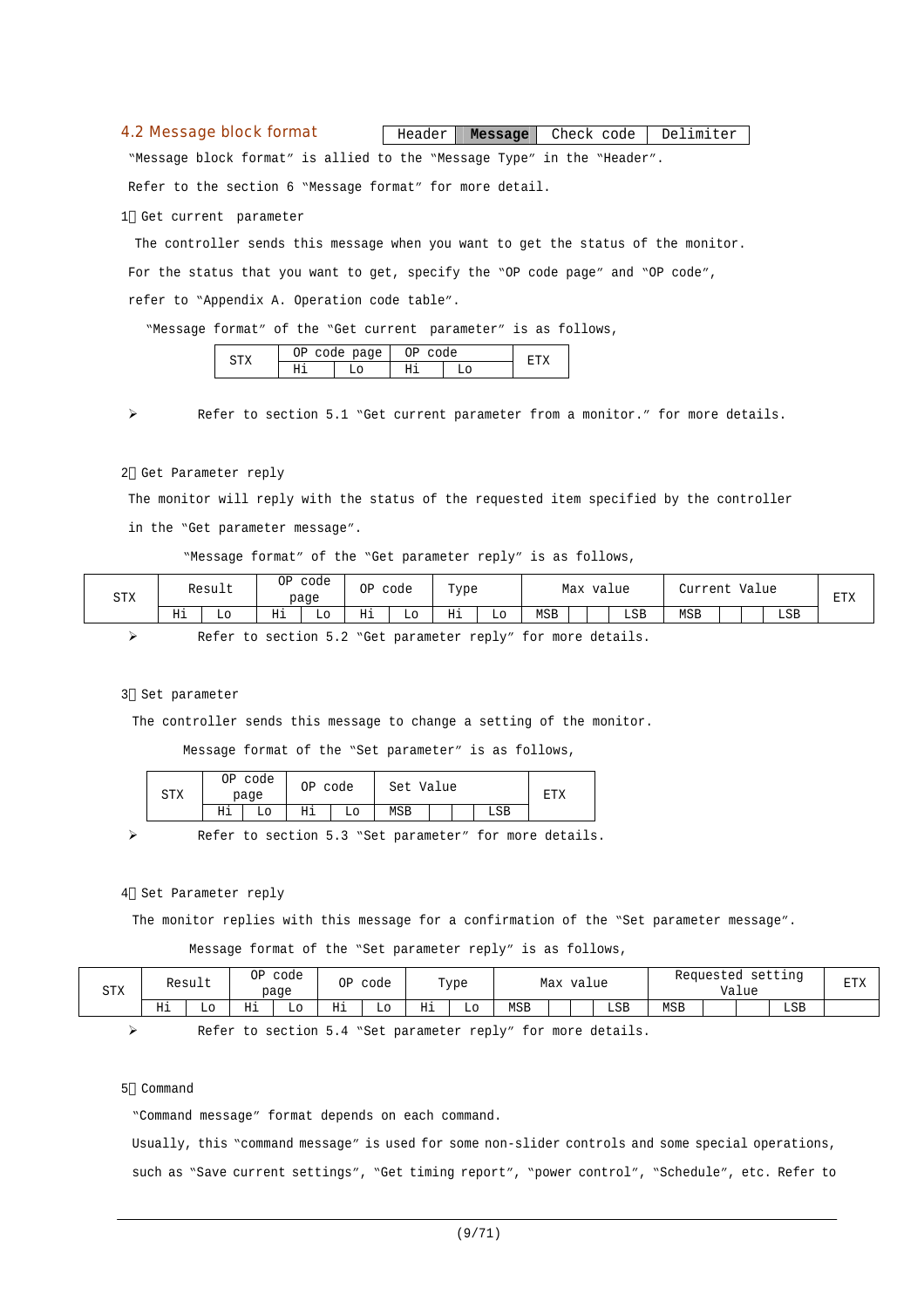## 4.2 Message block format

| Header | **Message** | Check code | Delimiter |
|---|---|---|---|

"Message block format" is allied to the "Message Type" in the "Header".

Refer to the section 6 "Message format" for more detail.

1) Get current parameter

The controller sends this message when you want to get the status of the monitor.

For the status that you want to get, specify the "OP code page" and "OP code",

refer to "Appendix A. Operation code table".

"Message format" of the "Get current parameter" is as follows,

| STX | OP code page | | OP code | | ETX |
|---|---|---|---|---|---|
| | Hi | Lo | Hi | Lo | |

➢ Refer to section 5.1 "Get current parameter from a monitor." for more details.

2) Get Parameter reply

The monitor will reply with the status of the requested item specified by the controller

in the "Get parameter message".

"Message format" of the "Get parameter reply" is as follows,

| STX | Result | | OP code page | | OP code | | Type | | Max value | | | | Current Value | | | | ETX |
|---|---|---|---|---|---|---|---|---|---|---|---|---|---|---|---|---|---|
| | Hi | Lo | Hi | Lo | Hi | Lo | Hi | Lo | MSB | | | LSB | MSB | | | LSB | |

➢ Refer to section 5.2 "Get parameter reply" for more details.

3) Set parameter

The controller sends this message to change a setting of the monitor.

Message format of the "Set parameter" is as follows,

| STX | OP code page | | OP code | | Set Value | | | | ETX |
|---|---|---|---|---|---|---|---|---|---|
| | Hi | Lo | Hi | Lo | MSB | | | LSB | |

➢ Refer to section 5.3 "Set parameter" for more details.

4) Set Parameter reply

The monitor replies with this message for a confirmation of the "Set parameter message".

Message format of the "Set parameter reply" is as follows,

| STX | Result | | OP code page | | OP code | | Type | | Max value | | | | Requested setting Value | | | | ETX |
|---|---|---|---|---|---|---|---|---|---|---|---|---|---|---|---|---|---|
| | Hi | Lo | Hi | Lo | Hi | Lo | Hi | Lo | MSB | | | LSB | MSB | | | LSB | |

➢ Refer to section 5.4 "Set parameter reply" for more details.

5) Command

"Command message" format depends on each command.

Usually, this "command message" is used for some non-slider controls and some special operations,

such as "Save current settings", "Get timing report", "power control", "Schedule", etc. Refer to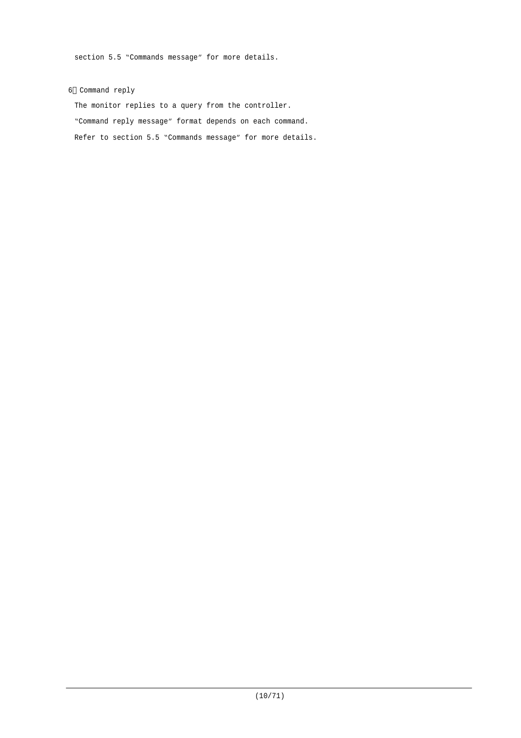section 5.5 "Commands message" for more details.

6) Command reply

The monitor replies to a query from the controller.

"Command reply message" format depends on each command.

Refer to section 5.5 "Commands message" for more details.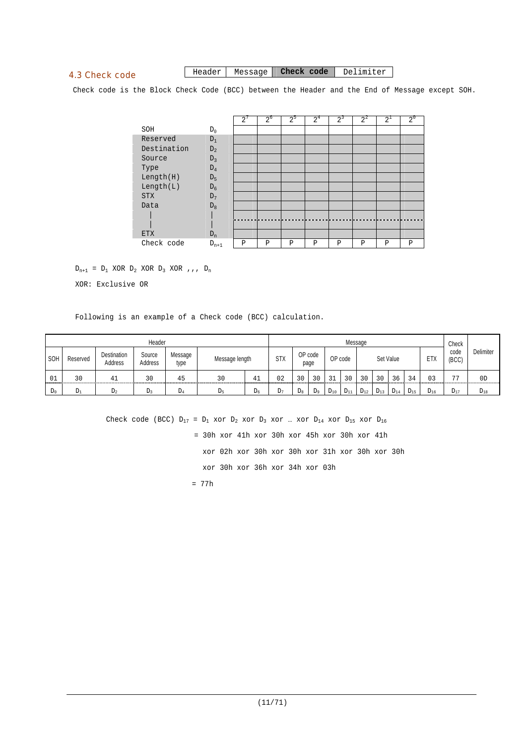## 4.3 Check code

| Header | Message | **Check code** | Delimiter |
|---|---|---|---|

Check code is the Block Check Code (BCC) between the Header and the End of Message except SOH.

| | | $2^7$ | $2^6$ | $2^5$ | $2^4$ | $2^3$ | $2^2$ | $2^1$ | $2^0$ |
|---|---|---|---|---|---|---|---|---|---|
| SOH | $D_0$ | | | | | | | | |
| Reserved | $D_1$ | | | | | | | | |
| Destination | $D_2$ | | | | | | | | |
| Source | $D_3$ | | | | | | | | |
| Type | $D_4$ | | | | | | | | |
| Length(H) | $D_5$ | | | | | | | | |
| Length(L) | $D_6$ | | | | | | | | |
| STX | $D_7$ | | | | | | | | |
| Data | $D_8$ | | | | | | | | |
| \| | \| | | | | | | | | |
| \| | \| | | | | | | | | |
| ETX | $D_n$ | | | | | | | | |
| Check code | $D_{n+1}$ | P | P | P | P | P | P | P | P |

$D_{n+1} = D_1$ XOR $D_2$ XOR $D_3$ XOR ,,, $D_n$

XOR: Exclusive OR

Following is an example of a Check code (BCC) calculation.

| Header | | | | | | | Message | | | | | | | | | | Check code (BCC) | Delimiter |
|---|---|---|---|---|---|---|---|---|---|---|---|---|---|---|---|---|---|---|
| SOH | Reserved | Destination Address | Source Address | Message type | Message length | | STX | OP code page | | OP code | | Set Value | | | | ETX | | |
| 01 | 30 | 41 | 30 | 45 | 30 | 41 | 02 | 30 | 30 | 31 | 30 | 30 | 30 | 36 | 34 | 03 | 77 | 0D |
| $D_0$ | $D_1$ | $D_2$ | $D_3$ | $D_4$ | $D_5$ | $D_6$ | $D_7$ | $D_8$ | $D_9$ | $D_{10}$ | $D_{11}$ | $D_{12}$ | $D_{13}$ | $D_{14}$ | $D_{15}$ | $D_{16}$ | $D_{17}$ | $D_{18}$ |

Check code (BCC) $D_{17} = D_1$ xor $D_2$ xor $D_3$ xor … xor $D_{14}$ xor $D_{15}$ xor $D_{16}$

= 30h xor 41h xor 30h xor 45h xor 30h xor 41h

xor 02h xor 30h xor 30h xor 31h xor 30h xor 30h

xor 30h xor 36h xor 34h xor 03h

= 77h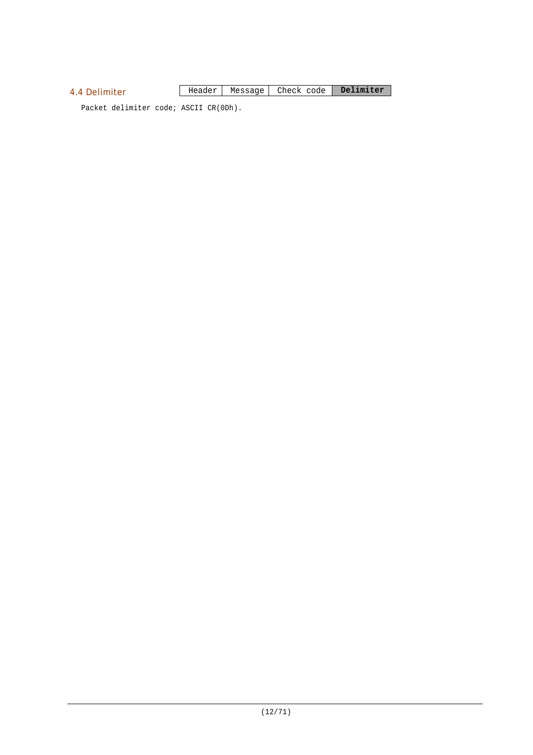## 4.4 Delimiter

| Header | Message | Check code | **Delimiter** |
|---|---|---|---|

Packet delimiter code; ASCII CR(0Dh).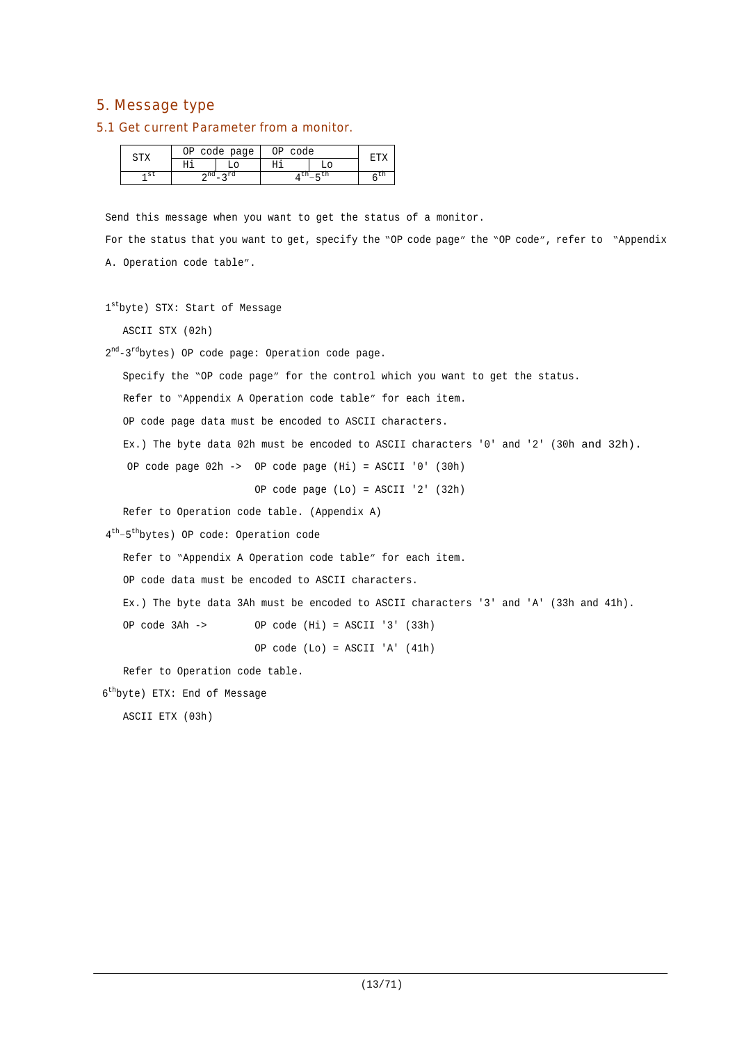## 5. Message type

### 5.1 Get current Parameter from a monitor.

| STX | OP code page | | OP code | | ETX |
|---|---|---|---|---|---|
| | Hi | Lo | Hi | Lo | |
| 1st | 2nd-3rd | | 4th-5th | | 6th |

Send this message when you want to get the status of a monitor.

For the status that you want to get, specify the "OP code page" the "OP code", refer to "Appendix A. Operation code table".

1st byte) STX: Start of Message

ASCII STX (02h)

2nd-3rd bytes) OP code page: Operation code page.

Specify the "OP code page" for the control which you want to get the status.

Refer to "Appendix A Operation code table" for each item.

OP code page data must be encoded to ASCII characters.

Ex.) The byte data 02h must be encoded to ASCII characters '0' and '2' (30h and 32h).

```
OP code page 02h ->  OP code page (Hi) = ASCII '0' (30h)
                     OP code page (Lo) = ASCII '2' (32h)
```

Refer to Operation code table. (Appendix A)

4th-5th bytes) OP code: Operation code

Refer to "Appendix A Operation code table" for each item.

OP code data must be encoded to ASCII characters.

Ex.) The byte data 3Ah must be encoded to ASCII characters '3' and 'A' (33h and 41h).

```
OP code 3Ah ->       OP code (Hi) = ASCII '3' (33h)
                     OP code (Lo) = ASCII 'A' (41h)
```

Refer to Operation code table.

6th byte) ETX: End of Message

ASCII ETX (03h)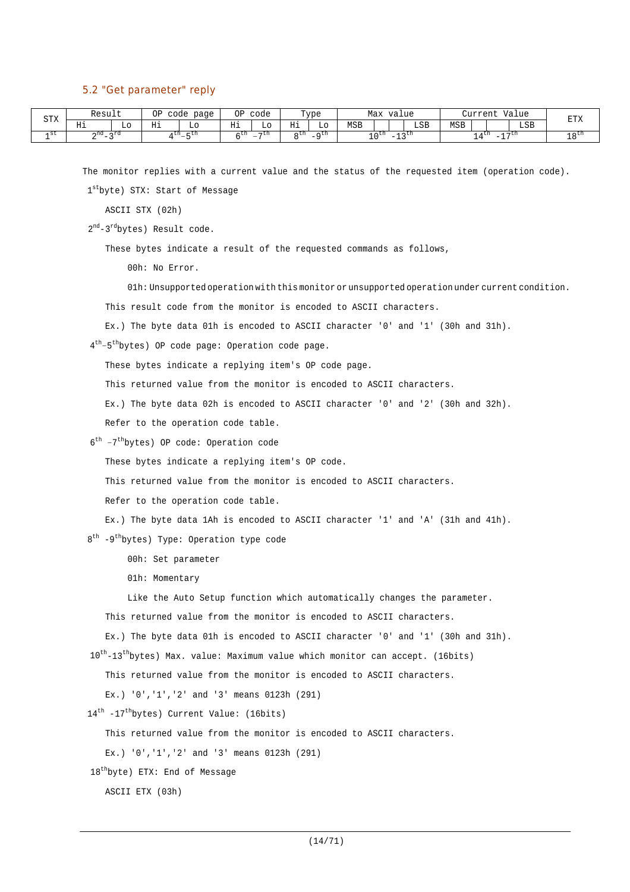## 5.2 "Get parameter" reply

| STX | Result | | OP code page | | OP code | | Type | | Max value | | | | Current Value | | | | ETX |
|---|---|---|---|---|---|---|---|---|---|---|---|---|---|---|---|---|---|
| | Hi | Lo | Hi | Lo | Hi | Lo | Hi | Lo | MSB | | | LSB | MSB | | | LSB | |
| 1st | 2nd-3rd | | 4th–5th | | 6th –7th | | 8th -9th | | 10th -13th | | | | 14th -17th | | | | 18th |

The monitor replies with a current value and the status of the requested item (operation code).

1st byte) STX: Start of Message

ASCII STX (02h)

2nd-3rd bytes) Result code.

These bytes indicate a result of the requested commands as follows,

00h: No Error.

01h: Unsupported operation with this monitor or unsupported operation under current condition.

This result code from the monitor is encoded to ASCII characters.

Ex.) The byte data 01h is encoded to ASCII character '0' and '1' (30h and 31h).

4th–5th bytes) OP code page: Operation code page.

These bytes indicate a replying item's OP code page.

This returned value from the monitor is encoded to ASCII characters.

Ex.) The byte data 02h is encoded to ASCII character '0' and '2' (30h and 32h).

Refer to the operation code table.

6th –7th bytes) OP code: Operation code

These bytes indicate a replying item's OP code.

This returned value from the monitor is encoded to ASCII characters.

Refer to the operation code table.

Ex.) The byte data 1Ah is encoded to ASCII character '1' and 'A' (31h and 41h).

8th -9th bytes) Type: Operation type code

00h: Set parameter

01h: Momentary

Like the Auto Setup function which automatically changes the parameter.

This returned value from the monitor is encoded to ASCII characters.

Ex.) The byte data 01h is encoded to ASCII character '0' and '1' (30h and 31h).

10th-13th bytes) Max. value: Maximum value which monitor can accept. (16bits)

This returned value from the monitor is encoded to ASCII characters.

Ex.) '0','1','2' and '3' means 0123h (291)

14th -17th bytes) Current Value: (16bits)

This returned value from the monitor is encoded to ASCII characters.

Ex.) '0','1','2' and '3' means 0123h (291)

18th byte) ETX: End of Message

ASCII ETX (03h)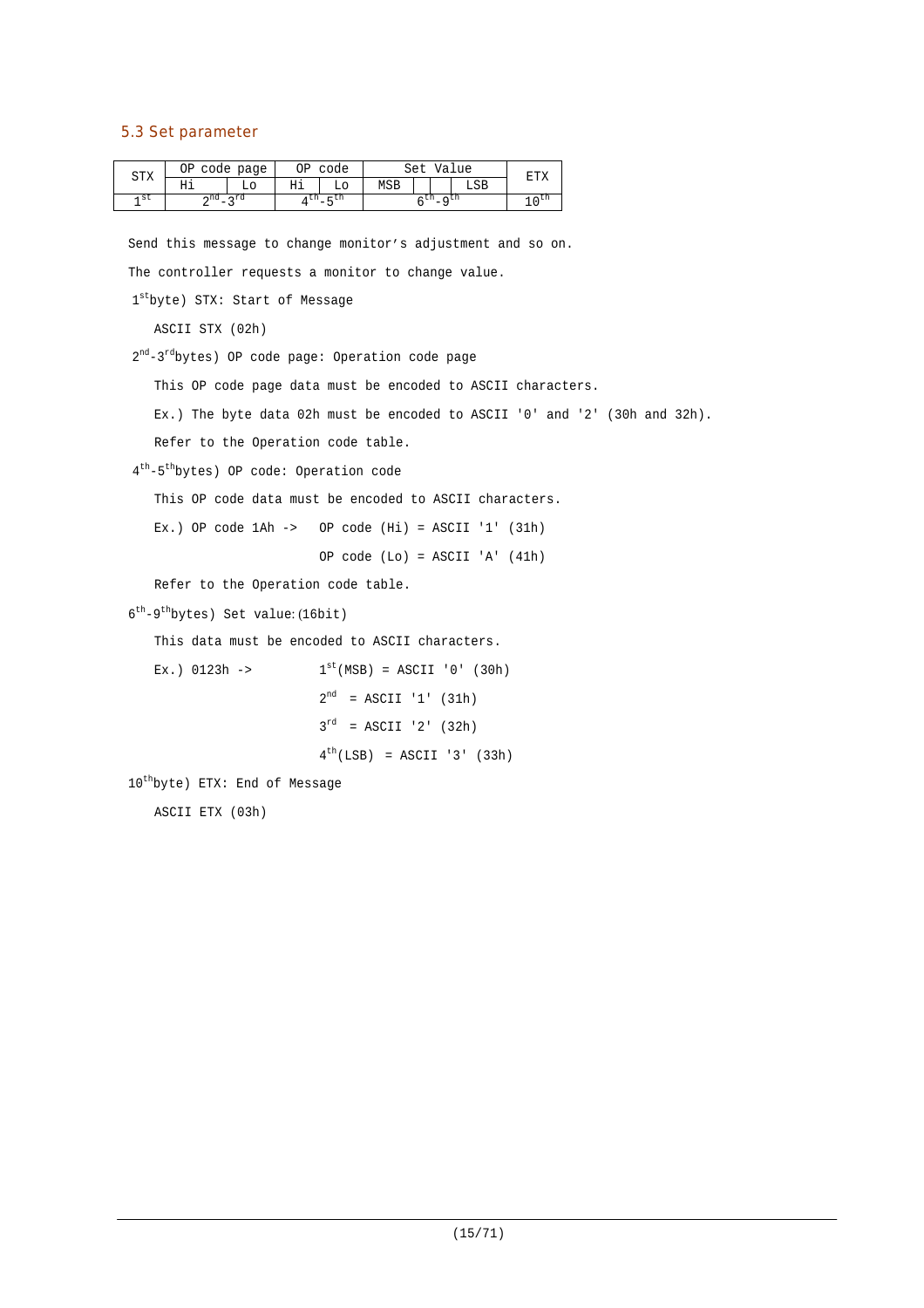### 5.3 Set parameter

| STX | OP code page | | OP code | | Set Value | | | | ETX |
|---|---|---|---|---|---|---|---|---|---|
| | Hi | Lo | Hi | Lo | MSB | | | LSB | |
| 1st | 2nd-3rd | | 4th-5th | | 6th-9th | | | | 10th |

Send this message to change monitor's adjustment and so on.

The controller requests a monitor to change value.

1st byte) STX: Start of Message

ASCII STX (02h)

2nd-3rd bytes) OP code page: Operation code page

This OP code page data must be encoded to ASCII characters.

Ex.) The byte data 02h must be encoded to ASCII '0' and '2' (30h and 32h).

Refer to the Operation code table.

4th-5th bytes) OP code: Operation code

This OP code data must be encoded to ASCII characters.

Ex.) OP code 1Ah -> OP code (Hi) = ASCII '1' (31h)

OP code (Lo) = ASCII 'A' (41h)

Refer to the Operation code table.

6th-9th bytes) Set value:(16bit)

This data must be encoded to ASCII characters.

Ex.) 0123h -> 1st (MSB) = ASCII '0' (30h)

2nd = ASCII '1' (31h)

3rd = ASCII '2' (32h)

4th (LSB) = ASCII '3' (33h)

10th byte) ETX: End of Message

ASCII ETX (03h)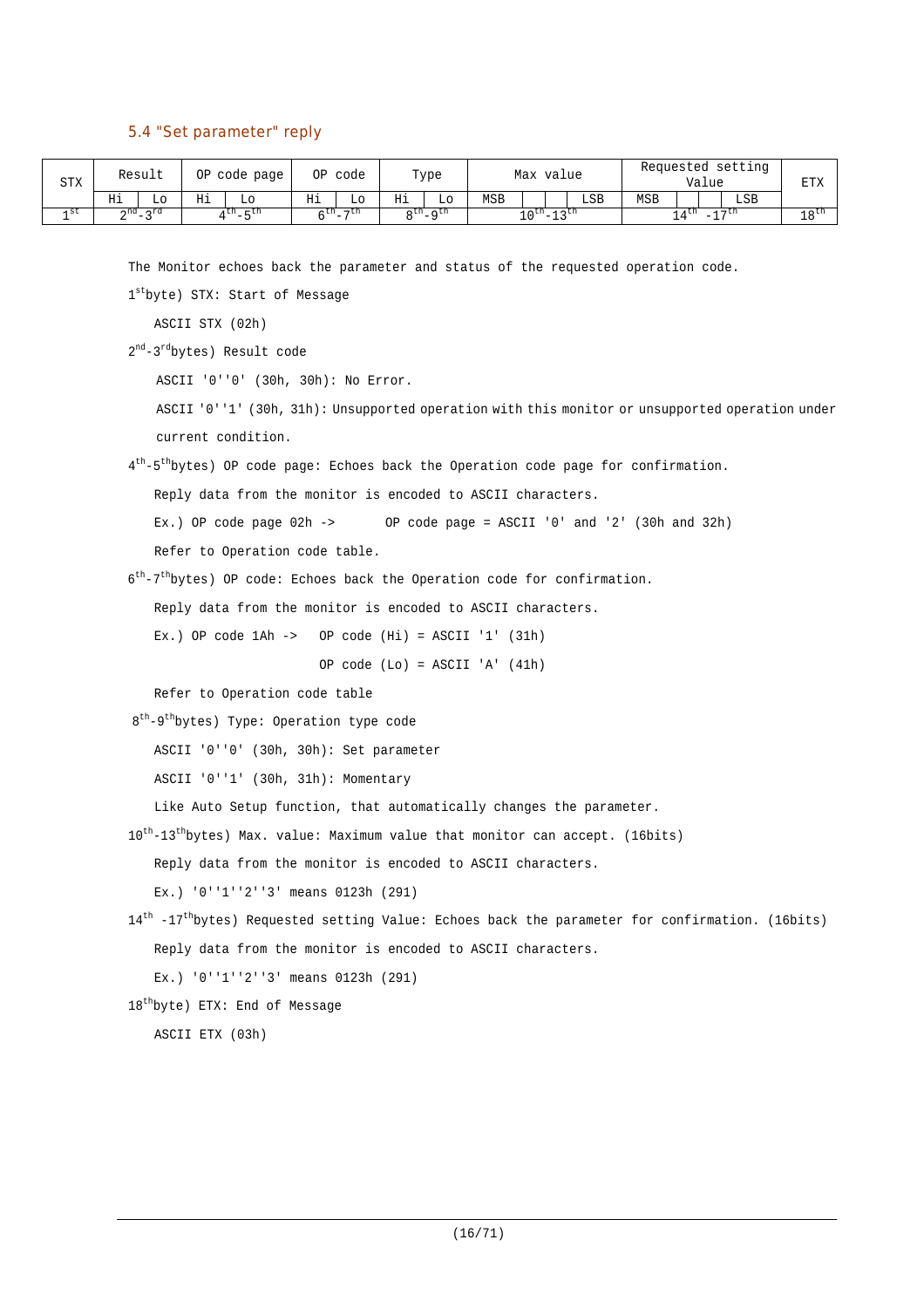## 5.4 "Set parameter" reply

| STX | Result | | OP code page | | OP code | | Type | | Max value | | | | Requested setting Value | | | | ETX |
|---|---|---|---|---|---|---|---|---|---|---|---|---|---|---|---|---|---|
| | Hi | Lo | Hi | Lo | Hi | Lo | Hi | Lo | MSB | | | LSB | MSB | | | LSB | |
| 1st | 2nd-3rd | | 4th-5th | | 6th-7th | | 8th-9th | | 10th-13th | | | | 14th -17th | | | | 18th |

The Monitor echoes back the parameter and status of the requested operation code.

1st byte) STX: Start of Message

ASCII STX (02h)

2nd-3rd bytes) Result code

ASCII '0''0' (30h, 30h): No Error.

ASCII '0''1' (30h, 31h): Unsupported operation with this monitor or unsupported operation under current condition.

4th-5th bytes) OP code page: Echoes back the Operation code page for confirmation.

Reply data from the monitor is encoded to ASCII characters.

Ex.) OP code page 02h -> OP code page = ASCII '0' and '2' (30h and 32h)

Refer to Operation code table.

6th-7th bytes) OP code: Echoes back the Operation code for confirmation.

Reply data from the monitor is encoded to ASCII characters.

Ex.) OP code 1Ah -> OP code (Hi) = ASCII '1' (31h)

OP code (Lo) = ASCII 'A' (41h)

Refer to Operation code table

8th-9th bytes) Type: Operation type code

ASCII '0''0' (30h, 30h): Set parameter

ASCII '0''1' (30h, 31h): Momentary

Like Auto Setup function, that automatically changes the parameter.

10th-13th bytes) Max. value: Maximum value that monitor can accept. (16bits)

Reply data from the monitor is encoded to ASCII characters.

Ex.) '0''1''2''3' means 0123h (291)

14th -17th bytes) Requested setting Value: Echoes back the parameter for confirmation. (16bits)

Reply data from the monitor is encoded to ASCII characters.

Ex.) '0''1''2''3' means 0123h (291)

18th byte) ETX: End of Message

ASCII ETX (03h)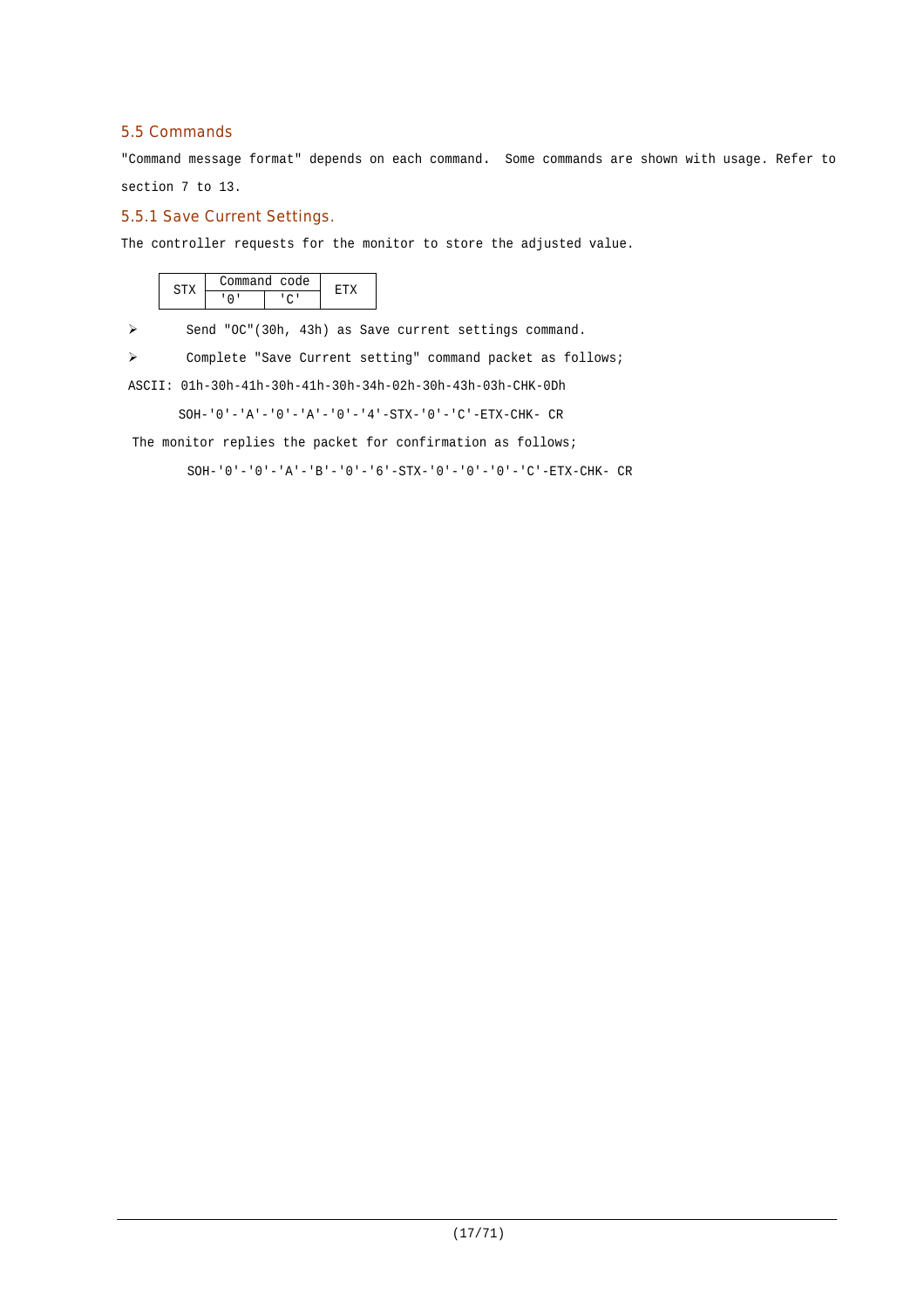## 5.5 Commands

"Command message format" depends on each command. Some commands are shown with usage. Refer to section 7 to 13.

### 5.5.1 Save Current Settings.

The controller requests for the monitor to store the adjusted value.

| STX | Command code | | ETX |
|---|---|---|---|
| | '0' | 'C' | |

- Send "OC"(30h, 43h) as Save current settings command.
- Complete "Save Current setting" command packet as follows;

ASCII: 01h-30h-41h-30h-41h-30h-34h-02h-30h-43h-03h-CHK-0Dh

SOH-'0'-'A'-'0'-'A'-'0'-'4'-STX-'0'-'C'-ETX-CHK- CR

The monitor replies the packet for confirmation as follows;

SOH-'0'-'0'-'A'-'B'-'0'-'6'-STX-'0'-'0'-'0'-'C'-ETX-CHK- CR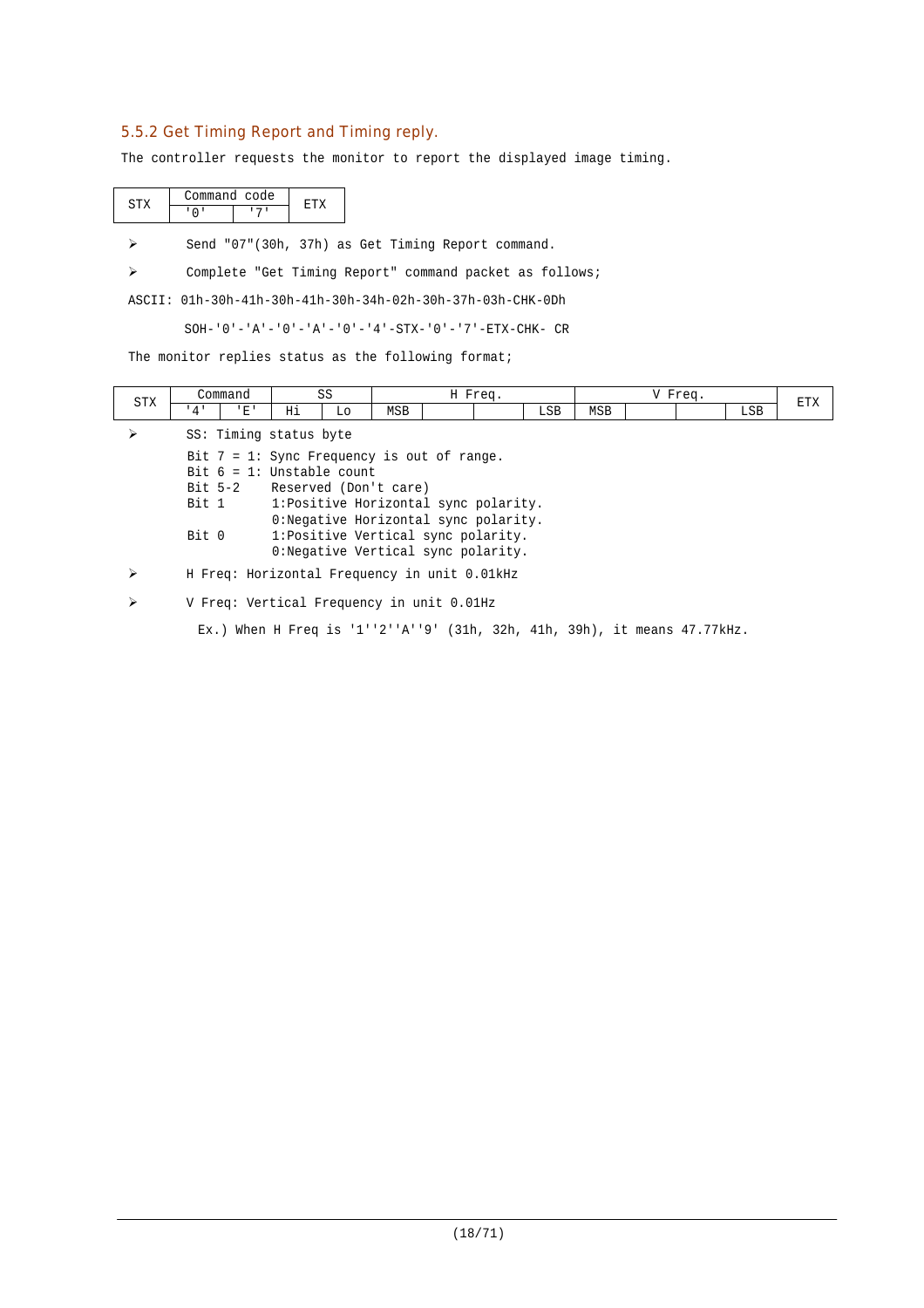## 5.5.2 Get Timing Report and Timing reply.

The controller requests the monitor to report the displayed image timing.

| STX | Command code | | ETX |
|---|---|---|---|
| | '0' | '7' | |

- Send "07"(30h, 37h) as Get Timing Report command.
- Complete "Get Timing Report" command packet as follows;

ASCII: 01h-30h-41h-30h-41h-30h-34h-02h-30h-37h-03h-CHK-0Dh

SOH-'0'-'A'-'0'-'A'-'0'-'4'-STX-'0'-'7'-ETX-CHK- CR

The monitor replies status as the following format;

| STX | Command | | SS | | H Freq. | | | | V Freq. | | | | ETX |
|---|---|---|---|---|---|---|---|---|---|---|---|---|---|
| | '4' | 'E' | Hi | Lo | MSB | | | LSB | MSB | | | LSB | |

- SS: Timing status byte

  Bit 7 = 1: Sync Frequency is out of range.
  Bit 6 = 1: Unstable count
  Bit 5-2 Reserved (Don't care)
  Bit 1 1:Positive Horizontal sync polarity.
  0:Negative Horizontal sync polarity.
  Bit 0 1:Positive Vertical sync polarity.
  0:Negative Vertical sync polarity.

- H Freq: Horizontal Frequency in unit 0.01kHz
- V Freq: Vertical Frequency in unit 0.01Hz

  Ex.) When H Freq is '1''2''A''9' (31h, 32h, 41h, 39h), it means 47.77kHz.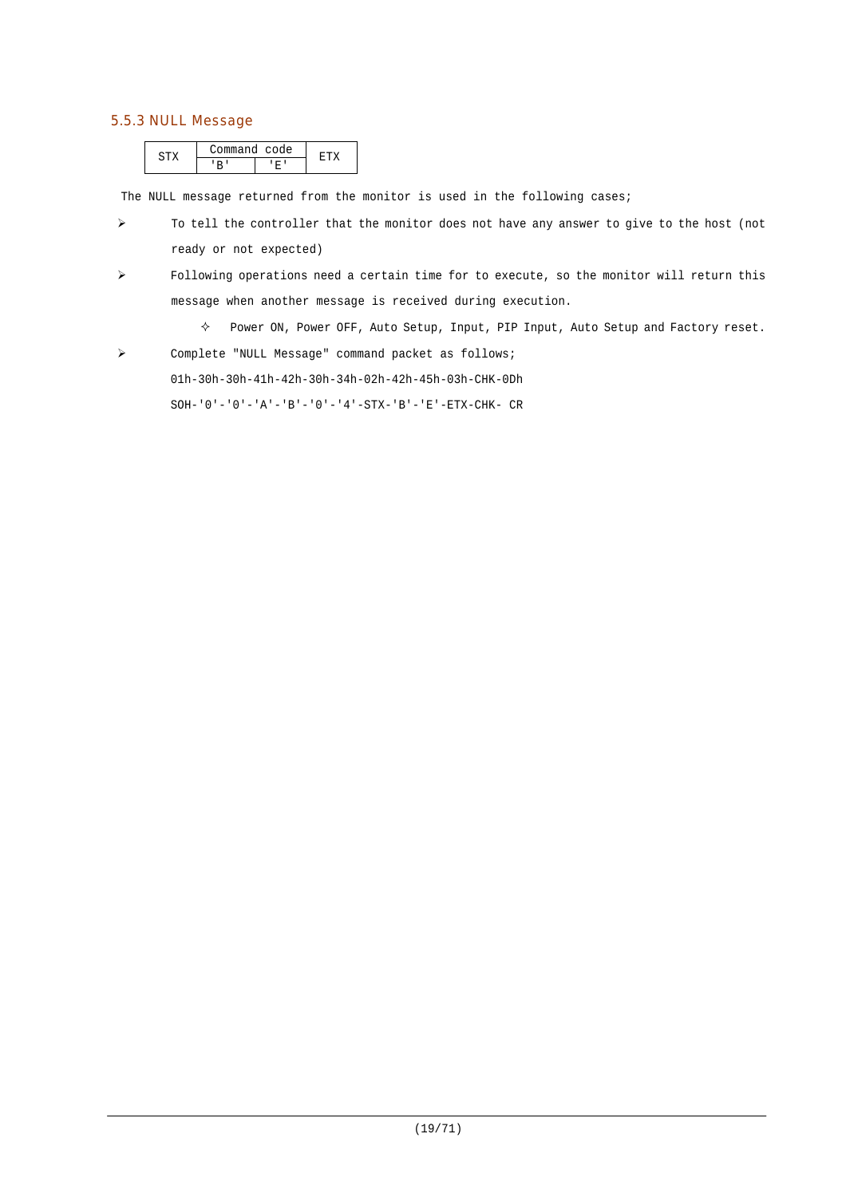### 5.5.3 NULL Message

| STX | Command code | | ETX |
|---|---|---|---|
| | 'B' | 'E' | |

The NULL message returned from the monitor is used in the following cases;

- To tell the controller that the monitor does not have any answer to give to the host (not ready or not expected)
- Following operations need a certain time for to execute, so the monitor will return this message when another message is received during execution.
    - Power ON, Power OFF, Auto Setup, Input, PIP Input, Auto Setup and Factory reset.
- Complete "NULL Message" command packet as follows;

  01h-30h-30h-41h-42h-30h-34h-02h-42h-45h-03h-CHK-0Dh

  SOH-'0'-'0'-'A'-'B'-'0'-'4'-STX-'B'-'E'-ETX-CHK- CR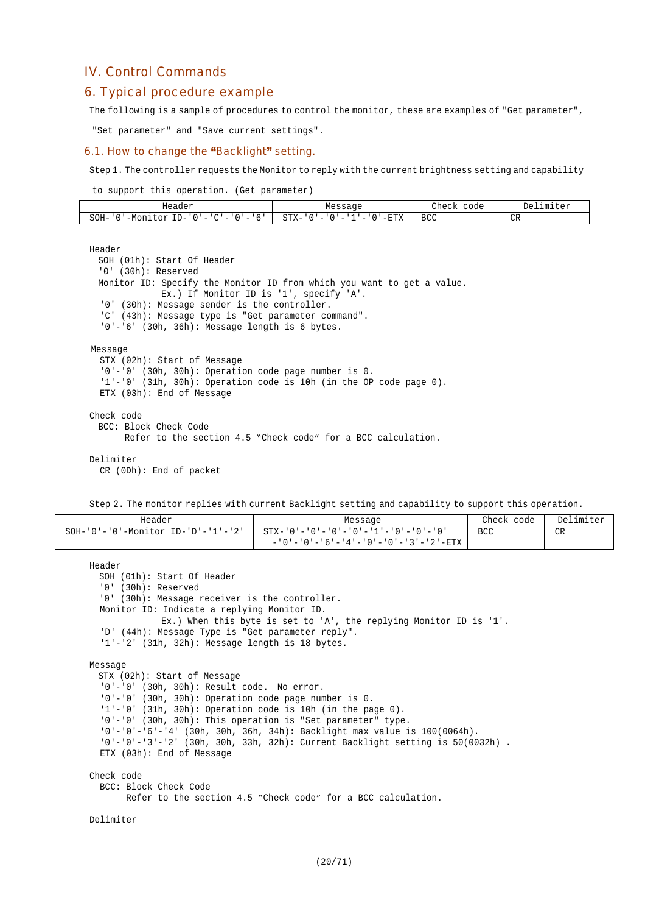# IV. Control Commands

## 6. Typical procedure example

The following is a sample of procedures to control the monitor, these are examples of "Get parameter", "Set parameter" and "Save current settings".

### 6.1. How to change the "Backlight" setting.

Step 1. The controller requests the Monitor to reply with the current brightness setting and capability to support this operation. (Get parameter)

| Header | Message | Check code | Delimiter |
|---|---|---|---|
| SOH-'0'-Monitor ID-'0'-'C'-'0'-'6' | STX-'0'-'0'-'1'-'0'-ETX | BCC | CR |

```
Header
  SOH (01h): Start Of Header
  '0' (30h): Reserved
  Monitor ID: Specify the Monitor ID from which you want to get a value.
              Ex.) If Monitor ID is '1', specify 'A'.
  '0' (30h): Message sender is the controller.
  'C' (43h): Message type is "Get parameter command".
  '0'-'6' (30h, 36h): Message length is 6 bytes.

Message
  STX (02h): Start of Message
  '0'-'0' (30h, 30h): Operation code page number is 0.
  '1'-'0' (31h, 30h): Operation code is 10h (in the OP code page 0).
  ETX (03h): End of Message

Check code
  BCC: Block Check Code
       Refer to the section 4.5 "Check code" for a BCC calculation.

Delimiter
  CR (0Dh): End of packet
```

Step 2. The monitor replies with current Backlight setting and capability to support this operation.

| Header | Message | Check code | Delimiter |
|---|---|---|---|
| SOH-'0'-'0'-Monitor ID-'D'-'1'-'2' | STX-'0'-'0'-'0'-'0'-'1'-'0'-'0'-'0' -'0'-'0'-'6'-'4'-'0'-'0'-'3'-'2'-ETX | BCC | CR |

```
Header
  SOH (01h): Start Of Header
  '0' (30h): Reserved
  '0' (30h): Message receiver is the controller.
  Monitor ID: Indicate a replying Monitor ID.
              Ex.) When this byte is set to 'A', the replying Monitor ID is '1'.
  'D' (44h): Message Type is "Get parameter reply".
  '1'-'2' (31h, 32h): Message length is 18 bytes.

Message
  STX (02h): Start of Message
  '0'-'0' (30h, 30h): Result code.  No error.
  '0'-'0' (30h, 30h): Operation code page number is 0.
  '1'-'0' (31h, 30h): Operation code is 10h (in the page 0).
  '0'-'0' (30h, 30h): This operation is "Set parameter" type.
  '0'-'0'-'6'-'4' (30h, 30h, 36h, 34h): Backlight max value is 100(0064h).
  '0'-'0'-'3'-'2' (30h, 30h, 33h, 32h): Current Backlight setting is 50(0032h) .
  ETX (03h): End of Message

Check code
  BCC: Block Check Code
       Refer to the section 4.5 "Check code" for a BCC calculation.

Delimiter
```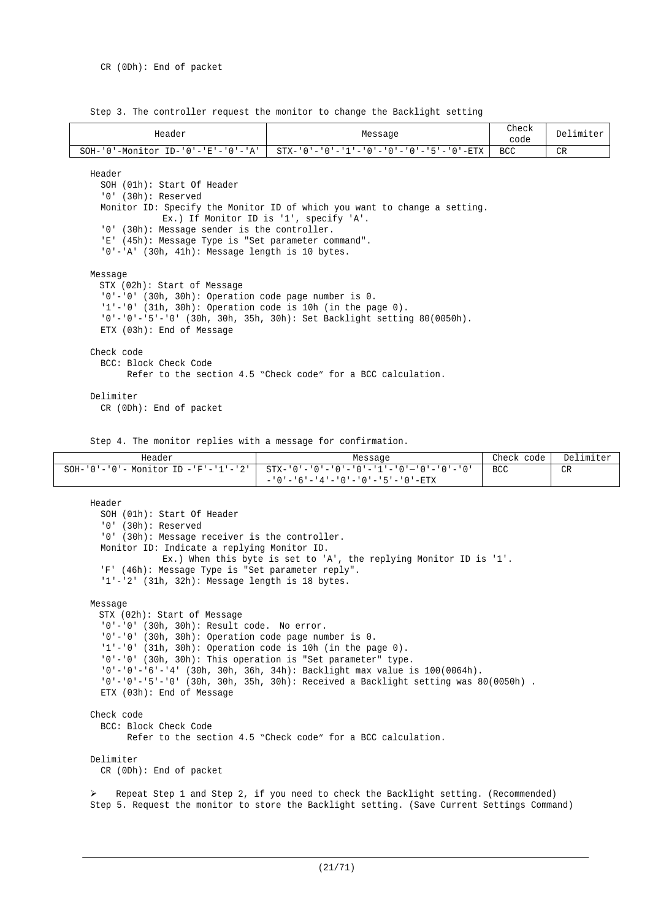CR (0Dh): End of packet

Step 3. The controller request the monitor to change the Backlight setting

| Header | Message | Check code | Delimiter |
|---|---|---|---|
| SOH-'0'-Monitor ID-'0'-'E'-'0'-'A' | STX-'0'-'0'-'1'-'0'-'0'-'0'-'5'-'0'-ETX | BCC | CR |

Header
- SOH (01h): Start Of Header
- '0' (30h): Reserved
- Monitor ID: Specify the Monitor ID of which you want to change a setting.
  Ex.) If Monitor ID is '1', specify 'A'.
- '0' (30h): Message sender is the controller.
- 'E' (45h): Message Type is "Set parameter command".
- '0'-'A' (30h, 41h): Message length is 10 bytes.

Message
- STX (02h): Start of Message
- '0'-'0' (30h, 30h): Operation code page number is 0.
- '1'-'0' (31h, 30h): Operation code is 10h (in the page 0).
- '0'-'0'-'5'-'0' (30h, 30h, 35h, 30h): Set Backlight setting 80(0050h).
- ETX (03h): End of Message

Check code
- BCC: Block Check Code
  Refer to the section 4.5 "Check code" for a BCC calculation.

Delimiter
- CR (0Dh): End of packet

Step 4. The monitor replies with a message for confirmation.

| Header | Message | Check code | Delimiter |
|---|---|---|---|
| SOH-'0'-'0'- Monitor ID -'F'-'1'-'2' | STX-'0'-'0'-'0'-'0'-'1'-'0'-'0'-'0'-'0' -'0'-'6'-'4'-'0'-'0'-'5'-'0'-ETX | BCC | CR |

Header
- SOH (01h): Start Of Header
- '0' (30h): Reserved
- '0' (30h): Message receiver is the controller.
- Monitor ID: Indicate a replying Monitor ID.
  Ex.) When this byte is set to 'A', the replying Monitor ID is '1'.
- 'F' (46h): Message Type is "Set parameter reply".
- '1'-'2' (31h, 32h): Message length is 18 bytes.

Message
- STX (02h): Start of Message
- '0'-'0' (30h, 30h): Result code. No error.
- '0'-'0' (30h, 30h): Operation code page number is 0.
- '1'-'0' (31h, 30h): Operation code is 10h (in the page 0).
- '0'-'0' (30h, 30h): This operation is "Set parameter" type.
- '0'-'0'-'6'-'4' (30h, 30h, 36h, 34h): Backlight max value is 100(0064h).
- '0'-'0'-'5'-'0' (30h, 30h, 35h, 30h): Received a Backlight setting was 80(0050h) .
- ETX (03h): End of Message

Check code
- BCC: Block Check Code
  Refer to the section 4.5 "Check code" for a BCC calculation.

Delimiter
- CR (0Dh): End of packet

➢ Repeat Step 1 and Step 2, if you need to check the Backlight setting. (Recommended)

Step 5. Request the monitor to store the Backlight setting. (Save Current Settings Command)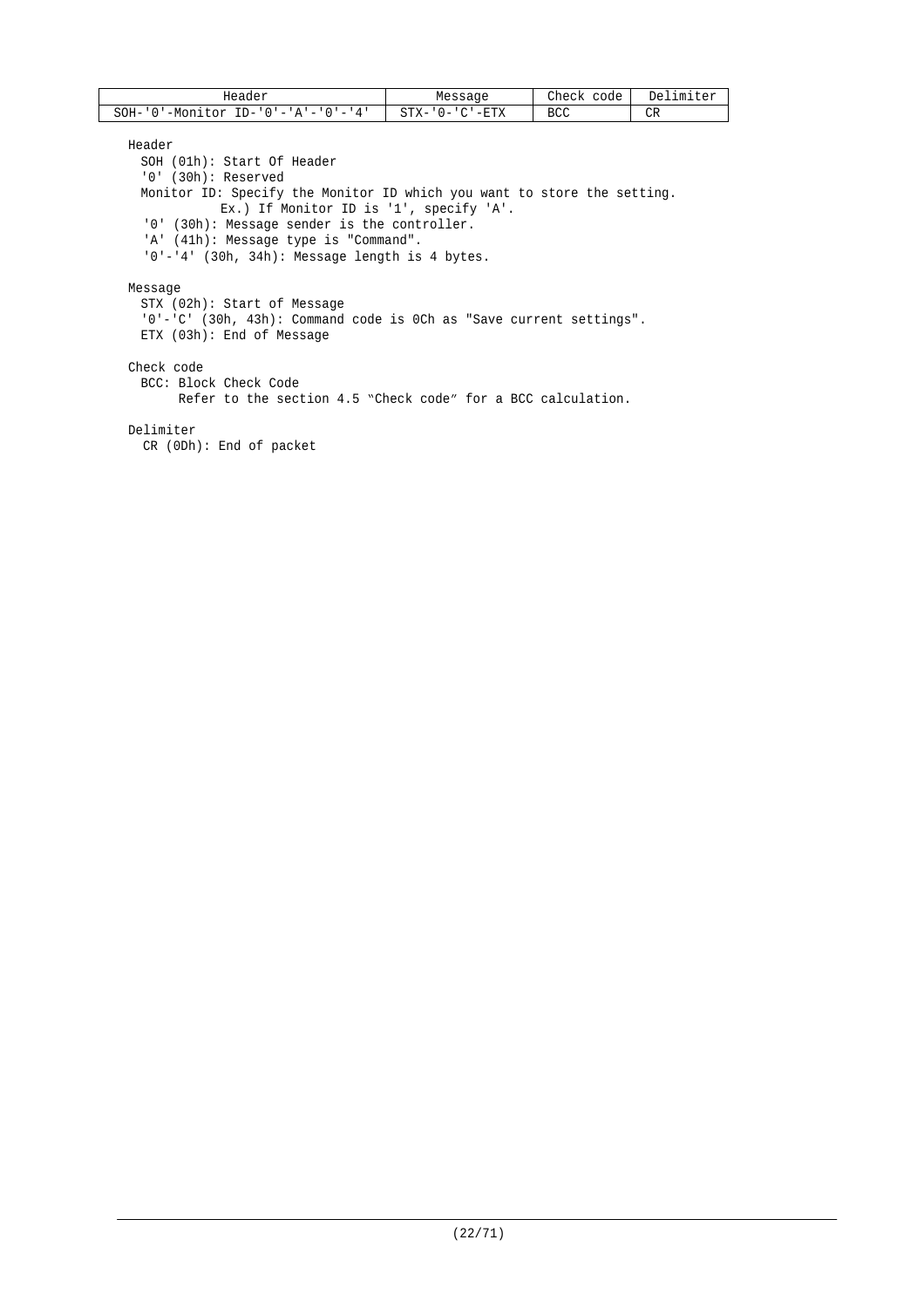| Header | Message | Check code | Delimiter |
| --- | --- | --- | --- |
| SOH-'0'-Monitor ID-'0'-'A'-'0'-'4' | STX-'0-'C'-ETX | BCC | CR |

Header

- SOH (01h): Start Of Header
- '0' (30h): Reserved
- Monitor ID: Specify the Monitor ID which you want to store the setting.
  Ex.) If Monitor ID is '1', specify 'A'.
- '0' (30h): Message sender is the controller.
- 'A' (41h): Message type is "Command".
- '0'-'4' (30h, 34h): Message length is 4 bytes.

Message

- STX (02h): Start of Message
- '0'-'C' (30h, 43h): Command code is 0Ch as "Save current settings".
- ETX (03h): End of Message

Check code

- BCC: Block Check Code
  Refer to the section 4.5 "Check code" for a BCC calculation.

Delimiter

- CR (0Dh): End of packet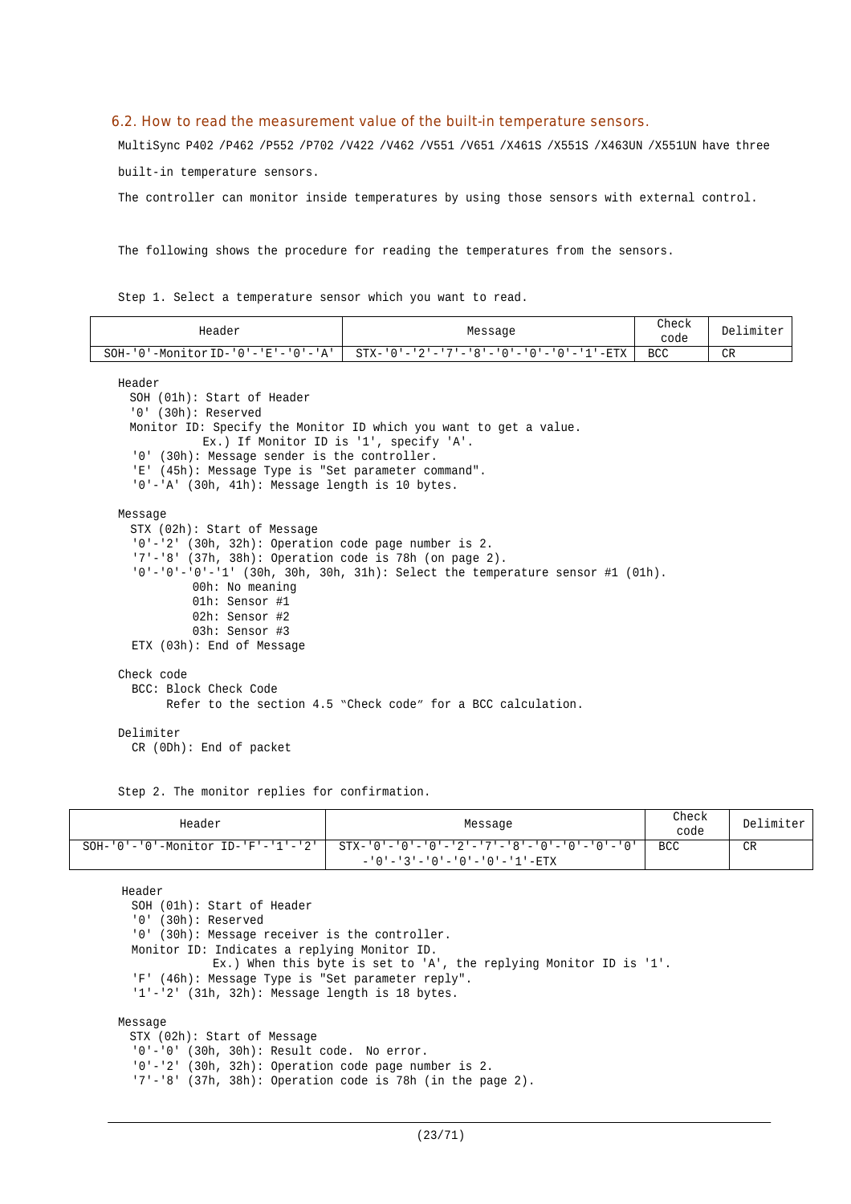### 6.2. How to read the measurement value of the built-in temperature sensors.

MultiSync P402 /P462 /P552 /P702 /V422 /V462 /V551 /V651 /X461S /X551S /X463UN /X551UN have three built-in temperature sensors.

The controller can monitor inside temperatures by using those sensors with external control.

The following shows the procedure for reading the temperatures from the sensors.

Step 1. Select a temperature sensor which you want to read.

| Header | Message | Check code | Delimiter |
|---|---|---|---|
| SOH-'0'-Monitor ID-'0'-'E'-'0'-'A' | STX-'0'-'2'-'7'-'8'-'0'-'0'-'0'-'1'-ETX | BCC | CR |

Header
- SOH (01h): Start of Header
- '0' (30h): Reserved
- Monitor ID: Specify the Monitor ID which you want to get a value.
  Ex.) If Monitor ID is '1', specify 'A'.
- '0' (30h): Message sender is the controller.
- 'E' (45h): Message Type is "Set parameter command".
- '0'-'A' (30h, 41h): Message length is 10 bytes.

Message
- STX (02h): Start of Message
- '0'-'2' (30h, 32h): Operation code page number is 2.
- '7'-'8' (37h, 38h): Operation code is 78h (on page 2).
- '0'-'0'-'0'-'1' (30h, 30h, 30h, 31h): Select the temperature sensor #1 (01h).
  - 00h: No meaning
  - 01h: Sensor #1
  - 02h: Sensor #2
  - 03h: Sensor #3
- ETX (03h): End of Message

Check code
- BCC: Block Check Code
  Refer to the section 4.5 "Check code" for a BCC calculation.

Delimiter
- CR (0Dh): End of packet

Step 2. The monitor replies for confirmation.

| Header | Message | Check code | Delimiter |
|---|---|---|---|
| SOH-'0'-'0'-Monitor ID-'F'-'1'-'2' | STX-'0'-'0'-'0'-'2'-'7'-'8'-'0'-'0'-'0'-'0'-'3'-'0'-'0'-'0'-'1'-ETX | BCC | CR |

Header
- SOH (01h): Start of Header
- '0' (30h): Reserved
- '0' (30h): Message receiver is the controller.
- Monitor ID: Indicates a replying Monitor ID.
  Ex.) When this byte is set to 'A', the replying Monitor ID is '1'.
- 'F' (46h): Message Type is "Set parameter reply".
- '1'-'2' (31h, 32h): Message length is 18 bytes.

Message
- STX (02h): Start of Message
- '0'-'0' (30h, 30h): Result code. No error.
- '0'-'2' (30h, 32h): Operation code page number is 2.
- '7'-'8' (37h, 38h): Operation code is 78h (in the page 2).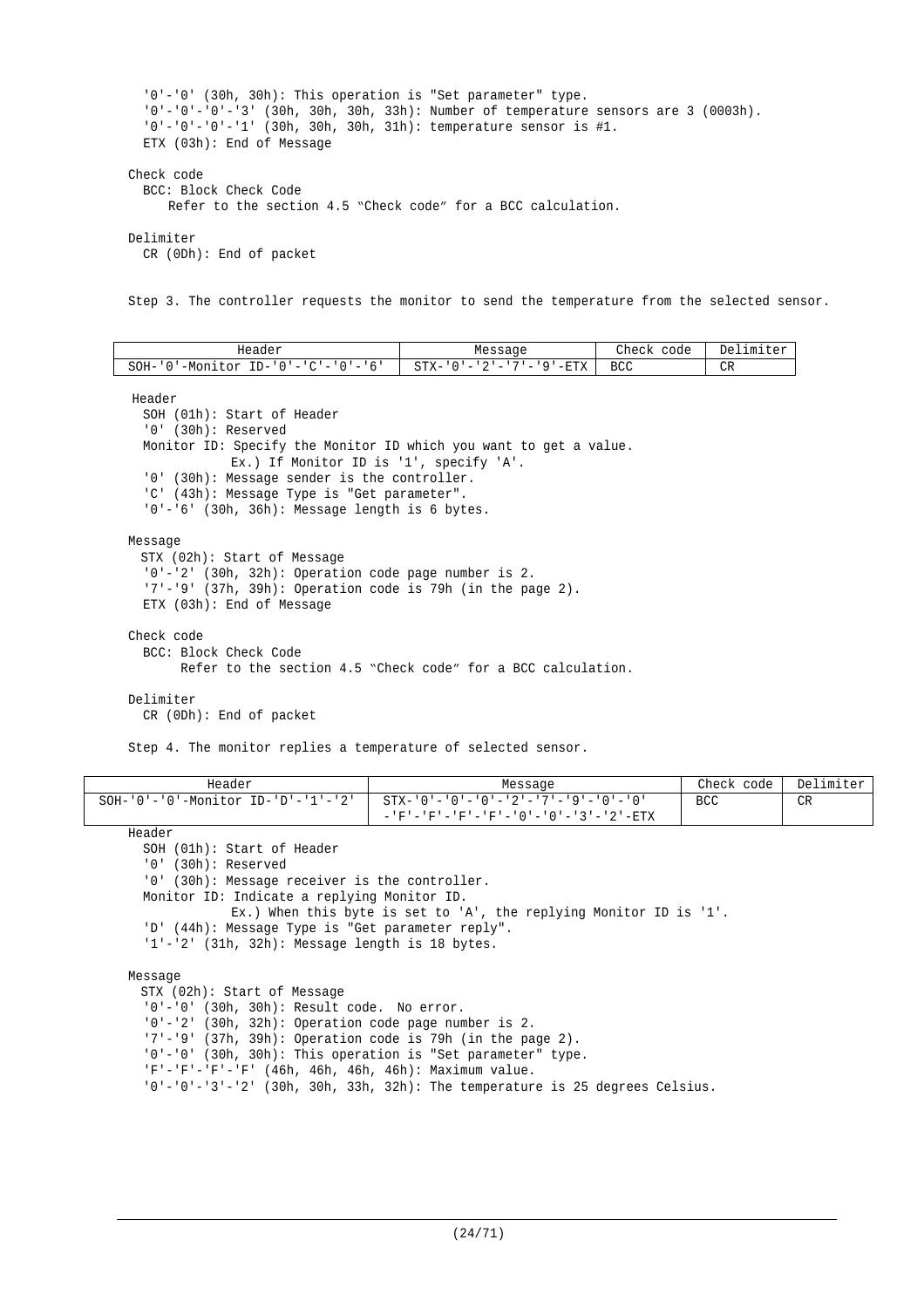'0'-'0' (30h, 30h): This operation is "Set parameter" type.
'0'-'0'-'0'-'3' (30h, 30h, 30h, 33h): Number of temperature sensors are 3 (0003h).
'0'-'0'-'0'-'1' (30h, 30h, 30h, 31h): temperature sensor is #1.
ETX (03h): End of Message

Check code
BCC: Block Check Code
Refer to the section 4.5 "Check code" for a BCC calculation.

Delimiter
CR (0Dh): End of packet

Step 3. The controller requests the monitor to send the temperature from the selected sensor.

| Header | Message | Check code | Delimiter |
|---|---|---|---|
| SOH-'0'-Monitor ID-'0'-'C'-'0'-'6' | STX-'0'-'2'-'7'-'9'-ETX | BCC | CR |

Header
SOH (01h): Start of Header
'0' (30h): Reserved
Monitor ID: Specify the Monitor ID which you want to get a value.
Ex.) If Monitor ID is '1', specify 'A'.
'0' (30h): Message sender is the controller.
'C' (43h): Message Type is "Get parameter".
'0'-'6' (30h, 36h): Message length is 6 bytes.

Message
STX (02h): Start of Message
'0'-'2' (30h, 32h): Operation code page number is 2.
'7'-'9' (37h, 39h): Operation code is 79h (in the page 2).
ETX (03h): End of Message

Check code
BCC: Block Check Code
Refer to the section 4.5 "Check code" for a BCC calculation.

Delimiter
CR (0Dh): End of packet

Step 4. The monitor replies a temperature of selected sensor.

| Header | Message | Check code | Delimiter |
|---|---|---|---|
| SOH-'0'-'0'-Monitor ID-'D'-'1'-'2' | STX-'0'-'0'-'0'-'2'-'7'-'9'-'0'-'0' -'F'-'F'-'F'-'F'-'0'-'0'-'3'-'2'-ETX | BCC | CR |

Header
SOH (01h): Start of Header
'0' (30h): Reserved
'0' (30h): Message receiver is the controller.
Monitor ID: Indicate a replying Monitor ID.
Ex.) When this byte is set to 'A', the replying Monitor ID is '1'.
'D' (44h): Message Type is "Get parameter reply".
'1'-'2' (31h, 32h): Message length is 18 bytes.

Message
STX (02h): Start of Message
'0'-'0' (30h, 30h): Result code. No error.
'0'-'2' (30h, 32h): Operation code page number is 2.
'7'-'9' (37h, 39h): Operation code is 79h (in the page 2).
'0'-'0' (30h, 30h): This operation is "Set parameter" type.
'F'-'F'-'F'-'F' (46h, 46h, 46h, 46h): Maximum value.
'0'-'0'-'3'-'2' (30h, 30h, 33h, 32h): The temperature is 25 degrees Celsius.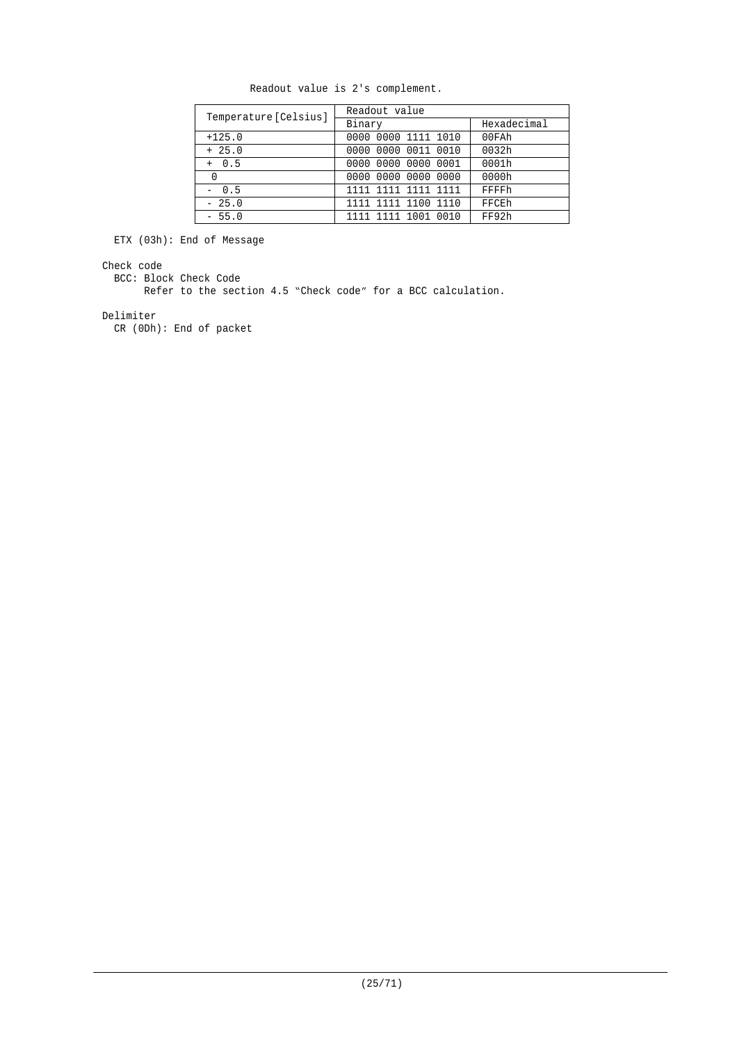Readout value is 2's complement.

| Temperature [Celsius] | Readout value | |
|---|---|---|
| | Binary | Hexadecimal |
| +125.0 | 0000 0000 1111 1010 | 00FAh |
| + 25.0 | 0000 0000 0011 0010 | 0032h |
| + 0.5 | 0000 0000 0000 0001 | 0001h |
| 0 | 0000 0000 0000 0000 | 0000h |
| - 0.5 | 1111 1111 1111 1111 | FFFFh |
| - 25.0 | 1111 1111 1100 1110 | FFCEh |
| - 55.0 | 1111 1111 1001 0010 | FF92h |

ETX (03h): End of Message

Check code

BCC: Block Check Code

Refer to the section 4.5 "Check code" for a BCC calculation.

Delimiter

CR (0Dh): End of packet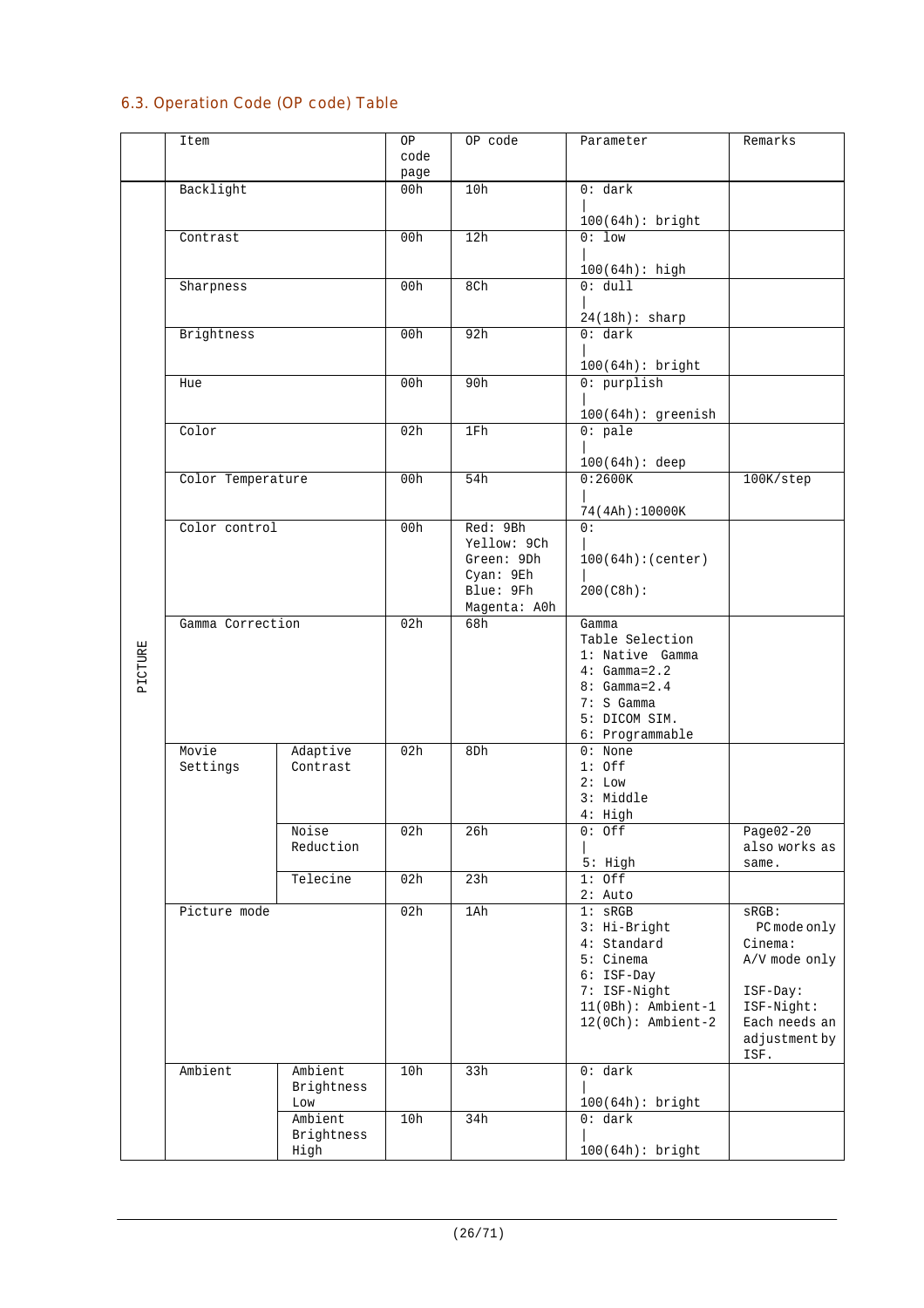### 6.3. Operation Code (OP code) Table

| | Item | | OP code page | OP code | Parameter | Remarks |
|---|---|---|---|---|---|---|
| PICTURE | Backlight | | 00h | 10h | 0: dark<br>\|<br>100(64h): bright | |
| | Contrast | | 00h | 12h | 0: low<br>\|<br>100(64h): high | |
| | Sharpness | | 00h | 8Ch | 0: dull<br>\|<br>24(18h): sharp | |
| | Brightness | | 00h | 92h | 0: dark<br>\|<br>100(64h): bright | |
| | Hue | | 00h | 90h | 0: purplish<br>\|<br>100(64h): greenish | |
| | Color | | 02h | 1Fh | 0: pale<br>\|<br>100(64h): deep | |
| | Color Temperature | | 00h | 54h | 0:2600K<br>\|<br>74(4Ah):10000K | 100K/step |
| | Color control | | 00h | Red: 9Bh<br>Yellow: 9Ch<br>Green: 9Dh<br>Cyan: 9Eh<br>Blue: 9Fh<br>Magenta: A0h | 0:<br>\|<br>100(64h):(center)<br>\|<br>200(C8h): | |
| | Gamma Correction | | 02h | 68h | Gamma<br>Table Selection<br>1: Native Gamma<br>4: Gamma=2.2<br>8: Gamma=2.4<br>7: S Gamma<br>5: DICOM SIM.<br>6: Programmable | |
| | Movie Settings | Adaptive Contrast | 02h | 8Dh | 0: None<br>1: Off<br>2: Low<br>3: Middle<br>4: High | |
| | | Noise Reduction | 02h | 26h | 0: Off<br>\|<br>5: High | Page02-20 also works as same. |
| | | Telecine | 02h | 23h | 1: Off<br>2: Auto | |
| | Picture mode | | 02h | 1Ah | 1: sRGB<br>3: Hi-Bright<br>4: Standard<br>5: Cinema<br>6: ISF-Day<br>7: ISF-Night<br>11(0Bh): Ambient-1<br>12(0Ch): Ambient-2 | sRGB:<br>PC mode only<br>Cinema:<br>A/V mode only<br><br>ISF-Day:<br>ISF-Night:<br>Each needs an adjustment by ISF. |
| | Ambient | Ambient Brightness Low | 10h | 33h | 0: dark<br>\|<br>100(64h): bright | |
| | | Ambient Brightness High | 10h | 34h | 0: dark<br>\|<br>100(64h): bright | |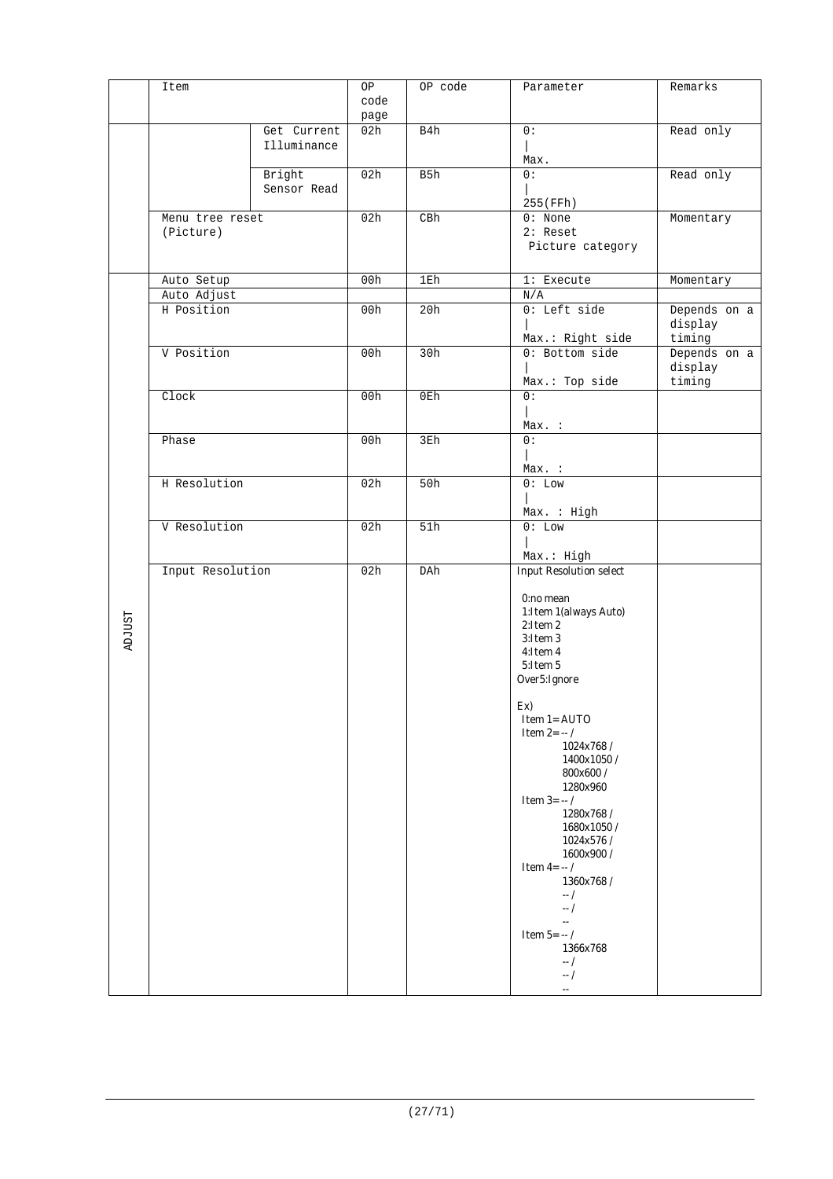| | Item | | OP code page | OP code | Parameter | Remarks |
|---|---|---|---|---|---|---|
| | | Get Current Illuminance | 02h | B4h | 0:<br>\|<br>Max. | Read only |
| | | Bright Sensor Read | 02h | B5h | 0:<br>\|<br>255(FFh) | Read only |
| | Menu tree reset (Picture) | | 02h | CBh | 0: None<br>2: Reset Picture category | Momentary |
| ADJUST | Auto Setup | | 00h | 1Eh | 1: Execute | Momentary |
| | Auto Adjust | | | | N/A | |
| | H Position | | 00h | 20h | 0: Left side<br>\|<br>Max.: Right side | Depends on a display timing |
| | V Position | | 00h | 30h | 0: Bottom side<br>\|<br>Max.: Top side | Depends on a display timing |
| | Clock | | 00h | 0Eh | 0:<br>\|<br>Max. : | |
| | Phase | | 00h | 3Eh | 0:<br>\|<br>Max. : | |
| | H Resolution | | 02h | 50h | 0: Low<br>\|<br>Max. : High | |
| | V Resolution | | 02h | 51h | 0: Low<br>\|<br>Max.: High | |
| | Input Resolution | | 02h | DAh | Input Resolution select<br><br>0:no mean<br>1:Item 1(always Auto)<br>2:Item 2<br>3:Item 3<br>4:Item 4<br>5:Item 5<br>Over5:Ignore<br><br>Ex)<br>Item 1= AUTO<br>Item 2= -- /<br>1024x768 /<br>1400x1050 /<br>800x600 /<br>1280x960<br>Item 3= -- /<br>1280x768 /<br>1680x1050 /<br>1024x576 /<br>1600x900 /<br>Item 4= -- /<br>1360x768 /<br>-- /<br>-- /<br>--<br>Item 5= -- /<br>1366x768<br>-- /<br>-- /<br>-- | |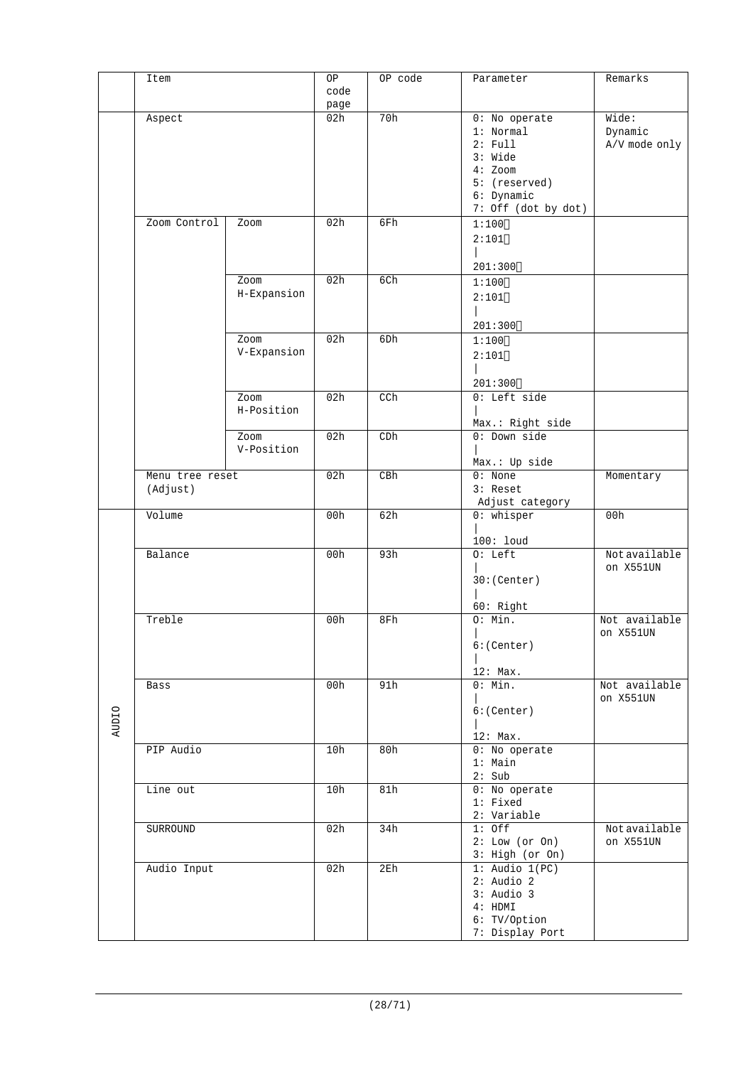|  | Item |  | OP code page | OP code | Parameter | Remarks |
|---|---|---|---|---|---|---|
|  | Aspect |  | 02h | 70h | 0: No operate<br>1: Normal<br>2: Full<br>3: Wide<br>4: Zoom<br>5: (reserved)<br>6: Dynamic<br>7: Off (dot by dot) | Wide:<br>Dynamic<br>A/V mode only |
|  | Zoom Control | Zoom | 02h | 6Fh | 1:100<br>2:101<br>\|<br>201:300 |  |
|  |  | Zoom H-Expansion | 02h | 6Ch | 1:100<br>2:101<br>\|<br>201:300 |  |
|  |  | Zoom V-Expansion | 02h | 6Dh | 1:100<br>2:101<br>\|<br>201:300 |  |
|  |  | Zoom H-Position | 02h | CCh | 0: Left side<br>\|<br>Max.: Right side |  |
|  |  | Zoom V-Position | 02h | CDh | 0: Down side<br>\|<br>Max.: Up side |  |
|  | Menu tree reset (Adjust) |  | 02h | CBh | 0: None<br>3: Reset<br>Adjust category | Momentary |
| AUDIO | Volume |  | 00h | 62h | 0: whisper<br>\|<br>100: loud | 00h |
|  | Balance |  | 00h | 93h | 0: Left<br>\|<br>30:(Center)<br>\|<br>60: Right | Not available on X551UN |
|  | Treble |  | 00h | 8Fh | 0: Min.<br>\|<br>6:(Center)<br>\|<br>12: Max. | Not available on X551UN |
|  | Bass |  | 00h | 91h | 0: Min.<br>\|<br>6:(Center)<br>\|<br>12: Max. | Not available on X551UN |
|  | PIP Audio |  | 10h | 80h | 0: No operate<br>1: Main<br>2: Sub |  |
|  | Line out |  | 10h | 81h | 0: No operate<br>1: Fixed<br>2: Variable |  |
|  | SURROUND |  | 02h | 34h | 1: Off<br>2: Low (or On)<br>3: High (or On) | Not available on X551UN |
|  | Audio Input |  | 02h | 2Eh | 1: Audio 1(PC)<br>2: Audio 2<br>3: Audio 3<br>4: HDMI<br>6: TV/Option<br>7: Display Port |  |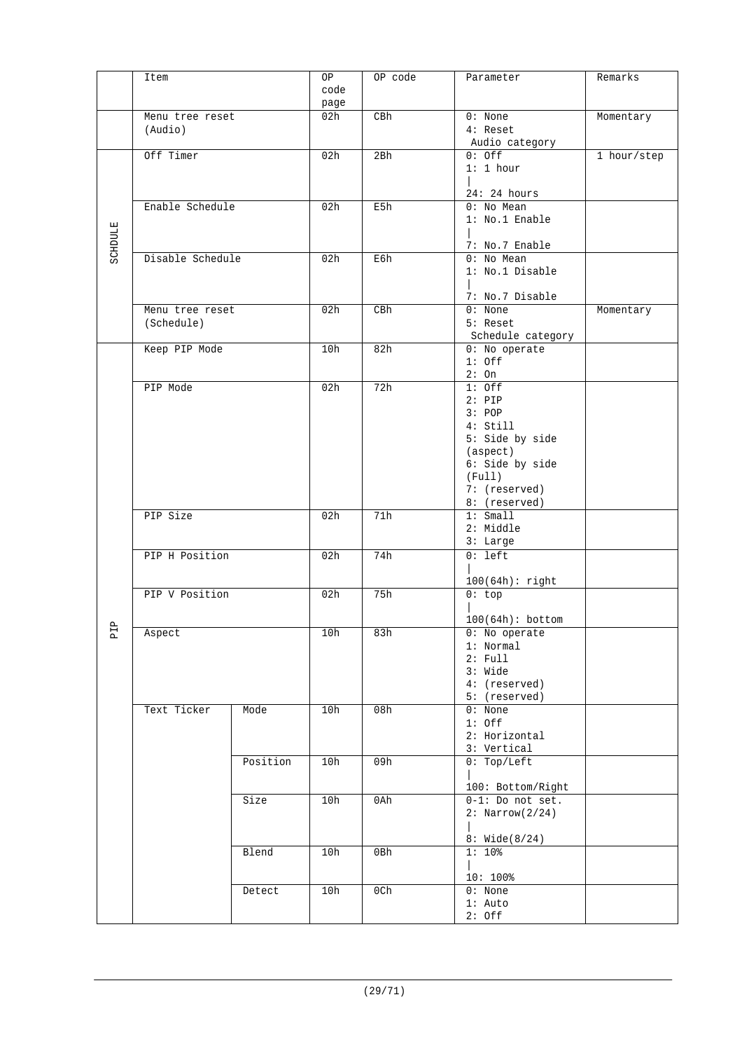| | Item | | OP code page | OP code | Parameter | Remarks |
|---|---|---|---|---|---|---|
| | Menu tree reset (Audio) | | 02h | CBh | 0: None<br>4: Reset Audio category | Momentary |
| SCHDULE | Off Timer | | 02h | 2Bh | 0: Off<br>1: 1 hour<br>\|<br>24: 24 hours | 1 hour/step |
| | Enable Schedule | | 02h | E5h | 0: No Mean<br>1: No.1 Enable<br>\|<br>7: No.7 Enable | |
| | Disable Schedule | | 02h | E6h | 0: No Mean<br>1: No.1 Disable<br>\|<br>7: No.7 Disable | |
| | Menu tree reset (Schedule) | | 02h | CBh | 0: None<br>5: Reset Schedule category | Momentary |
| PIP | Keep PIP Mode | | 10h | 82h | 0: No operate<br>1: Off<br>2: On | |
| | PIP Mode | | 02h | 72h | 1: Off<br>2: PIP<br>3: POP<br>4: Still<br>5: Side by side (aspect)<br>6: Side by side (Full)<br>7: (reserved)<br>8: (reserved) | |
| | PIP Size | | 02h | 71h | 1: Small<br>2: Middle<br>3: Large | |
| | PIP H Position | | 02h | 74h | 0: left<br>\|<br>100(64h): right | |
| | PIP V Position | | 02h | 75h | 0: top<br>\|<br>100(64h): bottom | |
| | Aspect | | 10h | 83h | 0: No operate<br>1: Normal<br>2: Full<br>3: Wide<br>4: (reserved)<br>5: (reserved) | |
| | Text Ticker | Mode | 10h | 08h | 0: None<br>1: Off<br>2: Horizontal<br>3: Vertical | |
| | | Position | 10h | 09h | 0: Top/Left<br>\|<br>100: Bottom/Right | |
| | | Size | 10h | 0Ah | 0-1: Do not set.<br>2: Narrow(2/24)<br>\|<br>8: Wide(8/24) | |
| | | Blend | 10h | 0Bh | 1: 10%<br>\|<br>10: 100% | |
| | | Detect | 10h | 0Ch | 0: None<br>1: Auto<br>2: Off | |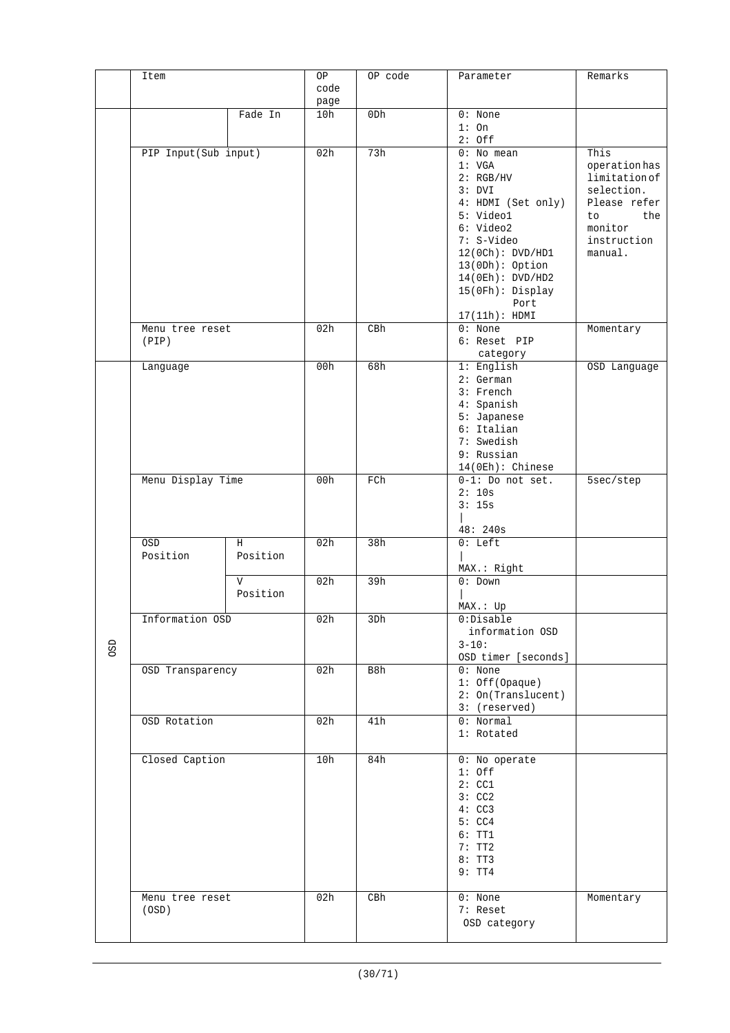|  | Item | | OP code page | OP code | Parameter | Remarks |
|---|---|---|---|---|---|---|
|  |  | Fade In | 10h | 0Dh | 0: None<br>1: On<br>2: Off |  |
|  | PIP Input(Sub input) | | 02h | 73h | 0: No mean<br>1: VGA<br>2: RGB/HV<br>3: DVI<br>4: HDMI (Set only)<br>5: Video1<br>6: Video2<br>7: S-Video<br>12(0Ch): DVD/HD1<br>13(0Dh): Option<br>14(0Eh): DVD/HD2<br>15(0Fh): Display Port<br>17(11h): HDMI | This operation has limitation of selection. Please refer to the monitor instruction manual. |
|  | Menu tree reset (PIP) | | 02h | CBh | 0: None<br>6: Reset PIP category | Momentary |
| OSD | Language | | 00h | 68h | 1: English<br>2: German<br>3: French<br>4: Spanish<br>5: Japanese<br>6: Italian<br>7: Swedish<br>9: Russian<br>14(0Eh): Chinese | OSD Language |
| OSD | Menu Display Time | | 00h | FCh | 0-1: Do not set.<br>2: 10s<br>3: 15s<br>\|<br>48: 240s | 5sec/step |
| OSD | OSD Position | H Position | 02h | 38h | 0: Left<br>\|<br>MAX.: Right |  |
| OSD |  | V Position | 02h | 39h | 0: Down<br>\|<br>MAX.: Up |  |
| OSD | Information OSD | | 02h | 3Dh | 0:Disable information OSD<br>3-10: OSD timer [seconds] |  |
| OSD | OSD Transparency | | 02h | B8h | 0: None<br>1: Off(Opaque)<br>2: On(Translucent)<br>3: (reserved) |  |
| OSD | OSD Rotation | | 02h | 41h | 0: Normal<br>1: Rotated |  |
| OSD | Closed Caption | | 10h | 84h | 0: No operate<br>1: Off<br>2: CC1<br>3: CC2<br>4: CC3<br>5: CC4<br>6: TT1<br>7: TT2<br>8: TT3<br>9: TT4 |  |
| OSD | Menu tree reset (OSD) | | 02h | CBh | 0: None<br>7: Reset OSD category | Momentary |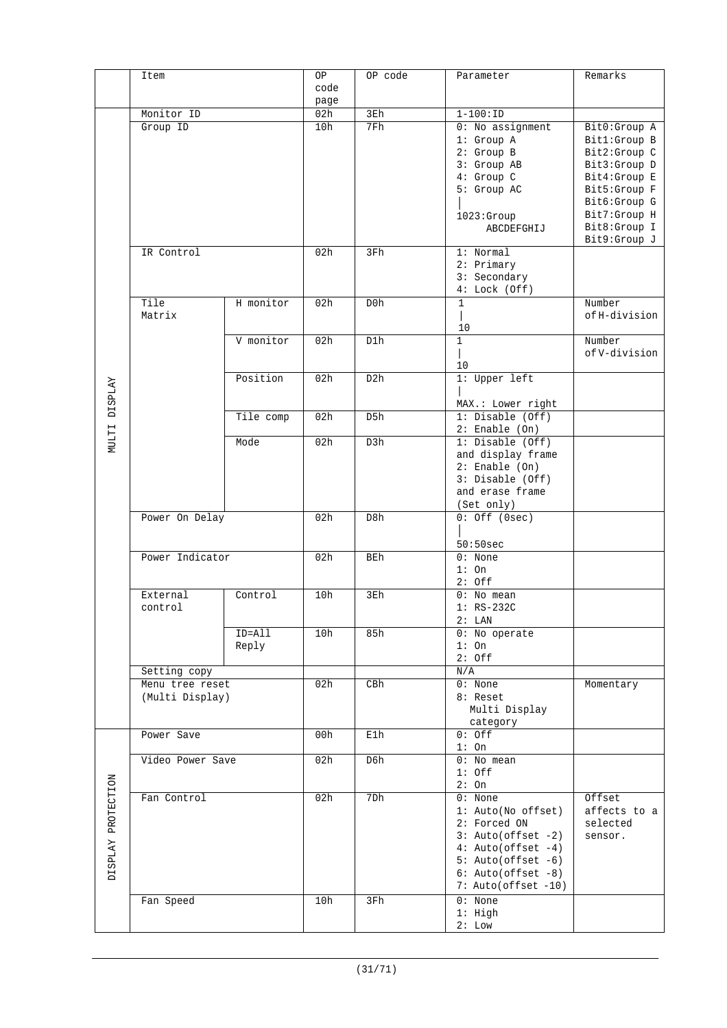| | Item | | OP code page | OP code | Parameter | Remarks |
|---|---|---|---|---|---|---|
| MULTI DISPLAY | Monitor ID | | 02h | 3Eh | 1-100:ID | |
| | Group ID | | 10h | 7Fh | 0: No assignment<br>1: Group A<br>2: Group B<br>3: Group AB<br>4: Group C<br>5: Group AC<br>\|<br>1023:Group ABCDEFGHIJ | Bit0:Group A<br>Bit1:Group B<br>Bit2:Group C<br>Bit3:Group D<br>Bit4:Group E<br>Bit5:Group F<br>Bit6:Group G<br>Bit7:Group H<br>Bit8:Group I<br>Bit9:Group J |
| | IR Control | | 02h | 3Fh | 1: Normal<br>2: Primary<br>3: Secondary<br>4: Lock (Off) | |
| | Tile Matrix | H monitor | 02h | D0h | 1<br>\|<br>10 | Number of H-division |
| | | V monitor | 02h | D1h | 1<br>\|<br>10 | Number of V-division |
| | | Position | 02h | D2h | 1: Upper left<br>\|<br>MAX.: Lower right | |
| | | Tile comp | 02h | D5h | 1: Disable (Off)<br>2: Enable (On) | |
| | | Mode | 02h | D3h | 1: Disable (Off) and display frame<br>2: Enable (On)<br>3: Disable (Off) and erase frame (Set only) | |
| | Power On Delay | | 02h | D8h | 0: Off (0sec)<br>\|<br>50:50sec | |
| | Power Indicator | | 02h | BEh | 0: None<br>1: On<br>2: Off | |
| | External control | Control | 10h | 3Eh | 0: No mean<br>1: RS-232C<br>2: LAN | |
| | | ID=All Reply | 10h | 85h | 0: No operate<br>1: On<br>2: Off | |
| | Setting copy | | | | N/A | |
| | Menu tree reset (Multi Display) | | 02h | CBh | 0: None<br>8: Reset Multi Display category | Momentary |
| DISPLAY PROTECTION | Power Save | | 00h | E1h | 0: Off<br>1: On | |
| | Video Power Save | | 02h | D6h | 0: No mean<br>1: Off<br>2: On | |
| | Fan Control | | 02h | 7Dh | 0: None<br>1: Auto(No offset)<br>2: Forced ON<br>3: Auto(offset -2)<br>4: Auto(offset -4)<br>5: Auto(offset -6)<br>6: Auto(offset -8)<br>7: Auto(offset -10) | Offset affects to a selected sensor. |
| | Fan Speed | | 10h | 3Fh | 0: None<br>1: High<br>2: Low | |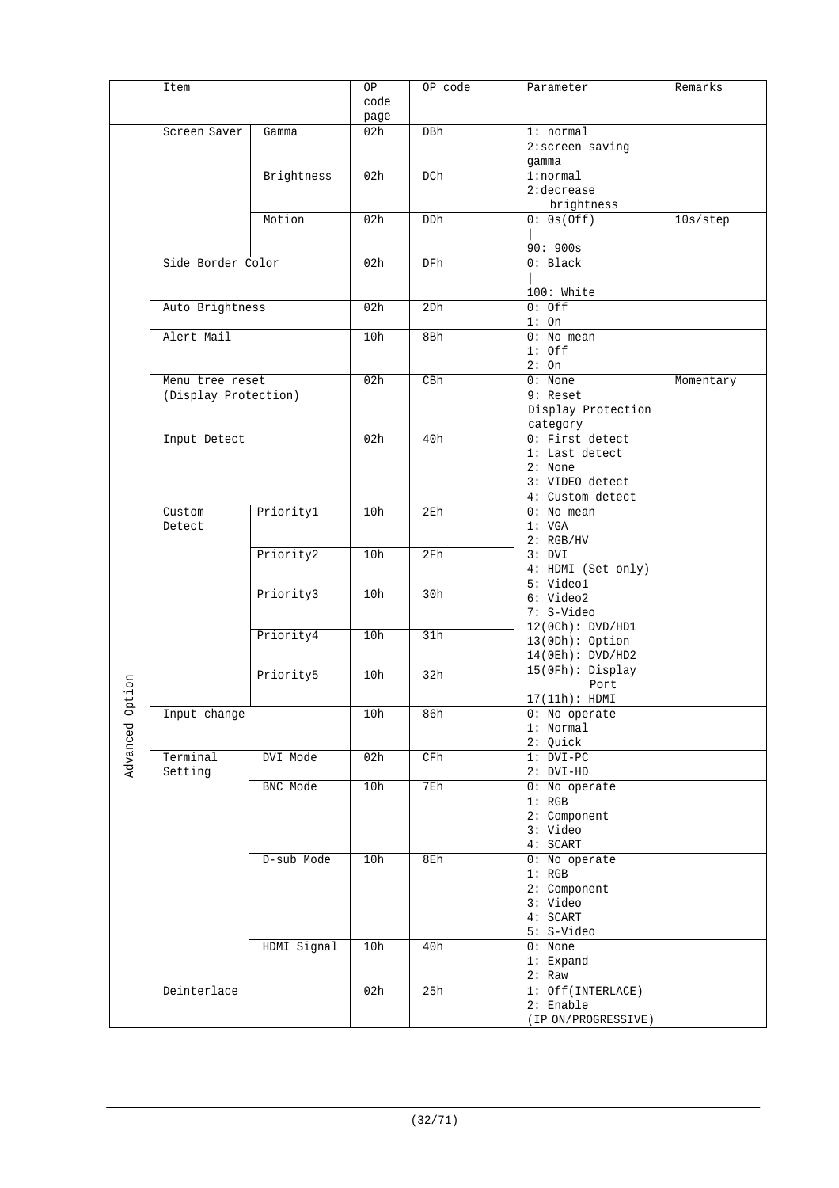| | Item | | OP code page | OP code | Parameter | Remarks |
|---|---|---|---|---|---|---|
| | Screen Saver | Gamma | 02h | DBh | 1: normal<br>2:screen saving gamma | |
| | | Brightness | 02h | DCh | 1:normal<br>2:decrease brightness | |
| | | Motion | 02h | DDh | 0: 0s(Off)<br>\|<br>90: 900s | 10s/step |
| | Side Border Color | | 02h | DFh | 0: Black<br>\|<br>100: White | |
| | Auto Brightness | | 02h | 2Dh | 0: Off<br>1: On | |
| | Alert Mail | | 10h | 8Bh | 0: No mean<br>1: Off<br>2: On | |
| | Menu tree reset (Display Protection) | | 02h | CBh | 0: None<br>9: Reset Display Protection category | Momentary |
| Advanced Option | Input Detect | | 02h | 40h | 0: First detect<br>1: Last detect<br>2: None<br>3: VIDEO detect<br>4: Custom detect | |
| | Custom Detect | Priority1 | 10h | 2Eh | 0: No mean<br>1: VGA<br>2: RGB/HV<br>3: DVI<br>4: HDMI (Set only)<br>5: Video1<br>6: Video2<br>7: S-Video<br>12(0Ch): DVD/HD1<br>13(0Dh): Option<br>14(0Eh): DVD/HD2<br>15(0Fh): Display Port<br>17(11h): HDMI | |
| | | Priority2 | 10h | 2Fh | | |
| | | Priority3 | 10h | 30h | | |
| | | Priority4 | 10h | 31h | | |
| | | Priority5 | 10h | 32h | | |
| | Input change | | 10h | 86h | 0: No operate<br>1: Normal<br>2: Quick | |
| | Terminal Setting | DVI Mode | 02h | CFh | 1: DVI-PC<br>2: DVI-HD | |
| | | BNC Mode | 10h | 7Eh | 0: No operate<br>1: RGB<br>2: Component<br>3: Video<br>4: SCART | |
| | | D-sub Mode | 10h | 8Eh | 0: No operate<br>1: RGB<br>2: Component<br>3: Video<br>4: SCART<br>5: S-Video | |
| | | HDMI Signal | 10h | 40h | 0: None<br>1: Expand<br>2: Raw | |
| | Deinterlace | | 02h | 25h | 1: Off(INTERLACE)<br>2: Enable (IP ON/PROGRESSIVE) | |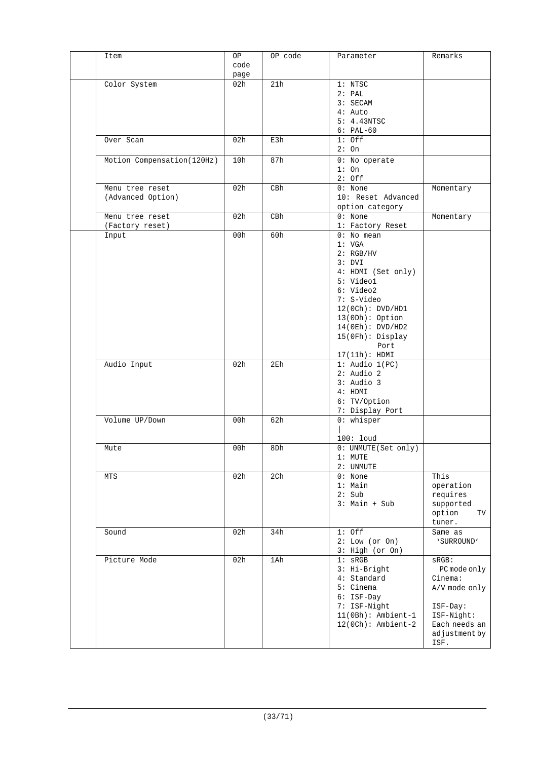| Item | OP code page | OP code | Parameter | Remarks |
|---|---|---|---|---|
| Color System | 02h | 21h | 1: NTSC<br>2: PAL<br>3: SECAM<br>4: Auto<br>5: 4.43NTSC<br>6: PAL-60 | |
| Over Scan | 02h | E3h | 1: Off<br>2: On | |
| Motion Compensation(120Hz) | 10h | 87h | 0: No operate<br>1: On<br>2: Off | |
| Menu tree reset (Advanced Option) | 02h | CBh | 0: None<br>10: Reset Advanced option category | Momentary |
| Menu tree reset (Factory reset) | 02h | CBh | 0: None<br>1: Factory Reset | Momentary |
| Input | 00h | 60h | 0: No mean<br>1: VGA<br>2: RGB/HV<br>3: DVI<br>4: HDMI (Set only)<br>5: Video1<br>6: Video2<br>7: S-Video<br>12(0Ch): DVD/HD1<br>13(0Dh): Option<br>14(0Eh): DVD/HD2<br>15(0Fh): Display Port<br>17(11h): HDMI | |
| Audio Input | 02h | 2Eh | 1: Audio 1(PC)<br>2: Audio 2<br>3: Audio 3<br>4: HDMI<br>6: TV/Option<br>7: Display Port | |
| Volume UP/Down | 00h | 62h | 0: whisper<br>\|<br>100: loud | |
| Mute | 00h | 8Dh | 0: UNMUTE(Set only)<br>1: MUTE<br>2: UNMUTE | |
| MTS | 02h | 2Ch | 0: None<br>1: Main<br>2: Sub<br>3: Main + Sub | This operation requires supported option TV tuner. |
| Sound | 02h | 34h | 1: Off<br>2: Low (or On)<br>3: High (or On) | Same as 'SURROUND' |
| Picture Mode | 02h | 1Ah | 1: sRGB<br>3: Hi-Bright<br>4: Standard<br>5: Cinema<br>6: ISF-Day<br>7: ISF-Night<br>11(0Bh): Ambient-1<br>12(0Ch): Ambient-2 | sRGB: PC mode only<br>Cinema: A/V mode only<br>ISF-Day:<br>ISF-Night: Each needs an adjustment by ISF. |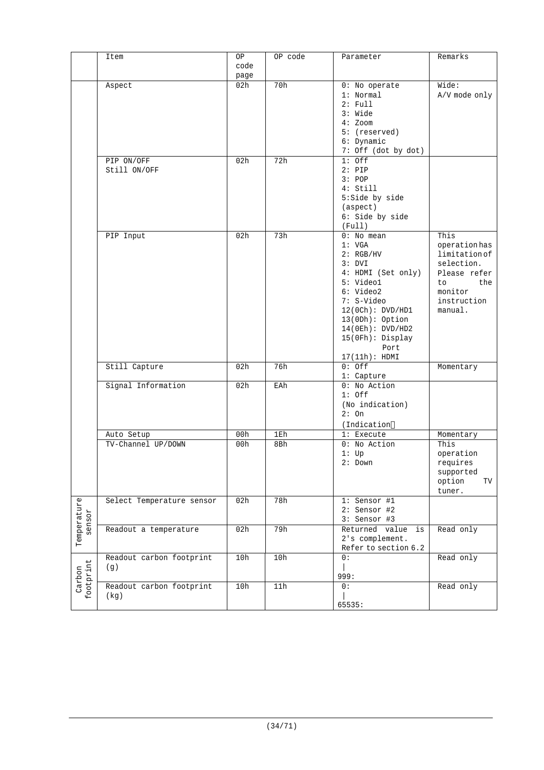| | Item | OP code page | OP code | Parameter | Remarks |
|---|---|---|---|---|---|
| | Aspect | 02h | 70h | 0: No operate<br>1: Normal<br>2: Full<br>3: Wide<br>4: Zoom<br>5: (reserved)<br>6: Dynamic<br>7: Off (dot by dot) | Wide:<br>A/V mode only |
| | PIP ON/OFF<br>Still ON/OFF | 02h | 72h | 1: Off<br>2: PIP<br>3: POP<br>4: Still<br>5:Side by side (aspect)<br>6: Side by side (Full) | |
| | PIP Input | 02h | 73h | 0: No mean<br>1: VGA<br>2: RGB/HV<br>3: DVI<br>4: HDMI (Set only)<br>5: Video1<br>6: Video2<br>7: S-Video<br>12(0Ch): DVD/HD1<br>13(0Dh): Option<br>14(0Eh): DVD/HD2<br>15(0Fh): Display Port<br>17(11h): HDMI | This operation has limitation of selection. Please refer to the monitor instruction manual. |
| | Still Capture | 02h | 76h | 0: Off<br>1: Capture | Momentary |
| | Signal Information | 02h | EAh | 0: No Action<br>1: Off (No indication)<br>2: On (Indication) | |
| | Auto Setup | 00h | 1Eh | 1: Execute | Momentary |
| | TV-Channel UP/DOWN | 00h | 8Bh | 0: No Action<br>1: Up<br>2: Down | This operation requires supported option TV tuner. |
| Temperature sensor | Select Temperature sensor | 02h | 78h | 1: Sensor #1<br>2: Sensor #2<br>3: Sensor #3 | |
| | Readout a temperature | 02h | 79h | Returned value is 2's complement. Refer to section 6.2 | Read only |
| Carbon footprint | Readout carbon footprint (g) | 10h | 10h | 0:<br>\|<br>999: | Read only |
| | Readout carbon footprint (kg) | 10h | 11h | 0:<br>\|<br>65535: | Read only |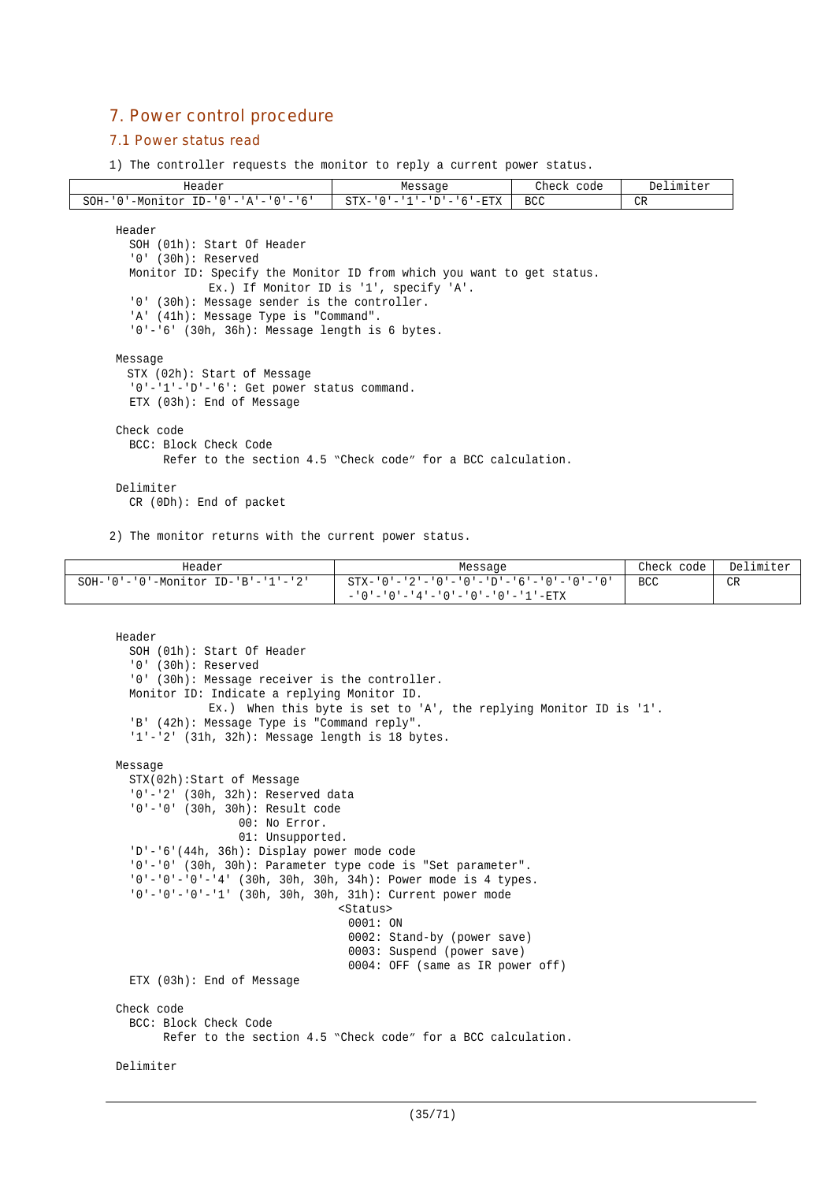## 7. Power control procedure

### 7.1 Power status read

1) The controller requests the monitor to reply a current power status.

| Header | Message | Check code | Delimiter |
|---|---|---|---|
| SOH-'0'-Monitor ID-'0'-'A'-'0'-'6' | STX-'0'-'1'-'D'-'6'-ETX | BCC | CR |

Header
- SOH (01h): Start Of Header
- '0' (30h): Reserved
- Monitor ID: Specify the Monitor ID from which you want to get status.
  Ex.) If Monitor ID is '1', specify 'A'.
- '0' (30h): Message sender is the controller.
- 'A' (41h): Message Type is "Command".
- '0'-'6' (30h, 36h): Message length is 6 bytes.

Message
- STX (02h): Start of Message
- '0'-'1'-'D'-'6': Get power status command.
- ETX (03h): End of Message

Check code
- BCC: Block Check Code
  Refer to the section 4.5 "Check code" for a BCC calculation.

Delimiter
- CR (0Dh): End of packet

2) The monitor returns with the current power status.

| Header | Message | Check code | Delimiter |
|---|---|---|---|
| SOH-'0'-'0'-Monitor ID-'B'-'1'-'2' | STX-'0'-'2'-'0'-'0'-'D'-'6'-'0'-'0'-'0'-'0'-'0'-'4'-'0'-'0'-'0'-'1'-ETX | BCC | CR |

Header
- SOH (01h): Start Of Header
- '0' (30h): Reserved
- '0' (30h): Message receiver is the controller.
- Monitor ID: Indicate a replying Monitor ID.
  Ex.) When this byte is set to 'A', the replying Monitor ID is '1'.
- 'B' (42h): Message Type is "Command reply".
- '1'-'2' (31h, 32h): Message length is 18 bytes.

Message
- STX(02h):Start of Message
- '0'-'2' (30h, 32h): Reserved data
- '0'-'0' (30h, 30h): Result code
  - 00: No Error.
  - 01: Unsupported.
- 'D'-'6'(44h, 36h): Display power mode code
- '0'-'0' (30h, 30h): Parameter type code is "Set parameter".
- '0'-'0'-'0'-'4' (30h, 30h, 30h, 34h): Power mode is 4 types.
- '0'-'0'-'0'-'1' (30h, 30h, 30h, 31h): Current power mode
  <Status>
  - 0001: ON
  - 0002: Stand-by (power save)
  - 0003: Suspend (power save)
  - 0004: OFF (same as IR power off)
- ETX (03h): End of Message

Check code
- BCC: Block Check Code
  Refer to the section 4.5 "Check code" for a BCC calculation.

Delimiter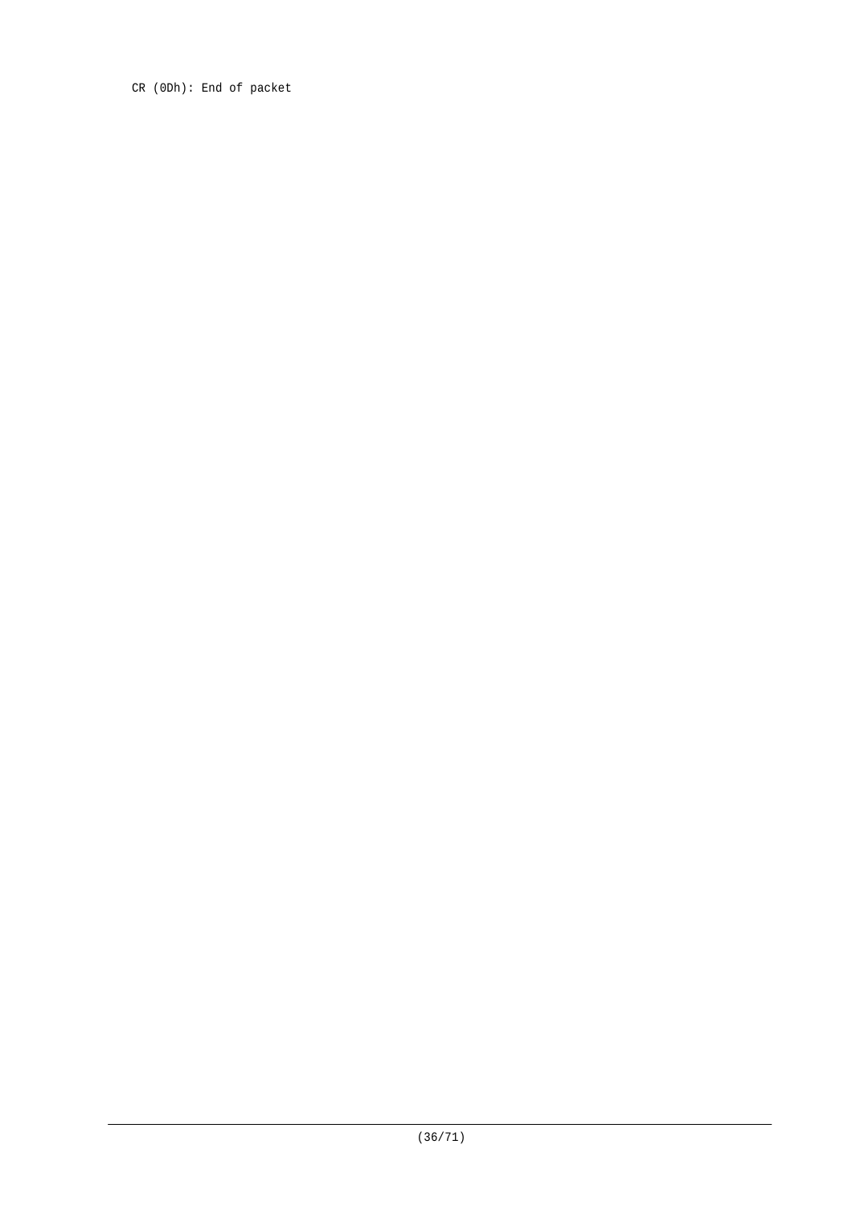CR (0Dh): End of packet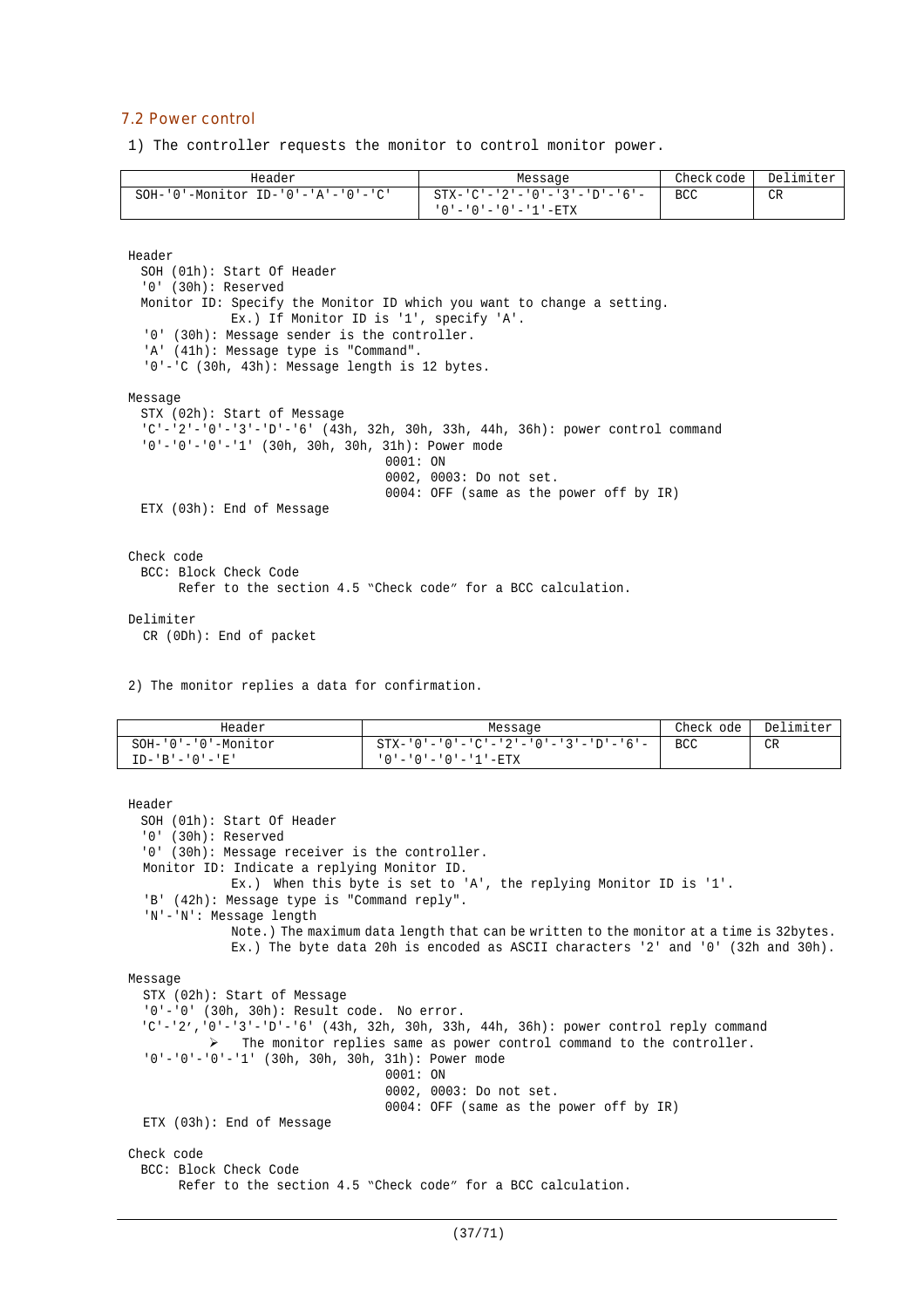## 7.2 Power control

1) The controller requests the monitor to control monitor power.

| Header | Message | Check code | Delimiter |
|---|---|---|---|
| SOH-'0'-Monitor ID-'0'-'A'-'0'-'C' | STX-'C'-'2'-'0'-'3'-'D'-'6'-'0'-'0'-'0'-'1'-ETX | BCC | CR |

Header
SOH (01h): Start Of Header
'0' (30h): Reserved
Monitor ID: Specify the Monitor ID which you want to change a setting.
Ex.) If Monitor ID is '1', specify 'A'.
'0' (30h): Message sender is the controller.
'A' (41h): Message type is "Command".
'0'-'C (30h, 43h): Message length is 12 bytes.

Message
STX (02h): Start of Message
'C'-'2'-'0'-'3'-'D'-'6' (43h, 32h, 30h, 33h, 44h, 36h): power control command
'0'-'0'-'0'-'1' (30h, 30h, 30h, 31h): Power mode
0001: ON
0002, 0003: Do not set.
0004: OFF (same as the power off by IR)
ETX (03h): End of Message

Check code
BCC: Block Check Code
Refer to the section 4.5 "Check code" for a BCC calculation.

Delimiter
CR (0Dh): End of packet

2) The monitor replies a data for confirmation.

| Header | Message | Check ode | Delimiter |
|---|---|---|---|
| SOH-'0'-'0'-Monitor ID-'B'-'0'-'E' | STX-'0'-'0'-'C'-'2'-'0'-'3'-'D'-'6'-'0'-'0'-'0'-'1'-ETX | BCC | CR |

Header
SOH (01h): Start Of Header
'0' (30h): Reserved
'0' (30h): Message receiver is the controller.
Monitor ID: Indicate a replying Monitor ID.
Ex.) When this byte is set to 'A', the replying Monitor ID is '1'.
'B' (42h): Message type is "Command reply".
'N'-'N': Message length
Note.) The maximum data length that can be written to the monitor at a time is 32bytes.
Ex.) The byte data 20h is encoded as ASCII characters '2' and '0' (32h and 30h).

Message
STX (02h): Start of Message
'0'-'0' (30h, 30h): Result code. No error.
'C'-'2','0'-'3'-'D'-'6' (43h, 32h, 30h, 33h, 44h, 36h): power control reply command
- The monitor replies same as power control command to the controller.

'0'-'0'-'0'-'1' (30h, 30h, 30h, 31h): Power mode
0001: ON
0002, 0003: Do not set.
0004: OFF (same as the power off by IR)
ETX (03h): End of Message

Check code
BCC: Block Check Code
Refer to the section 4.5 "Check code" for a BCC calculation.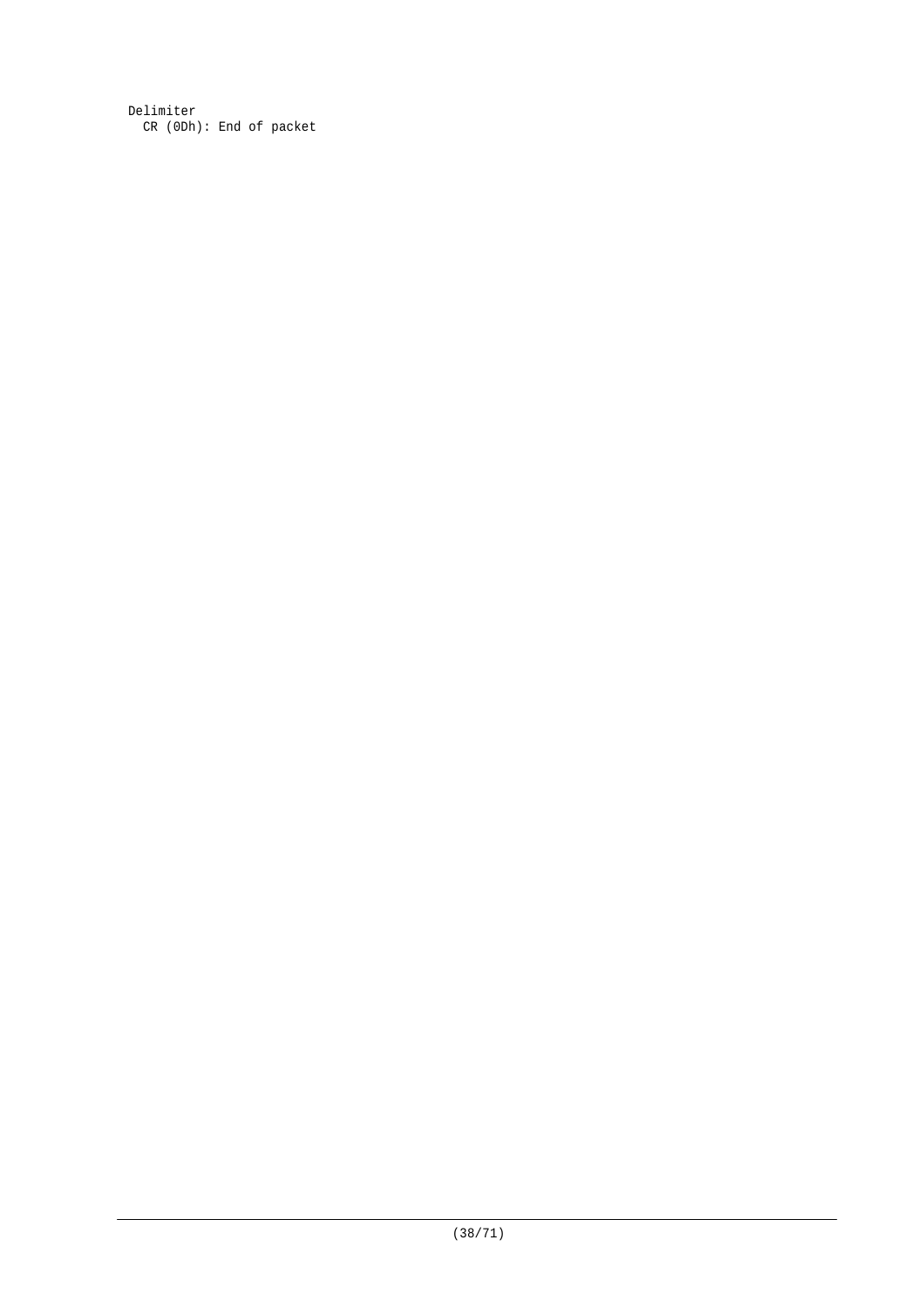Delimiter
  CR (0Dh): End of packet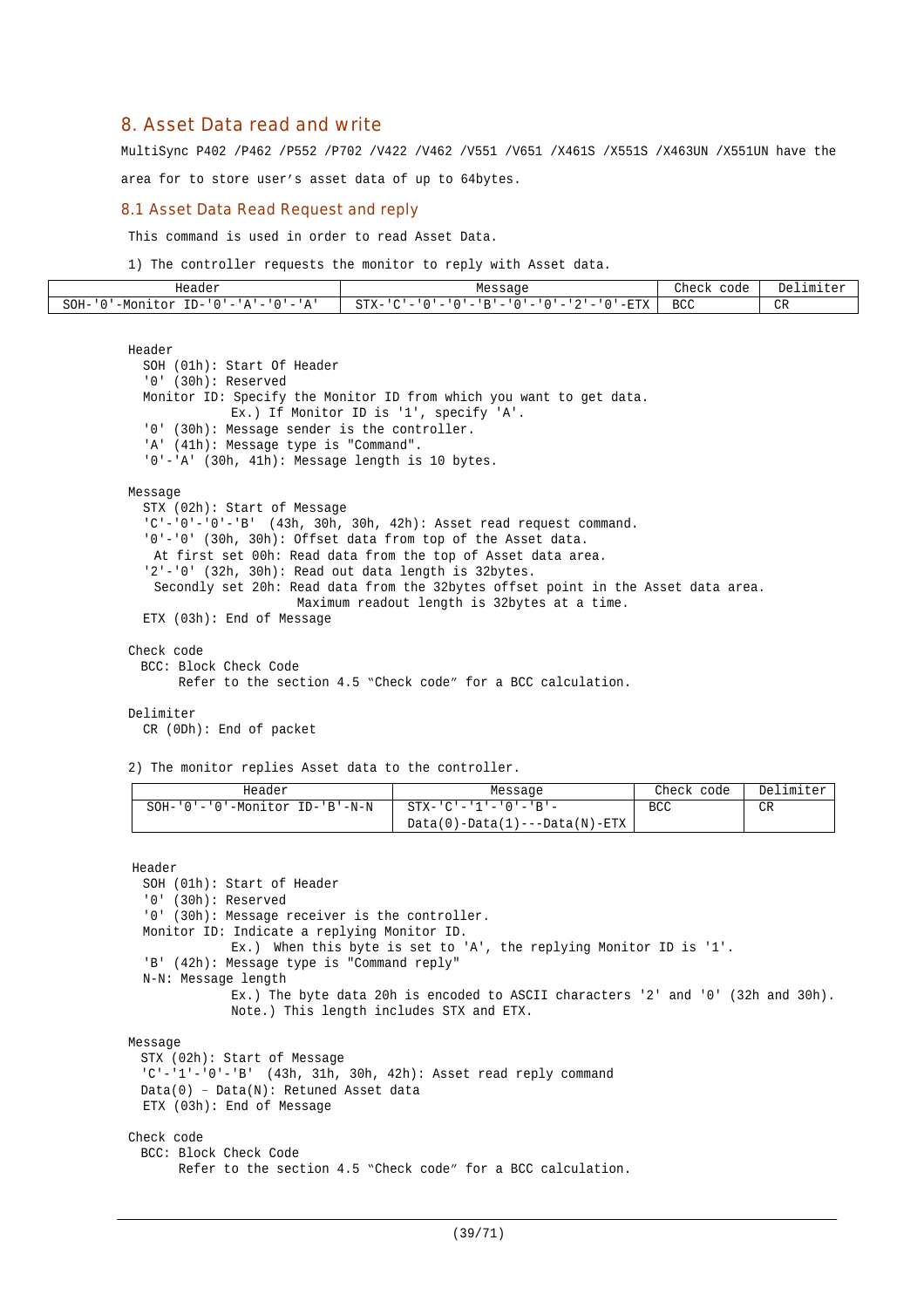## 8. Asset Data read and write

MultiSync P402 /P462 /P552 /P702 /V422 /V462 /V551 /V651 /X461S /X551S /X463UN /X551UN have the area for to store user's asset data of up to 64bytes.

### 8.1 Asset Data Read Request and reply

This command is used in order to read Asset Data.

1) The controller requests the monitor to reply with Asset data.

| Header | Message | Check code | Delimiter |
|---|---|---|---|
| SOH-'0'-Monitor ID-'0'-'A'-'0'-'A' | STX-'C'-'0'-'0'-'B'-'0'-'0'-'2'-'0'-ETX | BCC | CR |

Header
- SOH (01h): Start Of Header
- '0' (30h): Reserved
- Monitor ID: Specify the Monitor ID from which you want to get data.
  Ex.) If Monitor ID is '1', specify 'A'.
- '0' (30h): Message sender is the controller.
- 'A' (41h): Message type is "Command".
- '0'-'A' (30h, 41h): Message length is 10 bytes.

Message
- STX (02h): Start of Message
- 'C'-'0'-'0'-'B' (43h, 30h, 30h, 42h): Asset read request command.
- '0'-'0' (30h, 30h): Offset data from top of the Asset data.
  At first set 00h: Read data from the top of Asset data area.
- '2'-'0' (32h, 30h): Read out data length is 32bytes.
  Secondly set 20h: Read data from the 32bytes offset point in the Asset data area.
  Maximum readout length is 32bytes at a time.
- ETX (03h): End of Message

Check code
- BCC: Block Check Code
  Refer to the section 4.5 "Check code" for a BCC calculation.

Delimiter
- CR (0Dh): End of packet

2) The monitor replies Asset data to the controller.

| Header | Message | Check code | Delimiter |
|---|---|---|---|
| SOH-'0'-'0'-Monitor ID-'B'-N-N | STX-'C'-'1'-'0'-'B'-Data(0)-Data(1)---Data(N)-ETX | BCC | CR |

Header
- SOH (01h): Start of Header
- '0' (30h): Reserved
- '0' (30h): Message receiver is the controller.
- Monitor ID: Indicate a replying Monitor ID.
  Ex.) When this byte is set to 'A', the replying Monitor ID is '1'.
- 'B' (42h): Message type is "Command reply"
- N-N: Message length
  Ex.) The byte data 20h is encoded to ASCII characters '2' and '0' (32h and 30h).
  Note.) This length includes STX and ETX.

Message
- STX (02h): Start of Message
- 'C'-'1'-'0'-'B' (43h, 31h, 30h, 42h): Asset read reply command
- Data(0) – Data(N): Retuned Asset data
- ETX (03h): End of Message

Check code
- BCC: Block Check Code
  Refer to the section 4.5 "Check code" for a BCC calculation.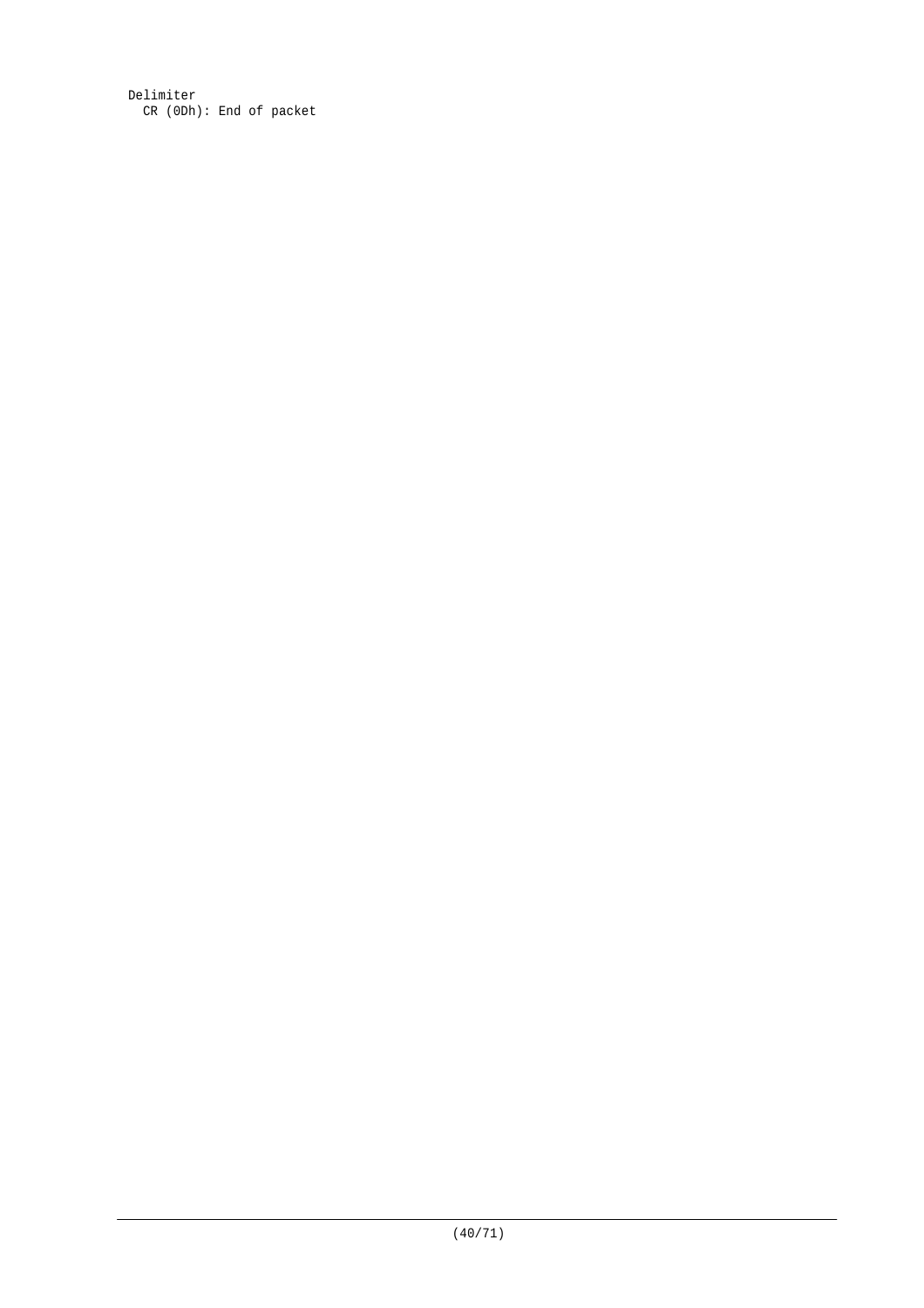Delimiter
  CR (0Dh): End of packet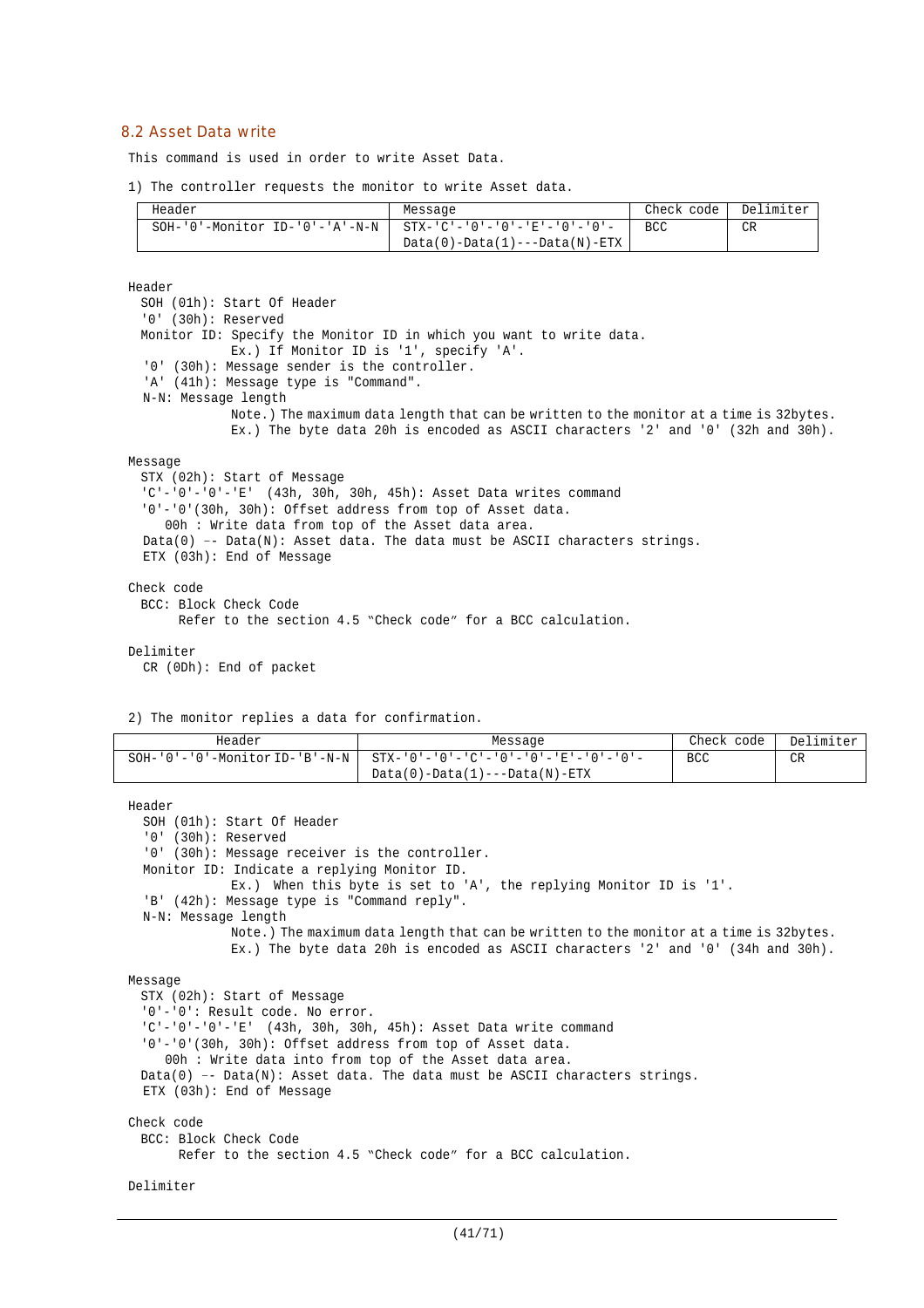## 8.2 Asset Data write

This command is used in order to write Asset Data.

1) The controller requests the monitor to write Asset data.

| Header | Message | Check code | Delimiter |
|---|---|---|---|
| SOH-'0'-Monitor ID-'0'-'A'-N-N | STX-'C'-'0'-'0'-'E'-'0'-'0'-Data(0)-Data(1)---Data(N)-ETX | BCC | CR |

Header
- SOH (01h): Start Of Header
- '0' (30h): Reserved
- Monitor ID: Specify the Monitor ID in which you want to write data.
  Ex.) If Monitor ID is '1', specify 'A'.
- '0' (30h): Message sender is the controller.
- 'A' (41h): Message type is "Command".
- N-N: Message length
  Note.) The maximum data length that can be written to the monitor at a time is 32bytes.
  Ex.) The byte data 20h is encoded as ASCII characters '2' and '0' (32h and 30h).

Message
- STX (02h): Start of Message
- 'C'-'0'-'0'-'E' (43h, 30h, 30h, 45h): Asset Data writes command
- '0'-'0'(30h, 30h): Offset address from top of Asset data.
  00h : Write data from top of the Asset data area.
- Data(0) -- Data(N): Asset data. The data must be ASCII characters strings.
- ETX (03h): End of Message

Check code
- BCC: Block Check Code
  Refer to the section 4.5 "Check code" for a BCC calculation.

Delimiter
- CR (0Dh): End of packet

2) The monitor replies a data for confirmation.

| Header | Message | Check code | Delimiter |
|---|---|---|---|
| SOH-'0'-'0'-Monitor ID-'B'-N-N | STX-'0'-'0'-'C'-'0'-'0'-'E'-'0'-'0'-Data(0)-Data(1)---Data(N)-ETX | BCC | CR |

Header
- SOH (01h): Start Of Header
- '0' (30h): Reserved
- '0' (30h): Message receiver is the controller.
- Monitor ID: Indicate a replying Monitor ID.
  Ex.) When this byte is set to 'A', the replying Monitor ID is '1'.
- 'B' (42h): Message type is "Command reply".
- N-N: Message length
  Note.) The maximum data length that can be written to the monitor at a time is 32bytes.
  Ex.) The byte data 20h is encoded as ASCII characters '2' and '0' (34h and 30h).

Message
- STX (02h): Start of Message
- '0'-'0': Result code. No error.
- 'C'-'0'-'0'-'E' (43h, 30h, 30h, 45h): Asset Data write command
- '0'-'0'(30h, 30h): Offset address from top of Asset data.
  00h : Write data into from top of the Asset data area.
- Data(0) -- Data(N): Asset data. The data must be ASCII characters strings.
- ETX (03h): End of Message

Check code
- BCC: Block Check Code
  Refer to the section 4.5 "Check code" for a BCC calculation.

Delimiter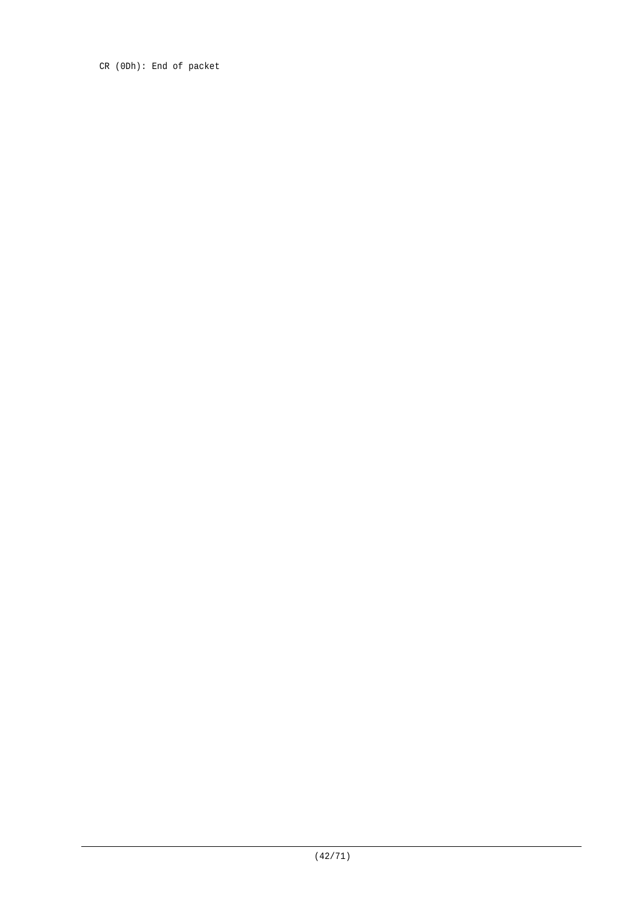CR (0Dh): End of packet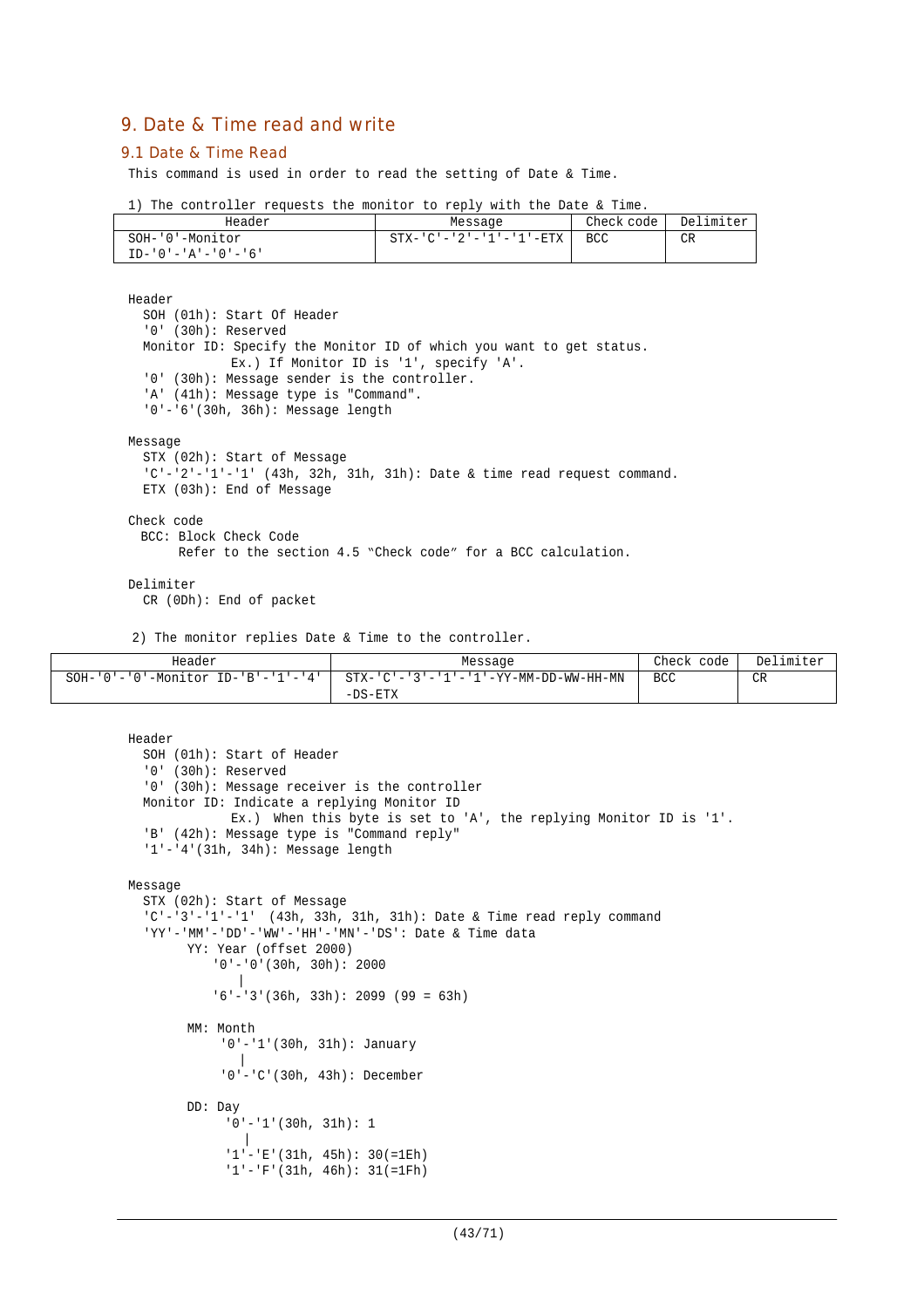# 9. Date & Time read and write

## 9.1 Date & Time Read

This command is used in order to read the setting of Date & Time.

1) The controller requests the monitor to reply with the Date & Time.

| Header | Message | Check code | Delimiter |
|---|---|---|---|
| SOH-'0'-Monitor ID-'0'-'A'-'0'-'6' | STX-'C'-'2'-'1'-'1'-ETX | BCC | CR |

Header
- SOH (01h): Start Of Header
- '0' (30h): Reserved
- Monitor ID: Specify the Monitor ID of which you want to get status.
  Ex.) If Monitor ID is '1', specify 'A'.
- '0' (30h): Message sender is the controller.
- 'A' (41h): Message type is "Command".
- '0'-'6'(30h, 36h): Message length

Message
- STX (02h): Start of Message
- 'C'-'2'-'1'-'1' (43h, 32h, 31h, 31h): Date & time read request command.
- ETX (03h): End of Message

Check code
- BCC: Block Check Code
  Refer to the section 4.5 "Check code" for a BCC calculation.

Delimiter
- CR (0Dh): End of packet

2) The monitor replies Date & Time to the controller.

| Header | Message | Check code | Delimiter |
|---|---|---|---|
| SOH-'0'-'0'-Monitor ID-'B'-'1'-'4' | STX-'C'-'3'-'1'-'1'-YY-MM-DD-WW-HH-MN-DS-ETX | BCC | CR |

Header
- SOH (01h): Start of Header
- '0' (30h): Reserved
- '0' (30h): Message receiver is the controller
- Monitor ID: Indicate a replying Monitor ID
  Ex.) When this byte is set to 'A', the replying Monitor ID is '1'.
- 'B' (42h): Message type is "Command reply"
- '1'-'4'(31h, 34h): Message length

Message
- STX (02h): Start of Message
- 'C'-'3'-'1'-'1' (43h, 33h, 31h, 31h): Date & Time read reply command
- 'YY'-'MM'-'DD'-'WW'-'HH'-'MN'-'DS': Date & Time data
  - YY: Year (offset 2000)
    - '0'-'0'(30h, 30h): 2000
    - |
    - '6'-'3'(36h, 33h): 2099 (99 = 63h)
  - MM: Month
    - '0'-'1'(30h, 31h): January
    - |
    - '0'-'C'(30h, 43h): December
  - DD: Day
    - '0'-'1'(30h, 31h): 1
    - |
    - '1'-'E'(31h, 45h): 30(=1Eh)
    - '1'-'F'(31h, 46h): 31(=1Fh)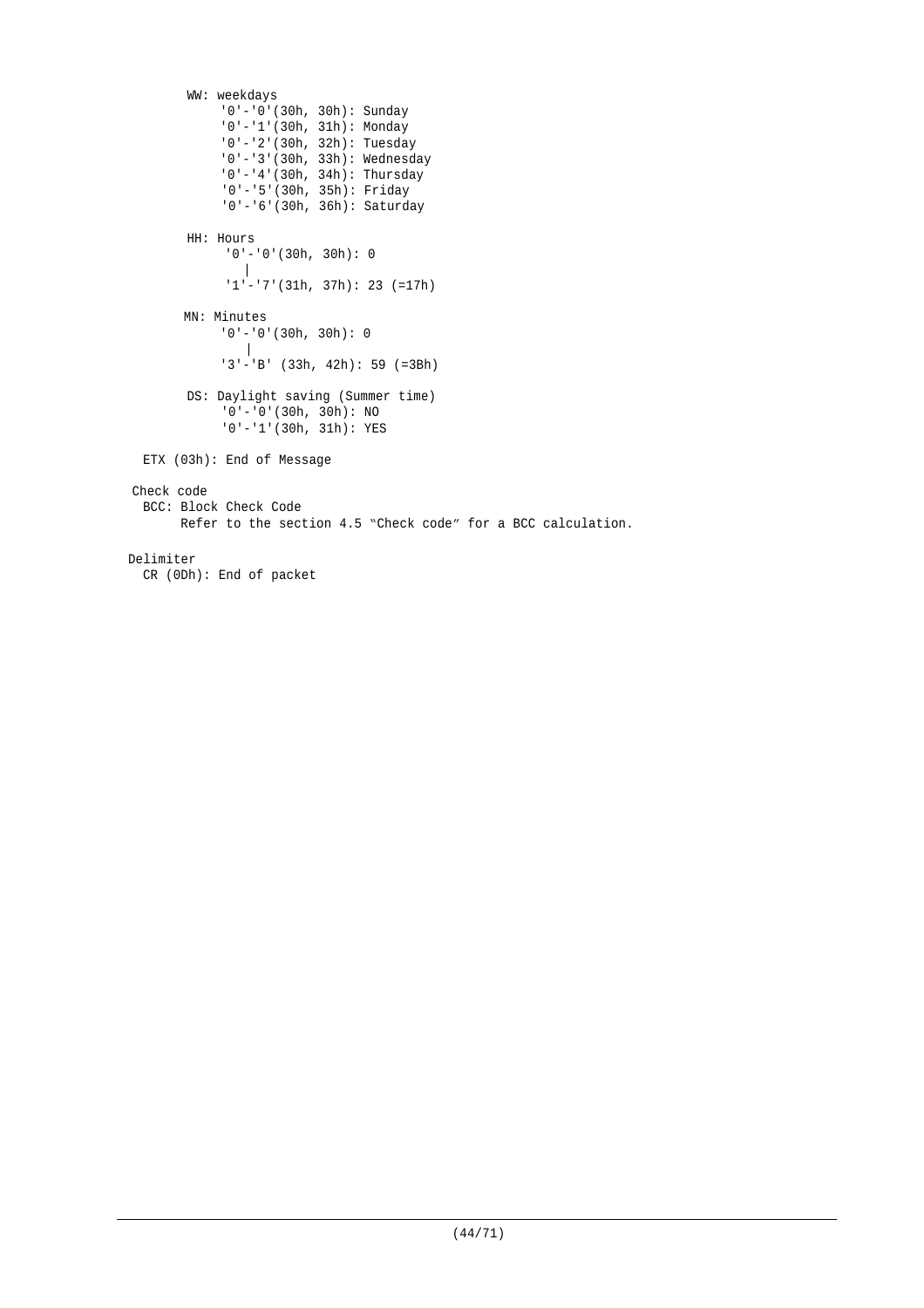```
    WW: weekdays
        '0'-'0'(30h, 30h): Sunday
        '0'-'1'(30h, 31h): Monday
        '0'-'2'(30h, 32h): Tuesday
        '0'-'3'(30h, 33h): Wednesday
        '0'-'4'(30h, 34h): Thursday
        '0'-'5'(30h, 35h): Friday
        '0'-'6'(30h, 36h): Saturday

    HH: Hours
        '0'-'0'(30h, 30h): 0
           |
        '1'-'7'(31h, 37h): 23 (=17h)

    MN: Minutes
        '0'-'0'(30h, 30h): 0
           |
        '3'-'B' (33h, 42h): 59 (=3Bh)

    DS: Daylight saving (Summer time)
        '0'-'0'(30h, 30h): NO
        '0'-'1'(30h, 31h): YES

ETX (03h): End of Message

Check code
  BCC: Block Check Code
       Refer to the section 4.5 "Check code" for a BCC calculation.

Delimiter
  CR (0Dh): End of packet
```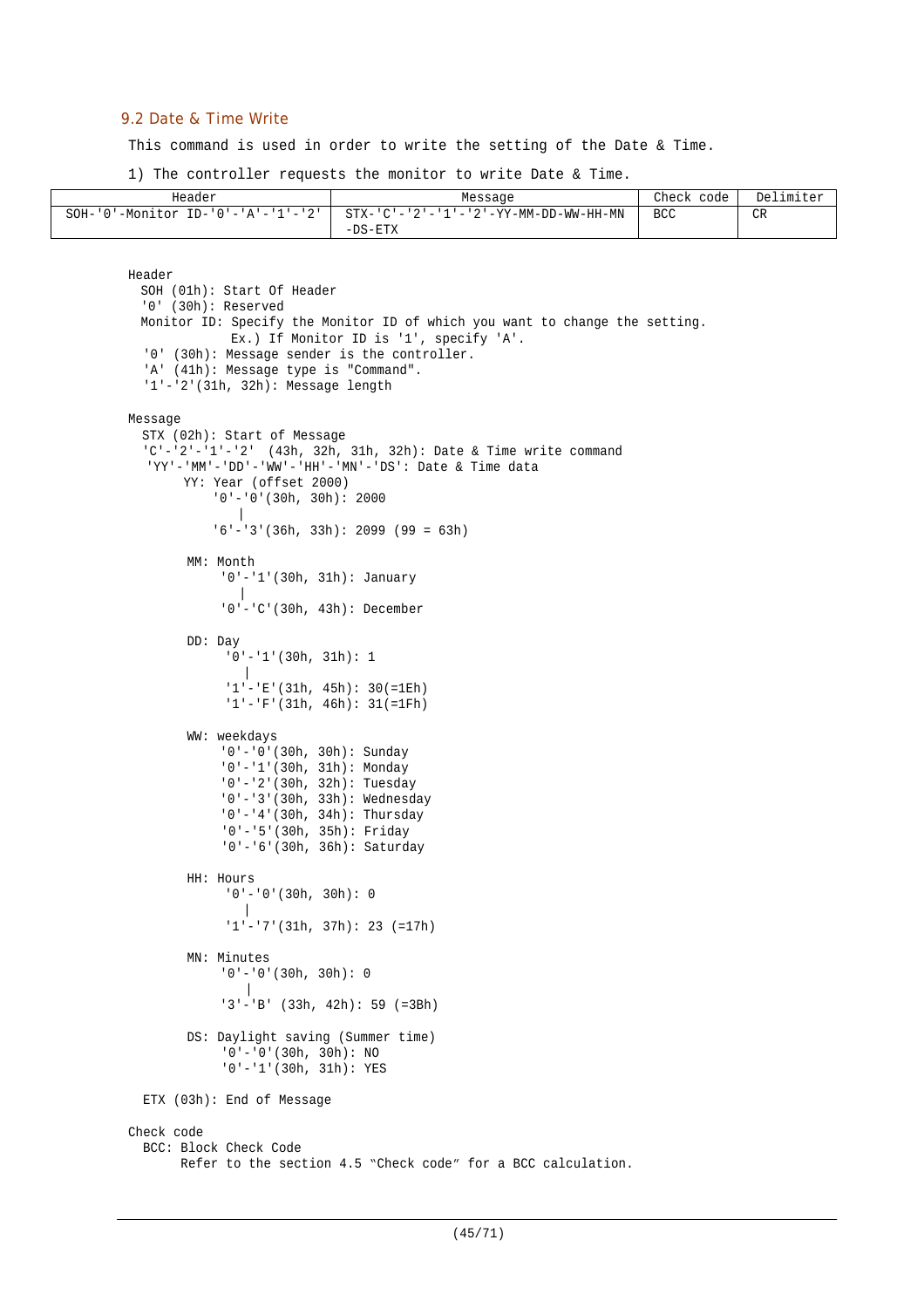## 9.2 Date & Time Write

This command is used in order to write the setting of the Date & Time.

1) The controller requests the monitor to write Date & Time.

| Header | Message | Check code | Delimiter |
|---|---|---|---|
| SOH-'0'-Monitor ID-'0'-'A'-'1'-'2' | STX-'C'-'2'-'1'-'2'-YY-MM-DD-WW-HH-MN-DS-ETX | BCC | CR |

```
Header
  SOH (01h): Start Of Header
  '0' (30h): Reserved
  Monitor ID: Specify the Monitor ID of which you want to change the setting.
             Ex.) If Monitor ID is '1', specify 'A'.
  '0' (30h): Message sender is the controller.
  'A' (41h): Message type is "Command".
  '1'-'2'(31h, 32h): Message length

Message
  STX (02h): Start of Message
  'C'-'2'-'1'-'2'  (43h, 32h, 31h, 32h): Date & Time write command
  'YY'-'MM'-'DD'-'WW'-'HH'-'MN'-'DS': Date & Time data
      YY: Year (offset 2000)
          '0'-'0'(30h, 30h): 2000
             |
          '6'-'3'(36h, 33h): 2099 (99 = 63h)

      MM: Month
           '0'-'1'(30h, 31h): January
              |
           '0'-'C'(30h, 43h): December

      DD: Day
           '0'-'1'(30h, 31h): 1
              |
           '1'-'E'(31h, 45h): 30(=1Eh)
           '1'-'F'(31h, 46h): 31(=1Fh)

      WW: weekdays
           '0'-'0'(30h, 30h): Sunday
           '0'-'1'(30h, 31h): Monday
           '0'-'2'(30h, 32h): Tuesday
           '0'-'3'(30h, 33h): Wednesday
           '0'-'4'(30h, 34h): Thursday
           '0'-'5'(30h, 35h): Friday
           '0'-'6'(30h, 36h): Saturday

      HH: Hours
           '0'-'0'(30h, 30h): 0
              |
           '1'-'7'(31h, 37h): 23 (=17h)

      MN: Minutes
           '0'-'0'(30h, 30h): 0
              |
           '3'-'B' (33h, 42h): 59 (=3Bh)

      DS: Daylight saving (Summer time)
           '0'-'0'(30h, 30h): NO
           '0'-'1'(30h, 31h): YES

  ETX (03h): End of Message

Check code
  BCC: Block Check Code
      Refer to the section 4.5 "Check code" for a BCC calculation.
```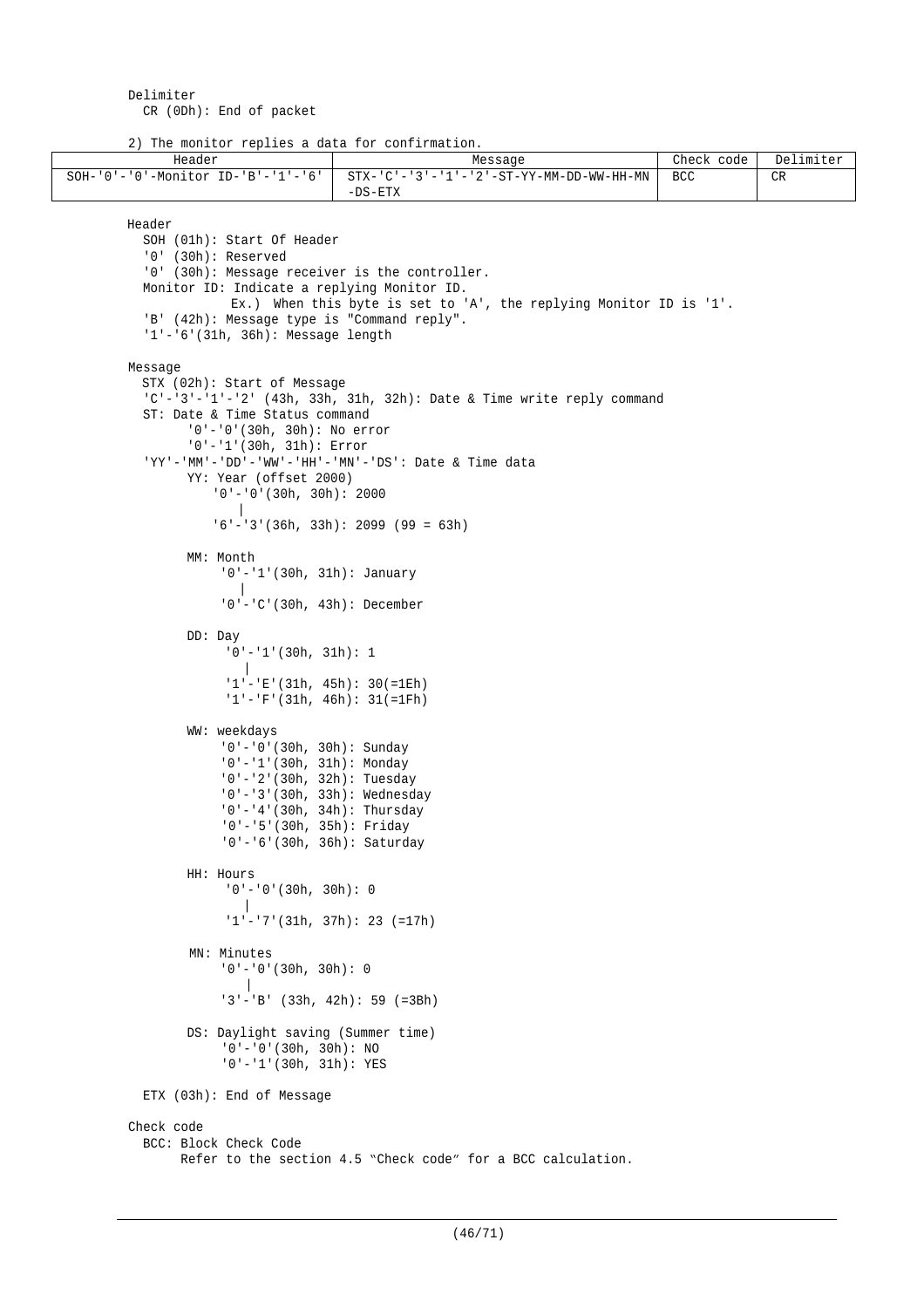Delimiter
  CR (0Dh): End of packet

2) The monitor replies a data for confirmation.

| Header | Message | Check code | Delimiter |
|---|---|---|---|
| SOH-'0'-'0'-Monitor ID-'B'-'1'-'6' | STX-'C'-'3'-'1'-'2'-ST-YY-MM-DD-WW-HH-MN-DS-ETX | BCC | CR |

Header
  SOH (01h): Start Of Header
  '0' (30h): Reserved
  '0' (30h): Message receiver is the controller.
  Monitor ID: Indicate a replying Monitor ID.
    Ex.) When this byte is set to 'A', the replying Monitor ID is '1'.
  'B' (42h): Message type is "Command reply".
  '1'-'6'(31h, 36h): Message length

Message
  STX (02h): Start of Message
  'C'-'3'-'1'-'2' (43h, 33h, 31h, 32h): Date & Time write reply command
  ST: Date & Time Status command
    '0'-'0'(30h, 30h): No error
    '0'-'1'(30h, 31h): Error
  'YY'-'MM'-'DD'-'WW'-'HH'-'MN'-'DS': Date & Time data
    YY: Year (offset 2000)
      '0'-'0'(30h, 30h): 2000
      |
      '6'-'3'(36h, 33h): 2099 (99 = 63h)

    MM: Month
      '0'-'1'(30h, 31h): January
      |
      '0'-'C'(30h, 43h): December

    DD: Day
      '0'-'1'(30h, 31h): 1
      |
      '1'-'E'(31h, 45h): 30(=1Eh)
      '1'-'F'(31h, 46h): 31(=1Fh)

    WW: weekdays
      '0'-'0'(30h, 30h): Sunday
      '0'-'1'(30h, 31h): Monday
      '0'-'2'(30h, 32h): Tuesday
      '0'-'3'(30h, 33h): Wednesday
      '0'-'4'(30h, 34h): Thursday
      '0'-'5'(30h, 35h): Friday
      '0'-'6'(30h, 36h): Saturday

    HH: Hours
      '0'-'0'(30h, 30h): 0
      |
      '1'-'7'(31h, 37h): 23 (=17h)

    MN: Minutes
      '0'-'0'(30h, 30h): 0
      |
      '3'-'B' (33h, 42h): 59 (=3Bh)

    DS: Daylight saving (Summer time)
      '0'-'0'(30h, 30h): NO
      '0'-'1'(30h, 31h): YES

  ETX (03h): End of Message

Check code
  BCC: Block Check Code
    Refer to the section 4.5 "Check code" for a BCC calculation.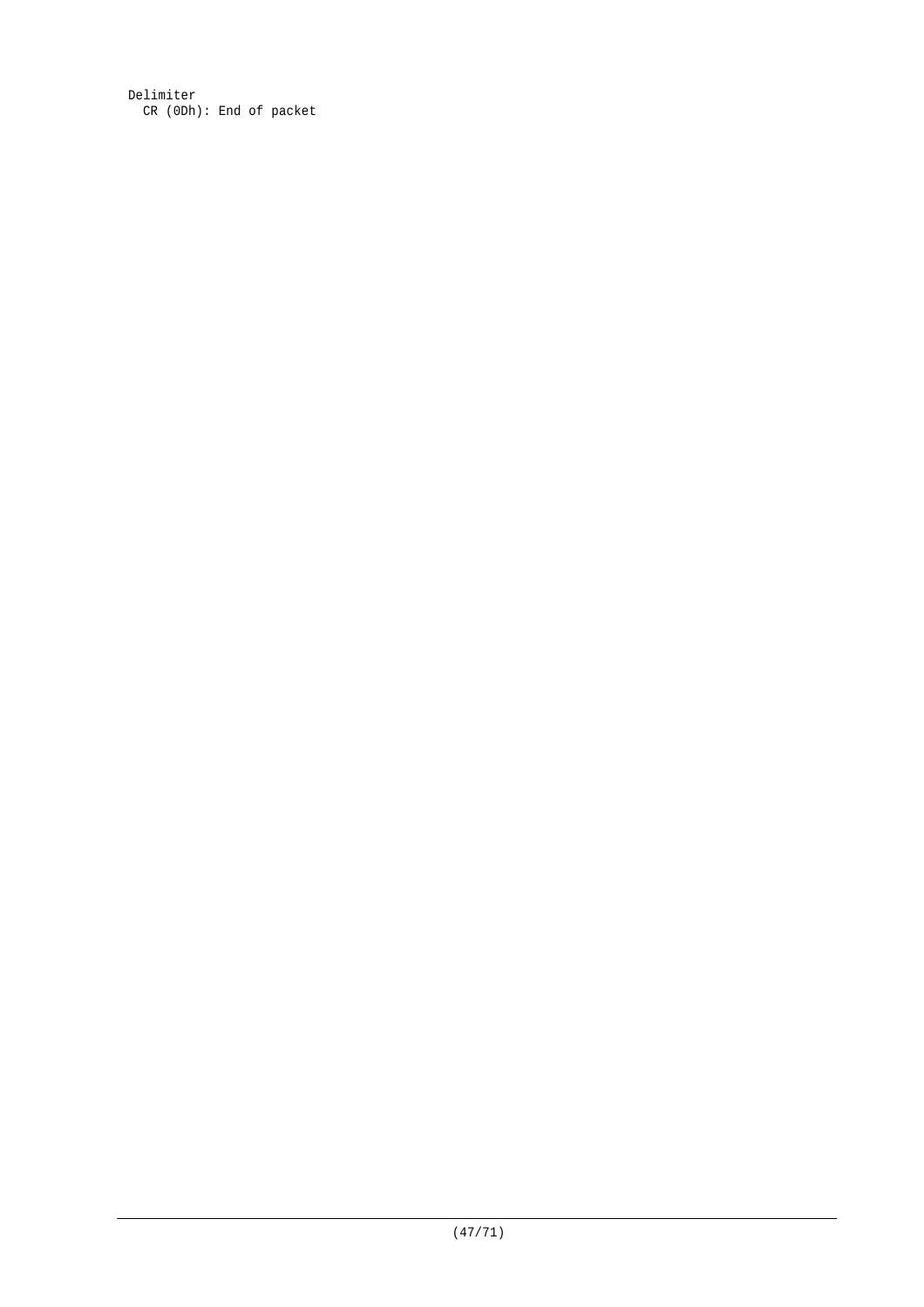Delimiter
  CR (0Dh): End of packet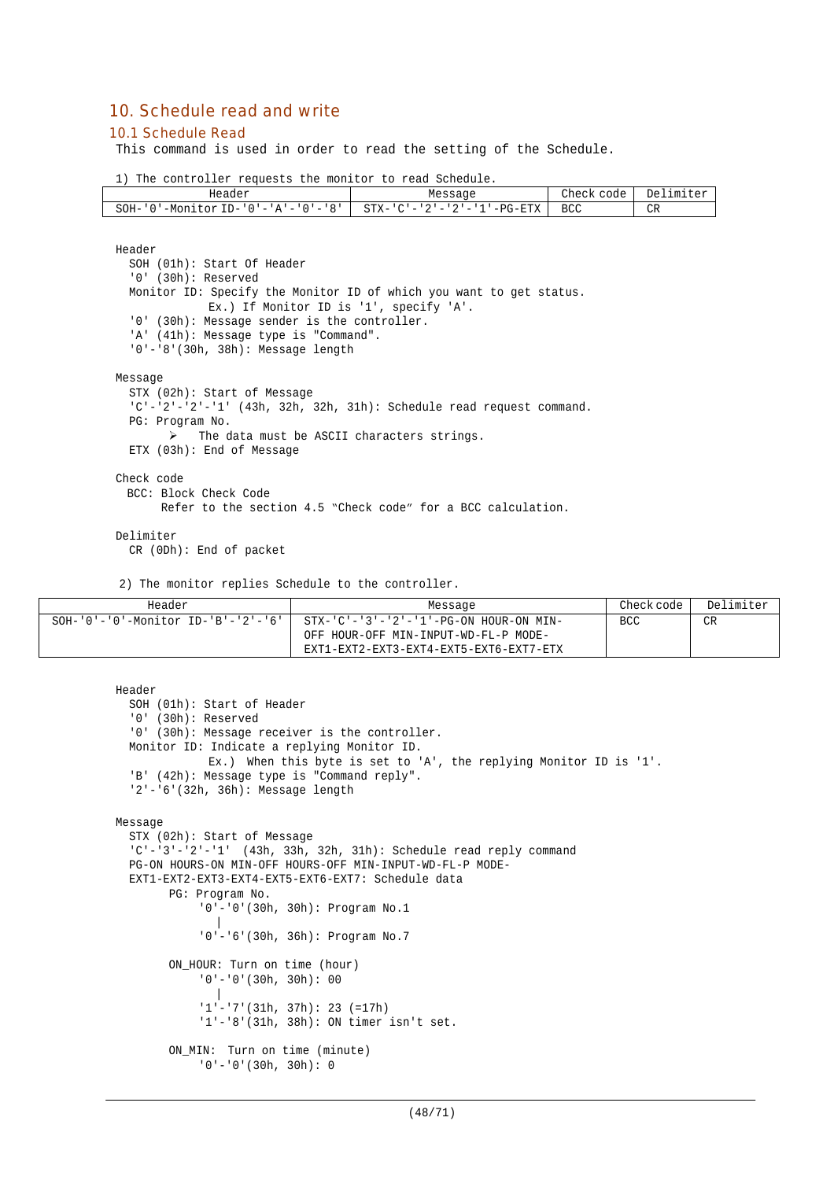# 10. Schedule read and write

## 10.1 Schedule Read

This command is used in order to read the setting of the Schedule.

1) The controller requests the monitor to read Schedule.

| Header | Message | Check code | Delimiter |
|---|---|---|---|
| SOH-'0'-Monitor ID-'0'-'A'-'0'-'8' | STX-'C'-'2'-'2'-'1'-PG-ETX | BCC | CR |

Header
- SOH (01h): Start Of Header
- '0' (30h): Reserved
- Monitor ID: Specify the Monitor ID of which you want to get status.
  Ex.) If Monitor ID is '1', specify 'A'.
- '0' (30h): Message sender is the controller.
- 'A' (41h): Message type is "Command".
- '0'-'8'(30h, 38h): Message length

Message
- STX (02h): Start of Message
- 'C'-'2'-'2'-'1' (43h, 32h, 32h, 31h): Schedule read request command.
- PG: Program No.
  - ➢ The data must be ASCII characters strings.
- ETX (03h): End of Message

Check code
- BCC: Block Check Code
  Refer to the section 4.5 "Check code" for a BCC calculation.

Delimiter
- CR (0Dh): End of packet

2) The monitor replies Schedule to the controller.

| Header | Message | Check code | Delimiter |
|---|---|---|---|
| SOH-'0'-'0'-Monitor ID-'B'-'2'-'6' | STX-'C'-'3'-'2'-'1'-PG-ON HOUR-ON MIN-OFF HOUR-OFF MIN-INPUT-WD-FL-P MODE-EXT1-EXT2-EXT3-EXT4-EXT5-EXT6-EXT7-ETX | BCC | CR |

Header
- SOH (01h): Start of Header
- '0' (30h): Reserved
- '0' (30h): Message receiver is the controller.
- Monitor ID: Indicate a replying Monitor ID.
  Ex.) When this byte is set to 'A', the replying Monitor ID is '1'.
- 'B' (42h): Message type is "Command reply".
- '2'-'6'(32h, 36h): Message length

Message
- STX (02h): Start of Message
- 'C'-'3'-'2'-'1' (43h, 33h, 32h, 31h): Schedule read reply command
- PG-ON HOURS-ON MIN-OFF HOURS-OFF MIN-INPUT-WD-FL-P MODE-EXT1-EXT2-EXT3-EXT4-EXT5-EXT6-EXT7: Schedule data
  - PG: Program No.
    - '0'-'0'(30h, 30h): Program No.1
    - |
    - '0'-'6'(30h, 36h): Program No.7
  - ON_HOUR: Turn on time (hour)
    - '0'-'0'(30h, 30h): 00
    - |
    - '1'-'7'(31h, 37h): 23 (=17h)
    - '1'-'8'(31h, 38h): ON timer isn't set.
  - ON_MIN: Turn on time (minute)
    - '0'-'0'(30h, 30h): 0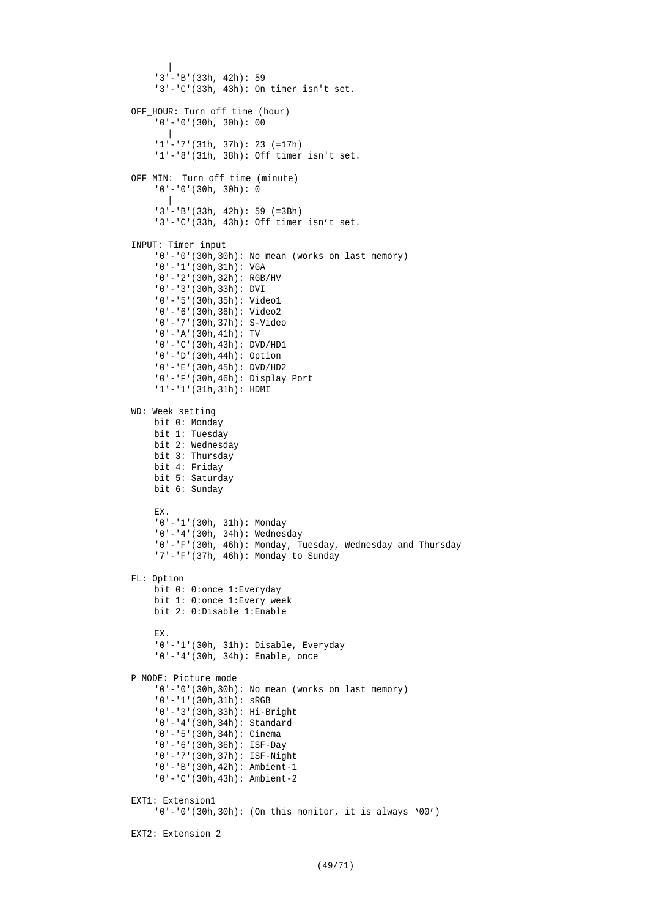```
      |
    '3'-'B'(33h, 42h): 59
    '3'-'C'(33h, 43h): On timer isn't set.

OFF_HOUR: Turn off time (hour)
    '0'-'0'(30h, 30h): 00
      |
    '1'-'7'(31h, 37h): 23 (=17h)
    '1'-'8'(31h, 38h): Off timer isn't set.

OFF_MIN:  Turn off time (minute)
    '0'-'0'(30h, 30h): 0
      |
    '3'-'B'(33h, 42h): 59 (=3Bh)
    '3'-'C'(33h, 43h): Off timer isn't set.

INPUT: Timer input
    '0'-'0'(30h,30h): No mean (works on last memory)
    '0'-'1'(30h,31h): VGA
    '0'-'2'(30h,32h): RGB/HV
    '0'-'3'(30h,33h): DVI
    '0'-'5'(30h,35h): Video1
    '0'-'6'(30h,36h): Video2
    '0'-'7'(30h,37h): S-Video
    '0'-'A'(30h,41h): TV
    '0'-'C'(30h,43h): DVD/HD1
    '0'-'D'(30h,44h): Option
    '0'-'E'(30h,45h): DVD/HD2
    '0'-'F'(30h,46h): Display Port
    '1'-'1'(31h,31h): HDMI

WD: Week setting
    bit 0: Monday
    bit 1: Tuesday
    bit 2: Wednesday
    bit 3: Thursday
    bit 4: Friday
    bit 5: Saturday
    bit 6: Sunday

    EX.
    '0'-'1'(30h, 31h): Monday
    '0'-'4'(30h, 34h): Wednesday
    '0'-'F'(30h, 46h): Monday, Tuesday, Wednesday and Thursday
    '7'-'F'(37h, 46h): Monday to Sunday

FL: Option
    bit 0: 0:once 1:Everyday
    bit 1: 0:once 1:Every week
    bit 2: 0:Disable 1:Enable

    EX.
    '0'-'1'(30h, 31h): Disable, Everyday
    '0'-'4'(30h, 34h): Enable, once

P MODE: Picture mode
    '0'-'0'(30h,30h): No mean (works on last memory)
    '0'-'1'(30h,31h): sRGB
    '0'-'3'(30h,33h): Hi-Bright
    '0'-'4'(30h,34h): Standard
    '0'-'5'(30h,34h): Cinema
    '0'-'6'(30h,36h): ISF-Day
    '0'-'7'(30h,37h): ISF-Night
    '0'-'B'(30h,42h): Ambient-1
    '0'-'C'(30h,43h): Ambient-2

EXT1: Extension1
    '0'-'0'(30h,30h): (On this monitor, it is always '00')

EXT2: Extension 2
```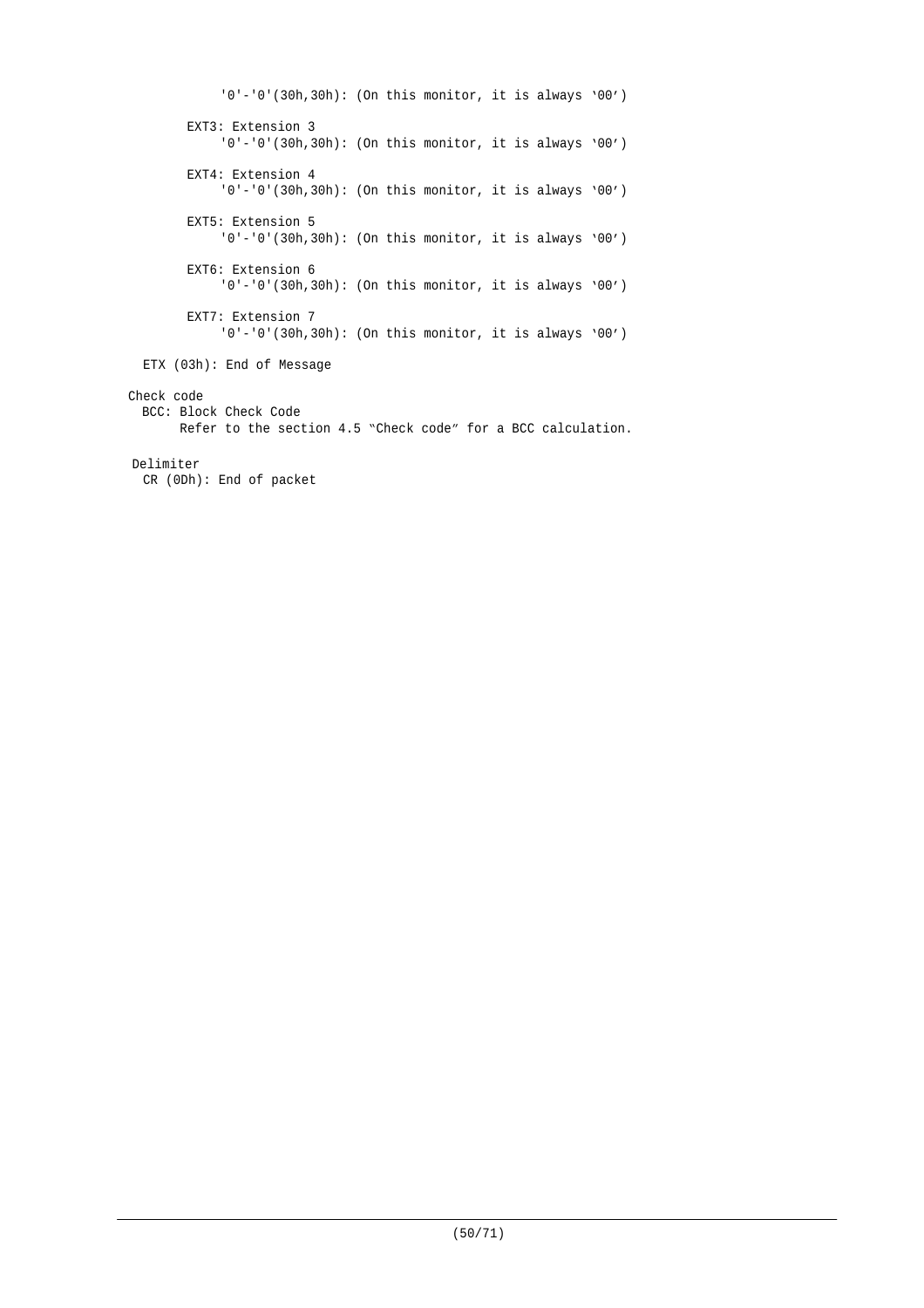'0'-'0'(30h,30h): (On this monitor, it is always '00')

EXT3: Extension 3
'0'-'0'(30h,30h): (On this monitor, it is always '00')

EXT4: Extension 4
'0'-'0'(30h,30h): (On this monitor, it is always '00')

EXT5: Extension 5
'0'-'0'(30h,30h): (On this monitor, it is always '00')

EXT6: Extension 6
'0'-'0'(30h,30h): (On this monitor, it is always '00')

EXT7: Extension 7
'0'-'0'(30h,30h): (On this monitor, it is always '00')

ETX (03h): End of Message

Check code
BCC: Block Check Code
Refer to the section 4.5 "Check code" for a BCC calculation.

Delimiter
CR (0Dh): End of packet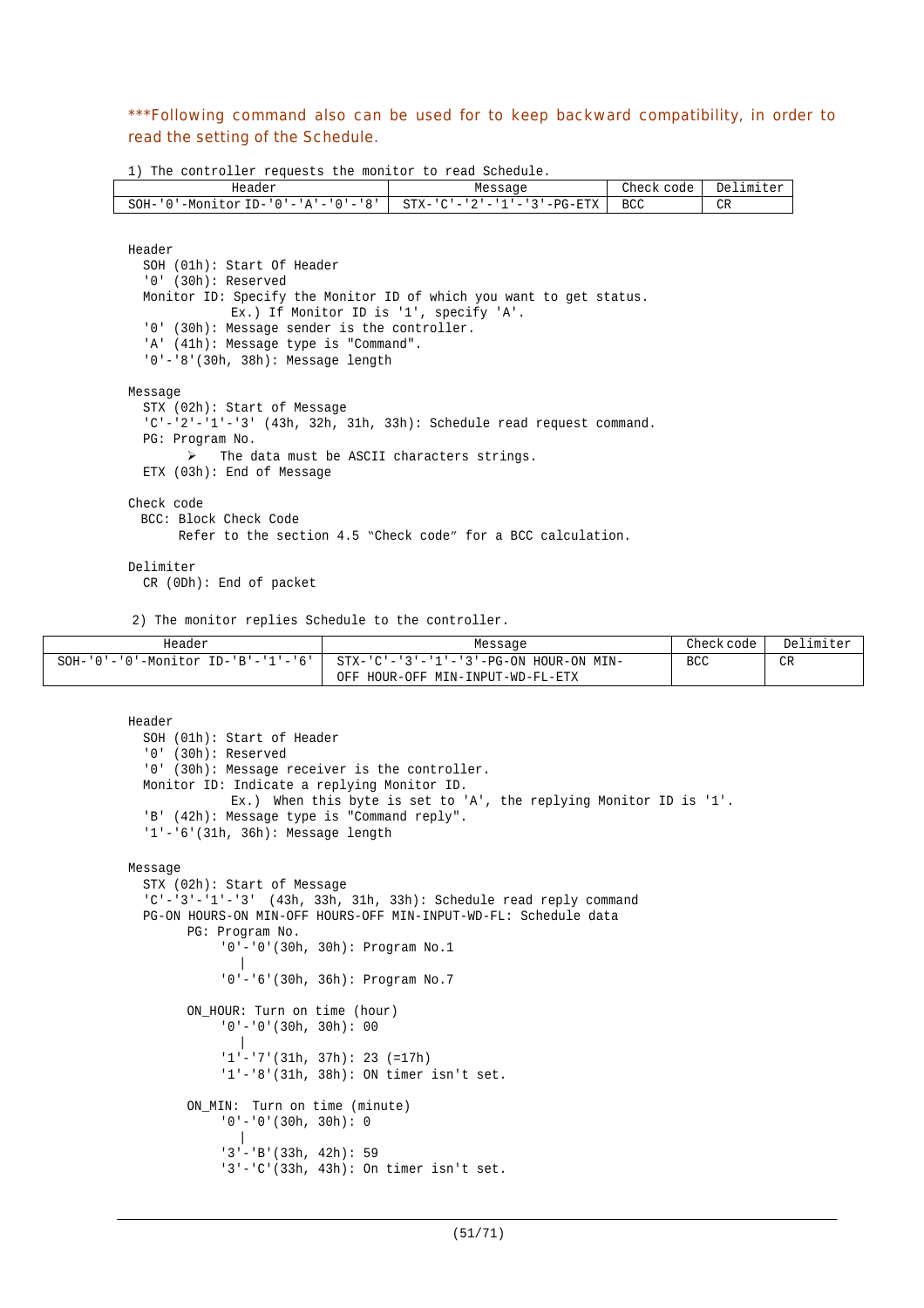***Following command also can be used for to keep backward compatibility, in order to read the setting of the Schedule.

1) The controller requests the monitor to read Schedule.

| Header | Message | Check code | Delimiter |
|---|---|---|---|
| SOH-'0'-Monitor ID-'0'-'A'-'0'-'8' | STX-'C'-'2'-'1'-'3'-PG-ETX | BCC | CR |

Header
  SOH (01h): Start Of Header
  '0' (30h): Reserved
  Monitor ID: Specify the Monitor ID of which you want to get status.
    Ex.) If Monitor ID is '1', specify 'A'.
  '0' (30h): Message sender is the controller.
  'A' (41h): Message type is "Command".
  '0'-'8'(30h, 38h): Message length

Message
  STX (02h): Start of Message
  'C'-'2'-'1'-'3' (43h, 32h, 31h, 33h): Schedule read request command.
  PG: Program No.
  - The data must be ASCII characters strings.
  ETX (03h): End of Message

Check code
  BCC: Block Check Code
    Refer to the section 4.5 "Check code" for a BCC calculation.

Delimiter
  CR (0Dh): End of packet

2) The monitor replies Schedule to the controller.

| Header | Message | Check code | Delimiter |
|---|---|---|---|
| SOH-'0'-'0'-Monitor ID-'B'-'1'-'6' | STX-'C'-'3'-'1'-'3'-PG-ON HOUR-ON MIN-OFF HOUR-OFF MIN-INPUT-WD-FL-ETX | BCC | CR |

Header
  SOH (01h): Start of Header
  '0' (30h): Reserved
  '0' (30h): Message receiver is the controller.
  Monitor ID: Indicate a replying Monitor ID.
    Ex.) When this byte is set to 'A', the replying Monitor ID is '1'.
  'B' (42h): Message type is "Command reply".
  '1'-'6'(31h, 36h): Message length

Message
  STX (02h): Start of Message
  'C'-'3'-'1'-'3' (43h, 33h, 31h, 33h): Schedule read reply command
  PG-ON HOURS-ON MIN-OFF HOURS-OFF MIN-INPUT-WD-FL: Schedule data
    PG: Program No.
      '0'-'0'(30h, 30h): Program No.1
        |
      '0'-'6'(30h, 36h): Program No.7

    ON_HOUR: Turn on time (hour)
      '0'-'0'(30h, 30h): 00
        |
      '1'-'7'(31h, 37h): 23 (=17h)
      '1'-'8'(31h, 38h): ON timer isn't set.

    ON_MIN: Turn on time (minute)
      '0'-'0'(30h, 30h): 0
        |
      '3'-'B'(33h, 42h): 59
      '3'-'C'(33h, 43h): On timer isn't set.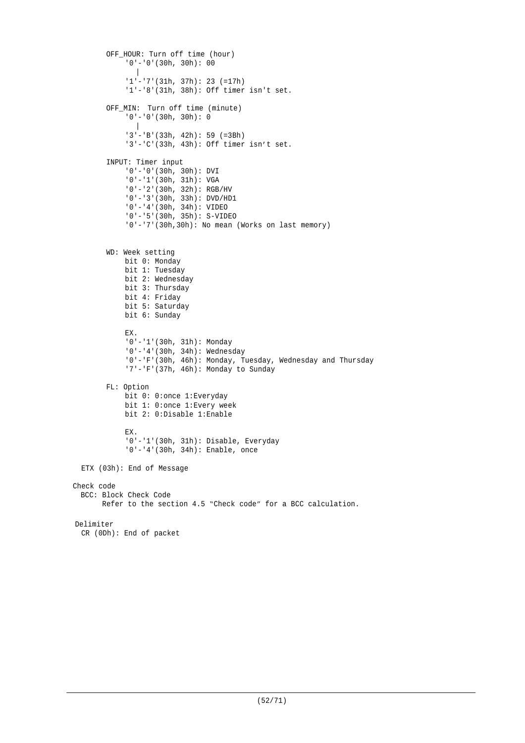OFF_HOUR: Turn off time (hour)

```
'0'-'0'(30h, 30h): 00
  |
'1'-'7'(31h, 37h): 23 (=17h)
'1'-'8'(31h, 38h): Off timer isn't set.
```

OFF_MIN: Turn off time (minute)

```
'0'-'0'(30h, 30h): 0
  |
'3'-'B'(33h, 42h): 59 (=3Bh)
'3'-'C'(33h, 43h): Off timer isn't set.
```

INPUT: Timer input

```
'0'-'0'(30h, 30h): DVI
'0'-'1'(30h, 31h): VGA
'0'-'2'(30h, 32h): RGB/HV
'0'-'3'(30h, 33h): DVD/HD1
'0'-'4'(30h, 34h): VIDEO
'0'-'5'(30h, 35h): S-VIDEO
'0'-'7'(30h,30h): No mean (Works on last memory)
```

WD: Week setting

```
bit 0: Monday
bit 1: Tuesday
bit 2: Wednesday
bit 3: Thursday
bit 4: Friday
bit 5: Saturday
bit 6: Sunday

EX.
'0'-'1'(30h, 31h): Monday
'0'-'4'(30h, 34h): Wednesday
'0'-'F'(30h, 46h): Monday, Tuesday, Wednesday and Thursday
'7'-'F'(37h, 46h): Monday to Sunday
```

FL: Option

```
bit 0: 0:once 1:Everyday
bit 1: 0:once 1:Every week
bit 2: 0:Disable 1:Enable

EX.
'0'-'1'(30h, 31h): Disable, Everyday
'0'-'4'(30h, 34h): Enable, once
```

ETX (03h): End of Message

Check code

BCC: Block Check Code

Refer to the section 4.5 "Check code" for a BCC calculation.

Delimiter

CR (0Dh): End of packet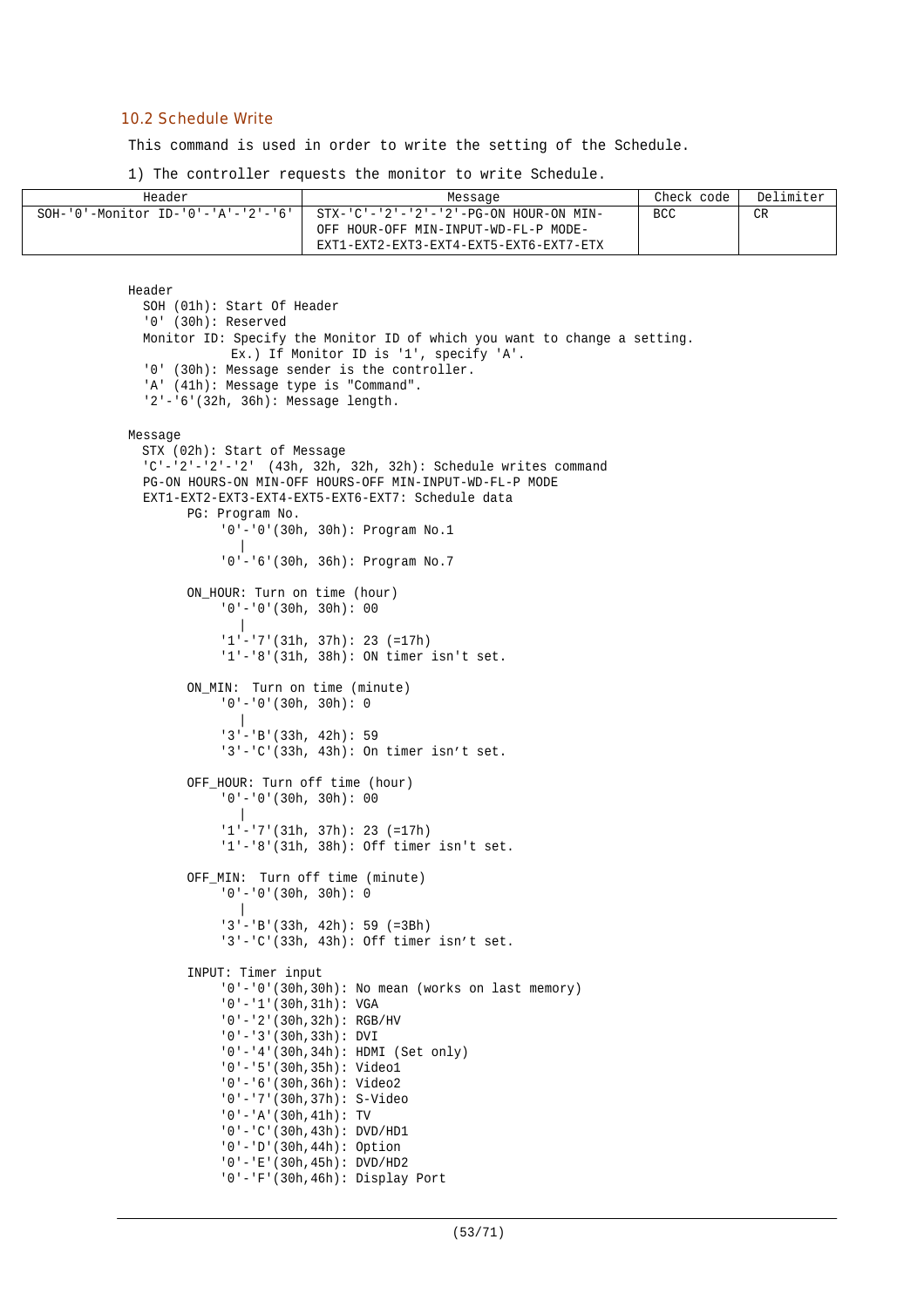## 10.2 Schedule Write

This command is used in order to write the setting of the Schedule.

1) The controller requests the monitor to write Schedule.

| Header | Message | Check code | Delimiter |
|---|---|---|---|
| SOH-'0'-Monitor ID-'0'-'A'-'2'-'6' | STX-'C'-'2'-'2'-'2'-PG-ON HOUR-ON MIN-OFF HOUR-OFF MIN-INPUT-WD-FL-P MODE-EXT1-EXT2-EXT3-EXT4-EXT5-EXT6-EXT7-ETX | BCC | CR |

```
Header
  SOH (01h): Start Of Header
  '0' (30h): Reserved
  Monitor ID: Specify the Monitor ID of which you want to change a setting.
            Ex.) If Monitor ID is '1', specify 'A'.
  '0' (30h): Message sender is the controller.
  'A' (41h): Message type is "Command".
  '2'-'6'(32h, 36h): Message length.

Message
  STX (02h): Start of Message
  'C'-'2'-'2'-'2'  (43h, 32h, 32h, 32h): Schedule writes command
  PG-ON HOURS-ON MIN-OFF HOURS-OFF MIN-INPUT-WD-FL-P MODE
  EXT1-EXT2-EXT3-EXT4-EXT5-EXT6-EXT7: Schedule data
        PG: Program No.
            '0'-'0'(30h, 30h): Program No.1
               |
            '0'-'6'(30h, 36h): Program No.7

        ON_HOUR: Turn on time (hour)
            '0'-'0'(30h, 30h): 00
               |
            '1'-'7'(31h, 37h): 23 (=17h)
            '1'-'8'(31h, 38h): ON timer isn't set.

        ON_MIN:  Turn on time (minute)
            '0'-'0'(30h, 30h): 0
               |
            '3'-'B'(33h, 42h): 59
            '3'-'C'(33h, 43h): On timer isn't set.

        OFF_HOUR: Turn off time (hour)
            '0'-'0'(30h, 30h): 00
               |
            '1'-'7'(31h, 37h): 23 (=17h)
            '1'-'8'(31h, 38h): Off timer isn't set.

        OFF_MIN:  Turn off time (minute)
            '0'-'0'(30h, 30h): 0
               |
            '3'-'B'(33h, 42h): 59 (=3Bh)
            '3'-'C'(33h, 43h): Off timer isn't set.

        INPUT: Timer input
            '0'-'0'(30h,30h): No mean (works on last memory)
            '0'-'1'(30h,31h): VGA
            '0'-'2'(30h,32h): RGB/HV
            '0'-'3'(30h,33h): DVI
            '0'-'4'(30h,34h): HDMI (Set only)
            '0'-'5'(30h,35h): Video1
            '0'-'6'(30h,36h): Video2
            '0'-'7'(30h,37h): S-Video
            '0'-'A'(30h,41h): TV
            '0'-'C'(30h,43h): DVD/HD1
            '0'-'D'(30h,44h): Option
            '0'-'E'(30h,45h): DVD/HD2
            '0'-'F'(30h,46h): Display Port
```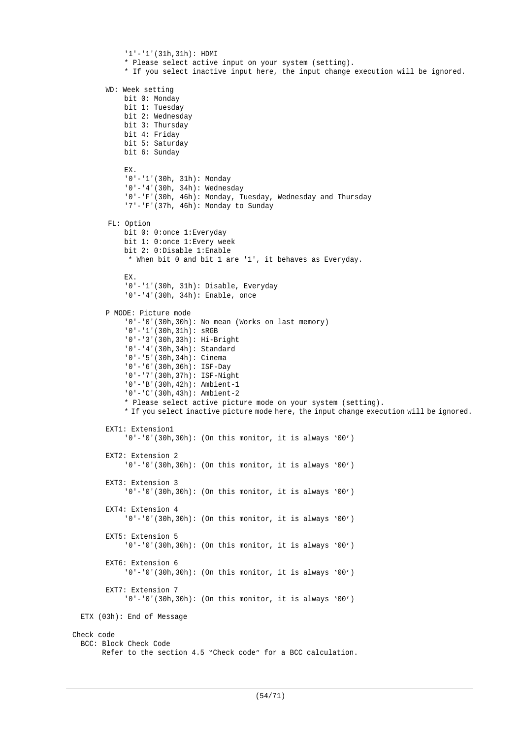'1'-'1'(31h,31h): HDMI
* Please select active input on your system (setting).
* If you select inactive input here, the input change execution will be ignored.

WD: Week setting
- bit 0: Monday
- bit 1: Tuesday
- bit 2: Wednesday
- bit 3: Thursday
- bit 4: Friday
- bit 5: Saturday
- bit 6: Sunday

EX.
'0'-'1'(30h, 31h): Monday
'0'-'4'(30h, 34h): Wednesday
'0'-'F'(30h, 46h): Monday, Tuesday, Wednesday and Thursday
'7'-'F'(37h, 46h): Monday to Sunday

FL: Option
- bit 0: 0:once 1:Everyday
- bit 1: 0:once 1:Every week
- bit 2: 0:Disable 1:Enable

* When bit 0 and bit 1 are '1', it behaves as Everyday.

EX.
'0'-'1'(30h, 31h): Disable, Everyday
'0'-'4'(30h, 34h): Enable, once

P MODE: Picture mode
'0'-'0'(30h,30h): No mean (Works on last memory)
'0'-'1'(30h,31h): sRGB
'0'-'3'(30h,33h): Hi-Bright
'0'-'4'(30h,34h): Standard
'0'-'5'(30h,34h): Cinema
'0'-'6'(30h,36h): ISF-Day
'0'-'7'(30h,37h): ISF-Night
'0'-'B'(30h,42h): Ambient-1
'0'-'C'(30h,43h): Ambient-2
* Please select active picture mode on your system (setting).
* If you select inactive picture mode here, the input change execution will be ignored.

EXT1: Extension1
'0'-'0'(30h,30h): (On this monitor, it is always '00')

EXT2: Extension 2
'0'-'0'(30h,30h): (On this monitor, it is always '00')

EXT3: Extension 3
'0'-'0'(30h,30h): (On this monitor, it is always '00')

EXT4: Extension 4
'0'-'0'(30h,30h): (On this monitor, it is always '00')

EXT5: Extension 5
'0'-'0'(30h,30h): (On this monitor, it is always '00')

EXT6: Extension 6
'0'-'0'(30h,30h): (On this monitor, it is always '00')

EXT7: Extension 7
'0'-'0'(30h,30h): (On this monitor, it is always '00')

ETX (03h): End of Message

Check code
BCC: Block Check Code
Refer to the section 4.5 "Check code" for a BCC calculation.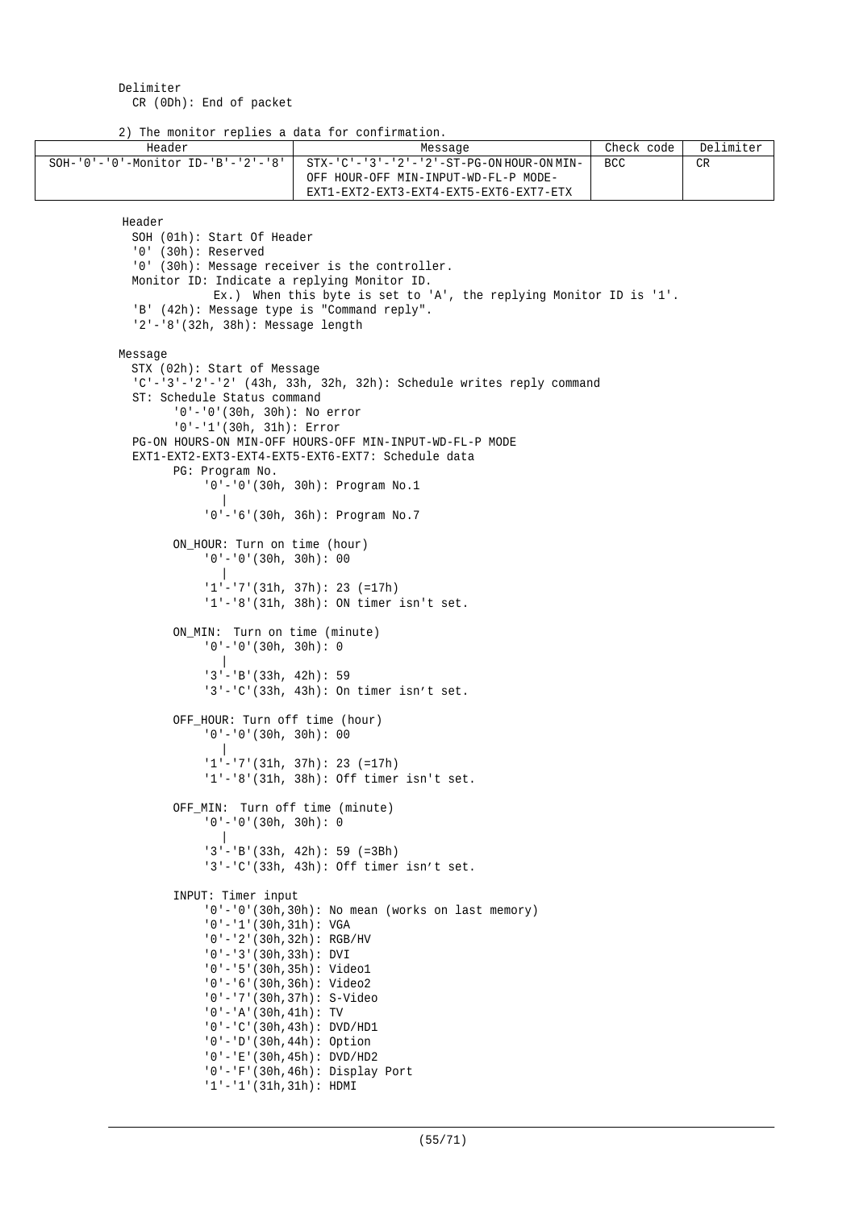Delimiter
  CR (0Dh): End of packet

2) The monitor replies a data for confirmation.

| Header | Message | Check code | Delimiter |
|---|---|---|---|
| SOH-'0'-'0'-Monitor ID-'B'-'2'-'8' | STX-'C'-'3'-'2'-'2'-ST-PG-ON HOUR-ON MIN-OFF HOUR-OFF MIN-INPUT-WD-FL-P MODE-EXT1-EXT2-EXT3-EXT4-EXT5-EXT6-EXT7-ETX | BCC | CR |

Header
  SOH (01h): Start Of Header
  '0' (30h): Reserved
  '0' (30h): Message receiver is the controller.
  Monitor ID: Indicate a replying Monitor ID.
          Ex.) When this byte is set to 'A', the replying Monitor ID is '1'.
  'B' (42h): Message type is "Command reply".
  '2'-'8'(32h, 38h): Message length

Message
  STX (02h): Start of Message
  'C'-'3'-'2'-'2' (43h, 33h, 32h, 32h): Schedule writes reply command
  ST: Schedule Status command
      '0'-'0'(30h, 30h): No error
      '0'-'1'(30h, 31h): Error
  PG-ON HOURS-ON MIN-OFF HOURS-OFF MIN-INPUT-WD-FL-P MODE
  EXT1-EXT2-EXT3-EXT4-EXT5-EXT6-EXT7: Schedule data
      PG: Program No.
          '0'-'0'(30h, 30h): Program No.1
            |
          '0'-'6'(30h, 36h): Program No.7

      ON_HOUR: Turn on time (hour)
          '0'-'0'(30h, 30h): 00
            |
          '1'-'7'(31h, 37h): 23 (=17h)
          '1'-'8'(31h, 38h): ON timer isn't set.

      ON_MIN: Turn on time (minute)
          '0'-'0'(30h, 30h): 0
            |
          '3'-'B'(33h, 42h): 59
          '3'-'C'(33h, 43h): On timer isn't set.

      OFF_HOUR: Turn off time (hour)
          '0'-'0'(30h, 30h): 00
            |
          '1'-'7'(31h, 37h): 23 (=17h)
          '1'-'8'(31h, 38h): Off timer isn't set.

      OFF_MIN: Turn off time (minute)
          '0'-'0'(30h, 30h): 0
            |
          '3'-'B'(33h, 42h): 59 (=3Bh)
          '3'-'C'(33h, 43h): Off timer isn't set.

      INPUT: Timer input
          '0'-'0'(30h,30h): No mean (works on last memory)
          '0'-'1'(30h,31h): VGA
          '0'-'2'(30h,32h): RGB/HV
          '0'-'3'(30h,33h): DVI
          '0'-'5'(30h,35h): Video1
          '0'-'6'(30h,36h): Video2
          '0'-'7'(30h,37h): S-Video
          '0'-'A'(30h,41h): TV
          '0'-'C'(30h,43h): DVD/HD1
          '0'-'D'(30h,44h): Option
          '0'-'E'(30h,45h): DVD/HD2
          '0'-'F'(30h,46h): Display Port
          '1'-'1'(31h,31h): HDMI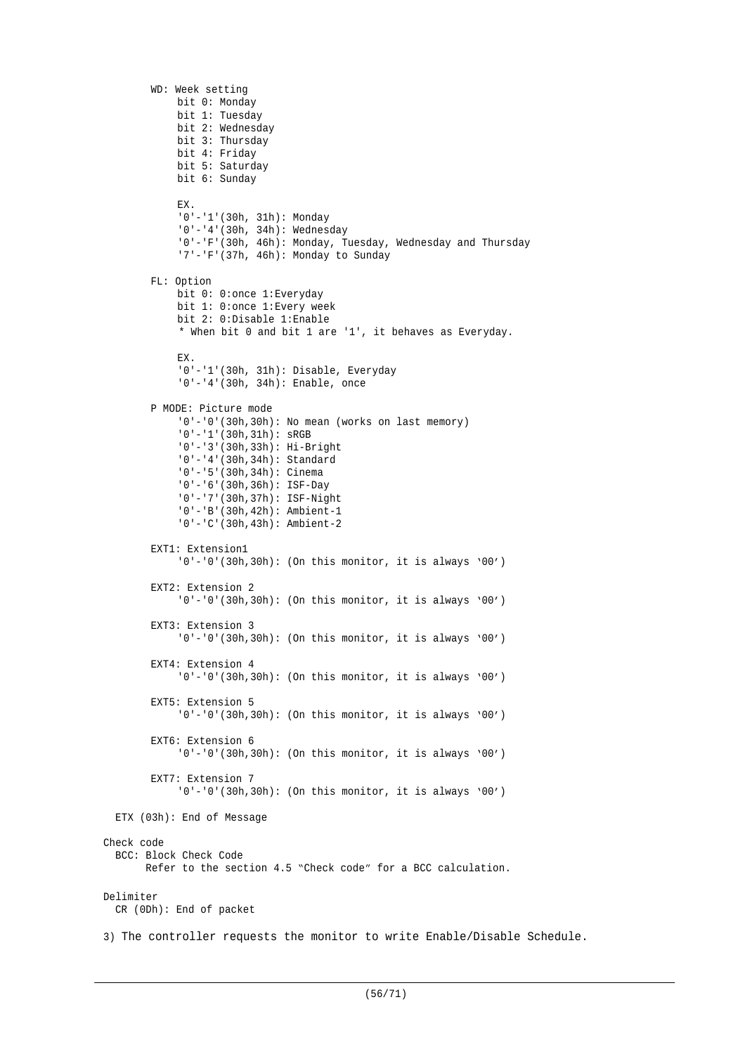WD: Week setting
- bit 0: Monday
- bit 1: Tuesday
- bit 2: Wednesday
- bit 3: Thursday
- bit 4: Friday
- bit 5: Saturday
- bit 6: Sunday

EX.
'0'-'1'(30h, 31h): Monday
'0'-'4'(30h, 34h): Wednesday
'0'-'F'(30h, 46h): Monday, Tuesday, Wednesday and Thursday
'7'-'F'(37h, 46h): Monday to Sunday

FL: Option
- bit 0: 0:once 1:Everyday
- bit 1: 0:once 1:Every week
- bit 2: 0:Disable 1:Enable

* When bit 0 and bit 1 are '1', it behaves as Everyday.

EX.
'0'-'1'(30h, 31h): Disable, Everyday
'0'-'4'(30h, 34h): Enable, once

P MODE: Picture mode
- '0'-'0'(30h,30h): No mean (works on last memory)
- '0'-'1'(30h,31h): sRGB
- '0'-'3'(30h,33h): Hi-Bright
- '0'-'4'(30h,34h): Standard
- '0'-'5'(30h,34h): Cinema
- '0'-'6'(30h,36h): ISF-Day
- '0'-'7'(30h,37h): ISF-Night
- '0'-'B'(30h,42h): Ambient-1
- '0'-'C'(30h,43h): Ambient-2

EXT1: Extension1
'0'-'0'(30h,30h): (On this monitor, it is always '00')

EXT2: Extension 2
'0'-'0'(30h,30h): (On this monitor, it is always '00')

EXT3: Extension 3
'0'-'0'(30h,30h): (On this monitor, it is always '00')

EXT4: Extension 4
'0'-'0'(30h,30h): (On this monitor, it is always '00')

EXT5: Extension 5
'0'-'0'(30h,30h): (On this monitor, it is always '00')

EXT6: Extension 6
'0'-'0'(30h,30h): (On this monitor, it is always '00')

EXT7: Extension 7
'0'-'0'(30h,30h): (On this monitor, it is always '00')

ETX (03h): End of Message

Check code
BCC: Block Check Code
Refer to the section 4.5 "Check code" for a BCC calculation.

Delimiter
CR (0Dh): End of packet

3) The controller requests the monitor to write Enable/Disable Schedule.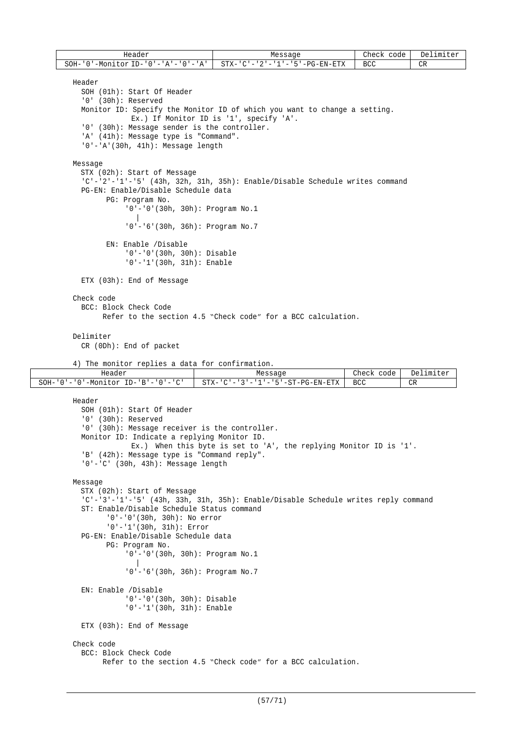| Header | Message | Check code | Delimiter |
|---|---|---|---|
| SOH-'0'-Monitor ID-'0'-'A'-'0'-'A' | STX-'C'-'2'-'1'-'5'-PG-EN-ETX | BCC | CR |

Header
- SOH (01h): Start Of Header
- '0' (30h): Reserved
- Monitor ID: Specify the Monitor ID of which you want to change a setting.
  Ex.) If Monitor ID is '1', specify 'A'.
- '0' (30h): Message sender is the controller.
- 'A' (41h): Message type is "Command".
- '0'-'A'(30h, 41h): Message length

Message
- STX (02h): Start of Message
- 'C'-'2'-'1'-'5' (43h, 32h, 31h, 35h): Enable/Disable Schedule writes command
- PG-EN: Enable/Disable Schedule data
  - PG: Program No.
    - '0'-'0'(30h, 30h): Program No.1
    - |
    - '0'-'6'(30h, 36h): Program No.7
  - EN: Enable /Disable
    - '0'-'0'(30h, 30h): Disable
    - '0'-'1'(30h, 31h): Enable
- ETX (03h): End of Message

Check code
- BCC: Block Check Code
  Refer to the section 4.5 "Check code" for a BCC calculation.

Delimiter
- CR (0Dh): End of packet

4) The monitor replies a data for confirmation.

| Header | Message | Check code | Delimiter |
|---|---|---|---|
| SOH-'0'-'0'-Monitor ID-'B'-'0'-'C' | STX-'C'-'3'-'1'-'5'-ST-PG-EN-ETX | BCC | CR |

Header
- SOH (01h): Start Of Header
- '0' (30h): Reserved
- '0' (30h): Message receiver is the controller.
- Monitor ID: Indicate a replying Monitor ID.
  Ex.) When this byte is set to 'A', the replying Monitor ID is '1'.
- 'B' (42h): Message type is "Command reply".
- '0'-'C' (30h, 43h): Message length

Message
- STX (02h): Start of Message
- 'C'-'3'-'1'-'5' (43h, 33h, 31h, 35h): Enable/Disable Schedule writes reply command
- ST: Enable/Disable Schedule Status command
  - '0'-'0'(30h, 30h): No error
  - '0'-'1'(30h, 31h): Error
- PG-EN: Enable/Disable Schedule data
  - PG: Program No.
    - '0'-'0'(30h, 30h): Program No.1
    - |
    - '0'-'6'(30h, 36h): Program No.7
- EN: Enable /Disable
  - '0'-'0'(30h, 30h): Disable
  - '0'-'1'(30h, 31h): Enable
- ETX (03h): End of Message

Check code
- BCC: Block Check Code
  Refer to the section 4.5 "Check code" for a BCC calculation.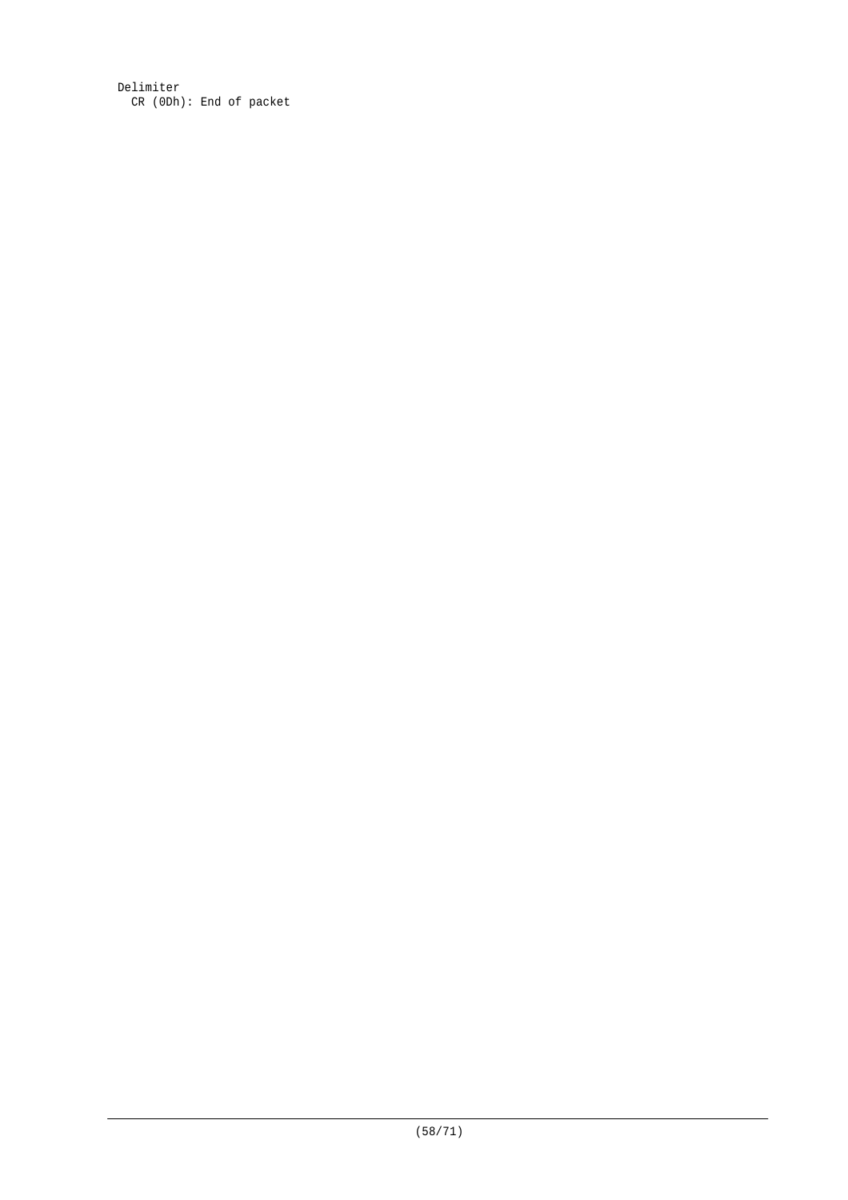Delimiter
  CR (0Dh): End of packet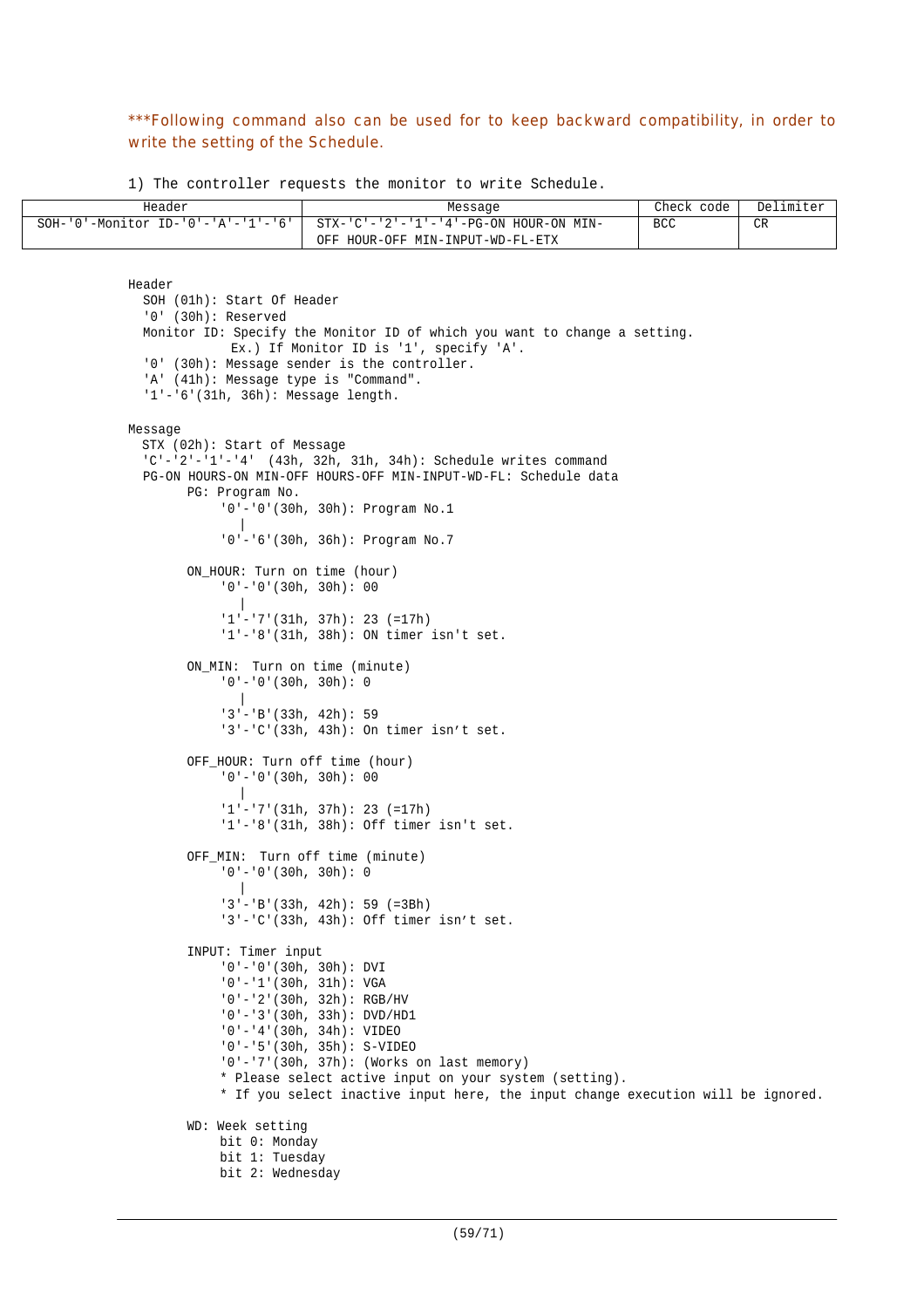***Following command also can be used for to keep backward compatibility, in order to write the setting of the Schedule.

1) The controller requests the monitor to write Schedule.

| Header | Message | Check code | Delimiter |
|---|---|---|---|
| SOH-'0'-Monitor ID-'0'-'A'-'1'-'6' | STX-'C'-'2'-'1'-'4'-PG-ON HOUR-ON MIN-OFF HOUR-OFF MIN-INPUT-WD-FL-ETX | BCC | CR |

```
Header
  SOH (01h): Start Of Header
  '0' (30h): Reserved
  Monitor ID: Specify the Monitor ID of which you want to change a setting.
             Ex.) If Monitor ID is '1', specify 'A'.
  '0' (30h): Message sender is the controller.
  'A' (41h): Message type is "Command".
  '1'-'6'(31h, 36h): Message length.

Message
  STX (02h): Start of Message
  'C'-'2'-'1'-'4'  (43h, 32h, 31h, 34h): Schedule writes command
  PG-ON HOURS-ON MIN-OFF HOURS-OFF MIN-INPUT-WD-FL: Schedule data
        PG: Program No.
             '0'-'0'(30h, 30h): Program No.1
                |
             '0'-'6'(30h, 36h): Program No.7

        ON_HOUR: Turn on time (hour)
             '0'-'0'(30h, 30h): 00
                |
             '1'-'7'(31h, 37h): 23 (=17h)
             '1'-'8'(31h, 38h): ON timer isn't set.

        ON_MIN:  Turn on time (minute)
             '0'-'0'(30h, 30h): 0
                |
             '3'-'B'(33h, 42h): 59
             '3'-'C'(33h, 43h): On timer isn't set.

        OFF_HOUR: Turn off time (hour)
             '0'-'0'(30h, 30h): 00
                |
             '1'-'7'(31h, 37h): 23 (=17h)
             '1'-'8'(31h, 38h): Off timer isn't set.

        OFF_MIN:  Turn off time (minute)
             '0'-'0'(30h, 30h): 0
                |
             '3'-'B'(33h, 42h): 59 (=3Bh)
             '3'-'C'(33h, 43h): Off timer isn't set.

        INPUT: Timer input
             '0'-'0'(30h, 30h): DVI
             '0'-'1'(30h, 31h): VGA
             '0'-'2'(30h, 32h): RGB/HV
             '0'-'3'(30h, 33h): DVD/HD1
             '0'-'4'(30h, 34h): VIDEO
             '0'-'5'(30h, 35h): S-VIDEO
             '0'-'7'(30h, 37h): (Works on last memory)
             * Please select active input on your system (setting).
             * If you select inactive input here, the input change execution will be ignored.

        WD: Week setting
             bit 0: Monday
             bit 1: Tuesday
             bit 2: Wednesday
```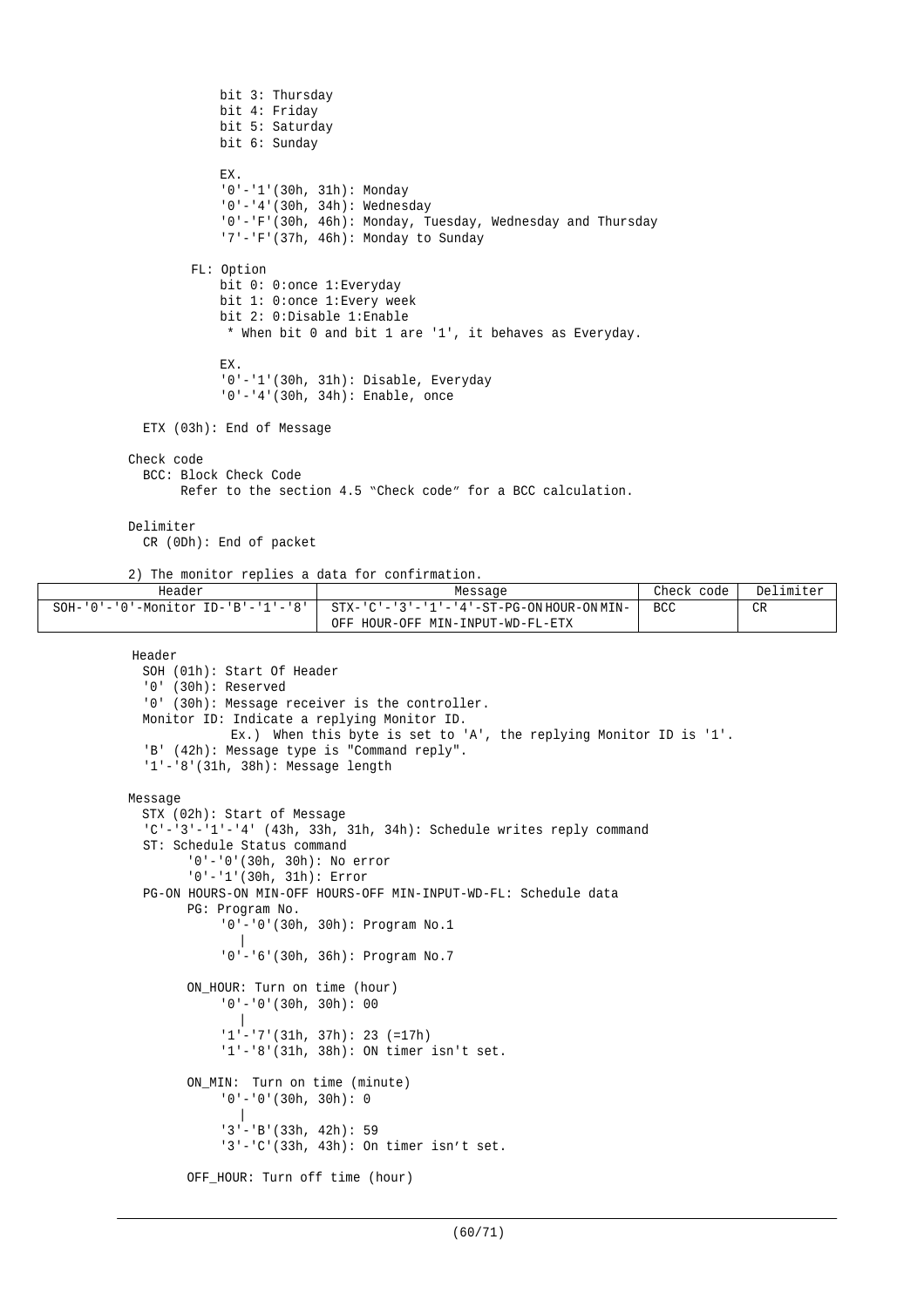bit 3: Thursday
bit 4: Friday
bit 5: Saturday
bit 6: Sunday

EX.
'0'-'1'(30h, 31h): Monday
'0'-'4'(30h, 34h): Wednesday
'0'-'F'(30h, 46h): Monday, Tuesday, Wednesday and Thursday
'7'-'F'(37h, 46h): Monday to Sunday

FL: Option
bit 0: 0:once 1:Everyday
bit 1: 0:once 1:Every week
bit 2: 0:Disable 1:Enable
* When bit 0 and bit 1 are '1', it behaves as Everyday.

EX.
'0'-'1'(30h, 31h): Disable, Everyday
'0'-'4'(30h, 34h): Enable, once

ETX (03h): End of Message

Check code
BCC: Block Check Code
Refer to the section 4.5 "Check code" for a BCC calculation.

Delimiter
CR (0Dh): End of packet

2) The monitor replies a data for confirmation.

| Header | Message | Check code | Delimiter |
|---|---|---|---|
| SOH-'0'-'0'-Monitor ID-'B'-'1'-'8' | STX-'C'-'3'-'1'-'4'-ST-PG-ON HOUR-ON MIN-OFF HOUR-OFF MIN-INPUT-WD-FL-ETX | BCC | CR |

Header
SOH (01h): Start Of Header
'0' (30h): Reserved
'0' (30h): Message receiver is the controller.
Monitor ID: Indicate a replying Monitor ID.
Ex.) When this byte is set to 'A', the replying Monitor ID is '1'.
'B' (42h): Message type is "Command reply".
'1'-'8'(31h, 38h): Message length

Message
STX (02h): Start of Message
'C'-'3'-'1'-'4' (43h, 33h, 31h, 34h): Schedule writes reply command
ST: Schedule Status command
'0'-'0'(30h, 30h): No error
'0'-'1'(30h, 31h): Error
PG-ON HOURS-ON MIN-OFF HOURS-OFF MIN-INPUT-WD-FL: Schedule data
PG: Program No.
'0'-'0'(30h, 30h): Program No.1
|
'0'-'6'(30h, 36h): Program No.7

ON_HOUR: Turn on time (hour)
'0'-'0'(30h, 30h): 00
|
'1'-'7'(31h, 37h): 23 (=17h)
'1'-'8'(31h, 38h): ON timer isn't set.

ON_MIN: Turn on time (minute)
'0'-'0'(30h, 30h): 0
|
'3'-'B'(33h, 42h): 59
'3'-'C'(33h, 43h): On timer isn't set.

OFF_HOUR: Turn off time (hour)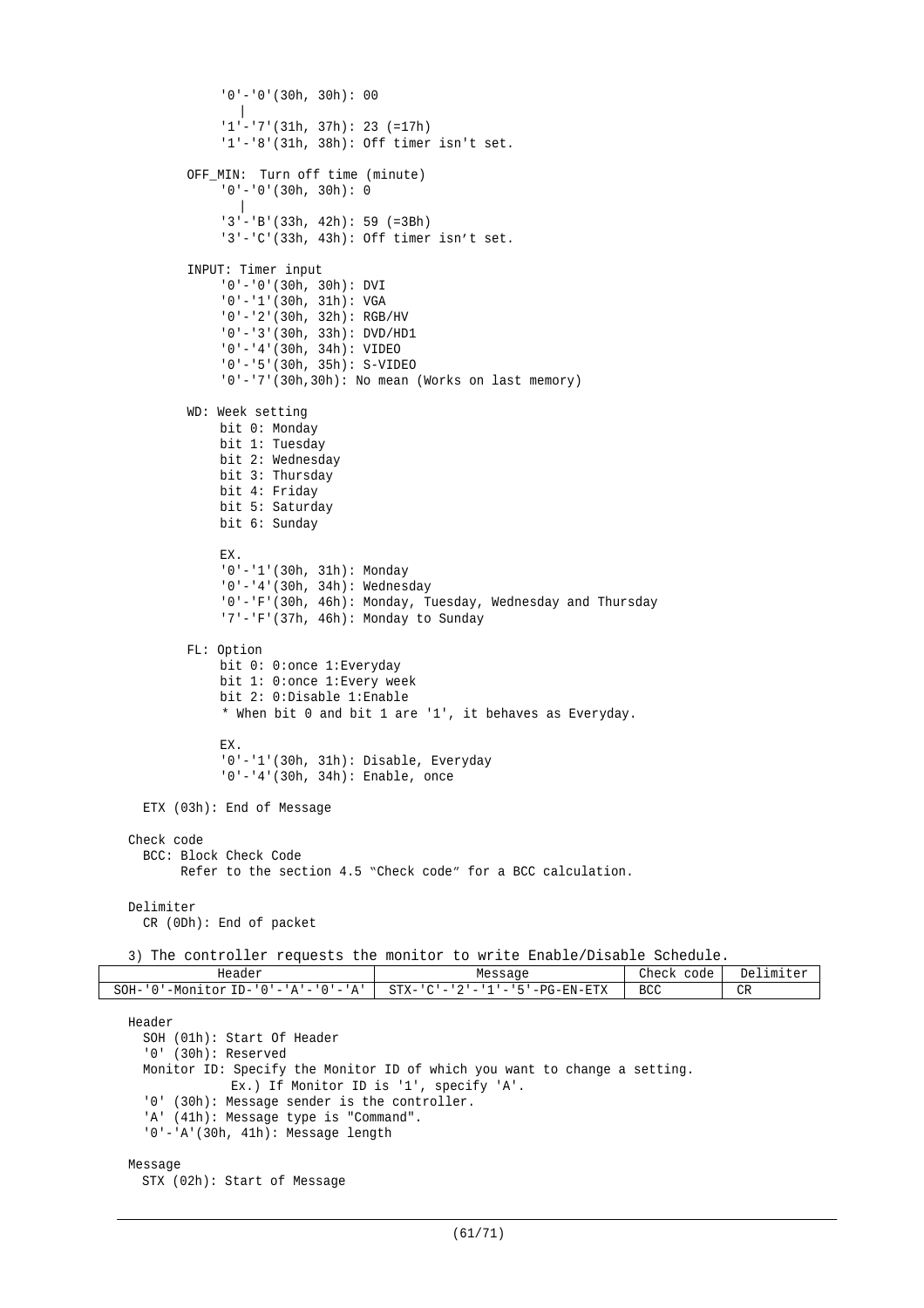```
            '0'-'0'(30h, 30h): 00
               |
            '1'-'7'(31h, 37h): 23 (=17h)
            '1'-'8'(31h, 38h): Off timer isn't set.

        OFF_MIN:  Turn off time (minute)
            '0'-'0'(30h, 30h): 0
               |
            '3'-'B'(33h, 42h): 59 (=3Bh)
            '3'-'C'(33h, 43h): Off timer isn't set.

        INPUT: Timer input
            '0'-'0'(30h, 30h): DVI
            '0'-'1'(30h, 31h): VGA
            '0'-'2'(30h, 32h): RGB/HV
            '0'-'3'(30h, 33h): DVD/HD1
            '0'-'4'(30h, 34h): VIDEO
            '0'-'5'(30h, 35h): S-VIDEO
            '0'-'7'(30h,30h): No mean (Works on last memory)

        WD: Week setting
            bit 0: Monday
            bit 1: Tuesday
            bit 2: Wednesday
            bit 3: Thursday
            bit 4: Friday
            bit 5: Saturday
            bit 6: Sunday

            EX.
            '0'-'1'(30h, 31h): Monday
            '0'-'4'(30h, 34h): Wednesday
            '0'-'F'(30h, 46h): Monday, Tuesday, Wednesday and Thursday
            '7'-'F'(37h, 46h): Monday to Sunday

        FL: Option
            bit 0: 0:once 1:Everyday
            bit 1: 0:once 1:Every week
            bit 2: 0:Disable 1:Enable
            * When bit 0 and bit 1 are '1', it behaves as Everyday.

            EX.
            '0'-'1'(30h, 31h): Disable, Everyday
            '0'-'4'(30h, 34h): Enable, once

    ETX (03h): End of Message

  Check code
    BCC: Block Check Code
         Refer to the section 4.5 "Check code" for a BCC calculation.

  Delimiter
    CR (0Dh): End of packet
```

3) The controller requests the monitor to write Enable/Disable Schedule.

| Header | Message | Check code | Delimiter |
|---|---|---|---|
| SOH-'0'-Monitor ID-'0'-'A'-'0'-'A' | STX-'C'-'2'-'1'-'5'-PG-EN-ETX | BCC | CR |

```
  Header
    SOH (01h): Start Of Header
    '0' (30h): Reserved
    Monitor ID: Specify the Monitor ID of which you want to change a setting.
               Ex.) If Monitor ID is '1', specify 'A'.
    '0' (30h): Message sender is the controller.
    'A' (41h): Message type is "Command".
    '0'-'A'(30h, 41h): Message length

  Message
    STX (02h): Start of Message
```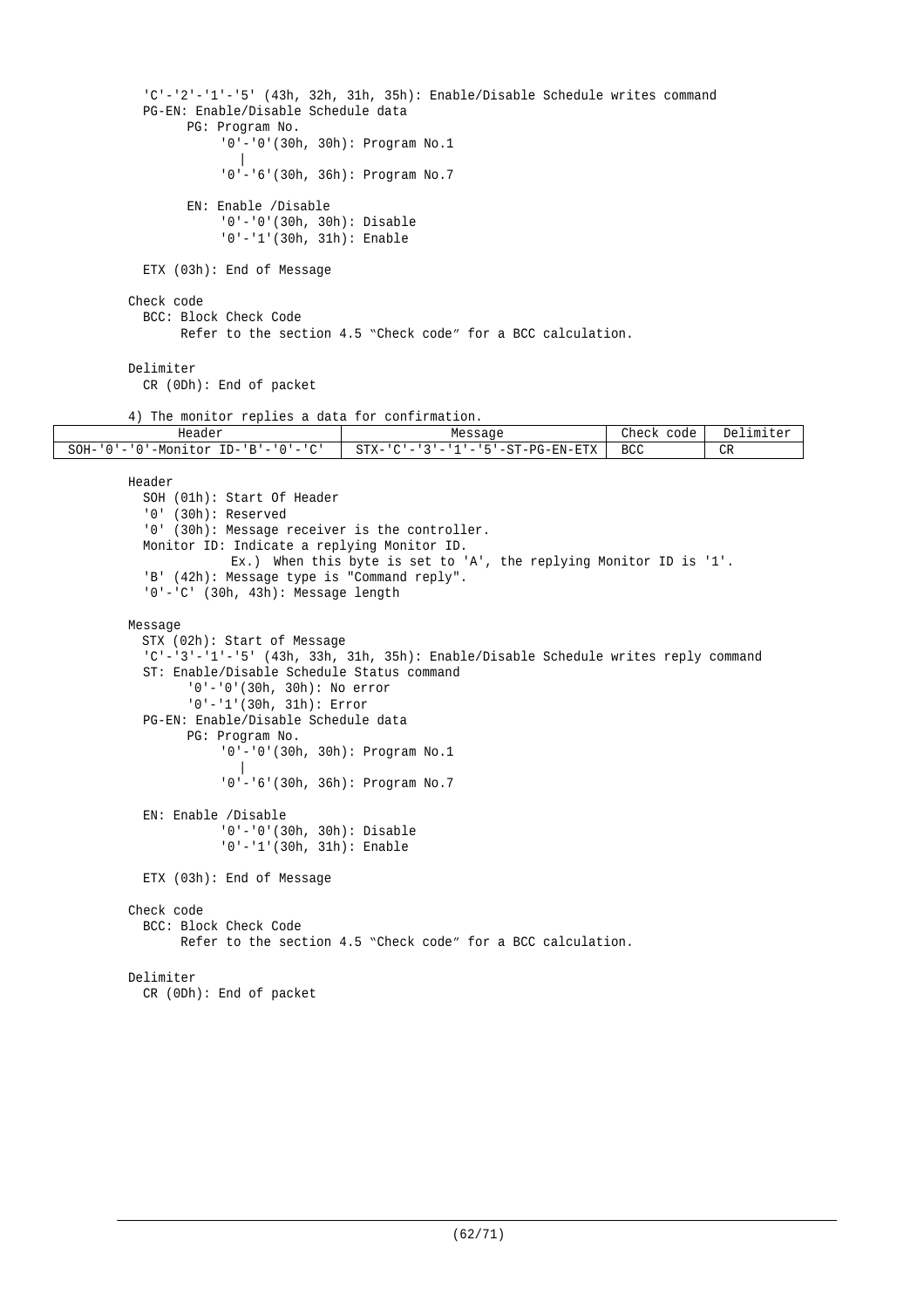'C'-'2'-'1'-'5' (43h, 32h, 31h, 35h): Enable/Disable Schedule writes command

PG-EN: Enable/Disable Schedule data

PG: Program No.

'0'-'0'(30h, 30h): Program No.1

|

'0'-'6'(30h, 36h): Program No.7

EN: Enable /Disable

'0'-'0'(30h, 30h): Disable

'0'-'1'(30h, 31h): Enable

ETX (03h): End of Message

Check code

BCC: Block Check Code

Refer to the section 4.5 "Check code" for a BCC calculation.

Delimiter

CR (0Dh): End of packet

4) The monitor replies a data for confirmation.

| Header | Message | Check code | Delimiter |
|---|---|---|---|
| SOH-'0'-'0'-Monitor ID-'B'-'0'-'C' | STX-'C'-'3'-'1'-'5'-ST-PG-EN-ETX | BCC | CR |

Header

SOH (01h): Start Of Header

'0' (30h): Reserved

'0' (30h): Message receiver is the controller.

Monitor ID: Indicate a replying Monitor ID.

Ex.) When this byte is set to 'A', the replying Monitor ID is '1'.

'B' (42h): Message type is "Command reply".

'0'-'C' (30h, 43h): Message length

Message

STX (02h): Start of Message

'C'-'3'-'1'-'5' (43h, 33h, 31h, 35h): Enable/Disable Schedule writes reply command

ST: Enable/Disable Schedule Status command

'0'-'0'(30h, 30h): No error

'0'-'1'(30h, 31h): Error

PG-EN: Enable/Disable Schedule data

PG: Program No.

'0'-'0'(30h, 30h): Program No.1

|

'0'-'6'(30h, 36h): Program No.7

EN: Enable /Disable

'0'-'0'(30h, 30h): Disable

'0'-'1'(30h, 31h): Enable

ETX (03h): End of Message

Check code

BCC: Block Check Code

Refer to the section 4.5 "Check code" for a BCC calculation.

Delimiter

CR (0Dh): End of packet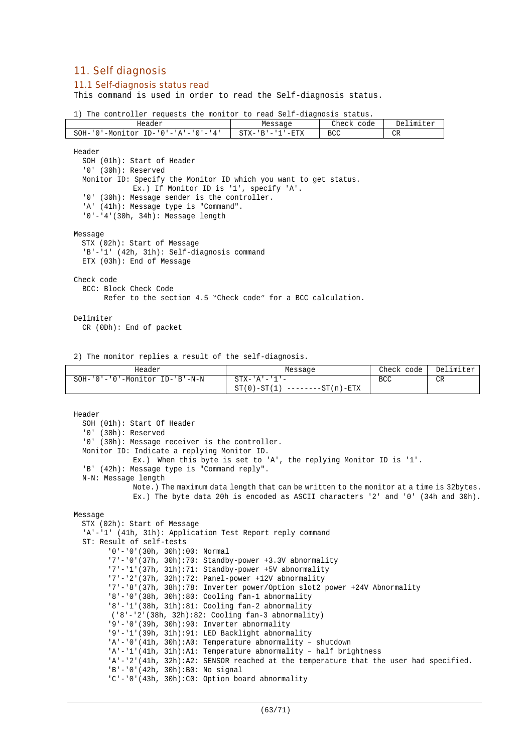# 11. Self diagnosis

## 11.1 Self-diagnosis status read

This command is used in order to read the Self-diagnosis status.

1) The controller requests the monitor to read Self-diagnosis status.

| Header | Message | Check code | Delimiter |
|---|---|---|---|
| SOH-'0'-Monitor ID-'0'-'A'-'0'-'4' | STX-'B'-'1'-ETX | BCC | CR |

Header
- SOH (01h): Start of Header
- '0' (30h): Reserved
- Monitor ID: Specify the Monitor ID which you want to get status.
  Ex.) If Monitor ID is '1', specify 'A'.
- '0' (30h): Message sender is the controller.
- 'A' (41h): Message type is "Command".
- '0'-'4'(30h, 34h): Message length

Message
- STX (02h): Start of Message
- 'B'-'1' (42h, 31h): Self-diagnosis command
- ETX (03h): End of Message

Check code
- BCC: Block Check Code
  Refer to the section 4.5 "Check code" for a BCC calculation.

Delimiter
- CR (0Dh): End of packet

2) The monitor replies a result of the self-diagnosis.

| Header | Message | Check code | Delimiter |
|---|---|---|---|
| SOH-'0'-'0'-Monitor ID-'B'-N-N | STX-'A'-'1'-<br>ST(0)-ST(1) --------ST(n)-ETX | BCC | CR |

Header
- SOH (01h): Start Of Header
- '0' (30h): Reserved
- '0' (30h): Message receiver is the controller.
- Monitor ID: Indicate a replying Monitor ID.
  Ex.) When this byte is set to 'A', the replying Monitor ID is '1'.
- 'B' (42h): Message type is "Command reply".
- N-N: Message length
  Note.) The maximum data length that can be written to the monitor at a time is 32bytes.
  Ex.) The byte data 20h is encoded as ASCII characters '2' and '0' (34h and 30h).

Message
- STX (02h): Start of Message
- 'A'-'1' (41h, 31h): Application Test Report reply command
- ST: Result of self-tests
  - '0'-'0'(30h, 30h):00: Normal
  - '7'-'0'(37h, 30h):70: Standby-power +3.3V abnormality
  - '7'-'1'(37h, 31h):71: Standby-power +5V abnormality
  - '7'-'2'(37h, 32h):72: Panel-power +12V abnormality
  - '7'-'8'(37h, 38h):78: Inverter power/Option slot2 power +24V Abnormality
  - '8'-'0'(38h, 30h):80: Cooling fan-1 abnormality
  - '8'-'1'(38h, 31h):81: Cooling fan-2 abnormality
  - ('8'-'2'(38h, 32h):82: Cooling fan-3 abnormality)
  - '9'-'0'(39h, 30h):90: Inverter abnormality
  - '9'-'1'(39h, 31h):91: LED Backlight abnormality
  - 'A'-'0'(41h, 30h):A0: Temperature abnormality – shutdown
  - 'A'-'1'(41h, 31h):A1: Temperature abnormality – half brightness
  - 'A'-'2'(41h, 32h):A2: SENSOR reached at the temperature that the user had specified.
  - 'B'-'0'(42h, 30h):B0: No signal
  - 'C'-'0'(43h, 30h):C0: Option board abnormality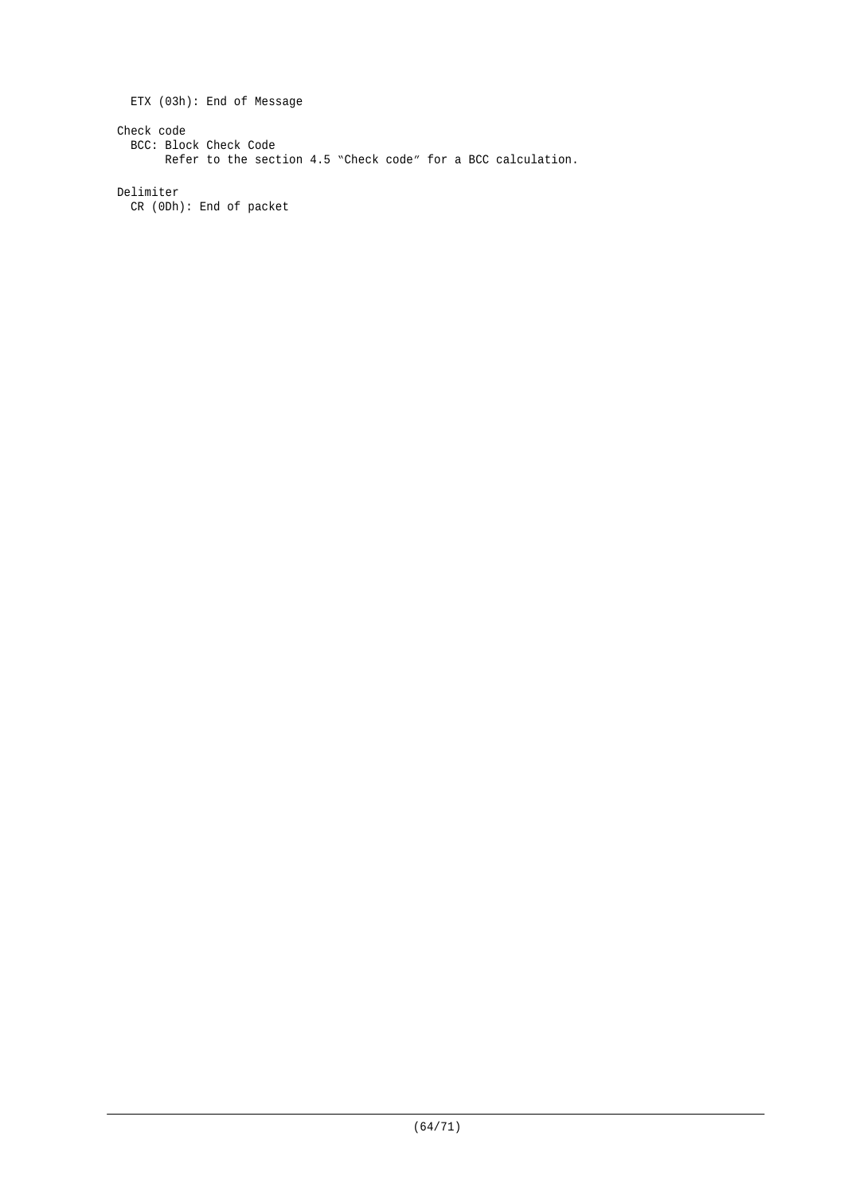ETX (03h): End of Message

Check code

BCC: Block Check Code

Refer to the section 4.5 "Check code" for a BCC calculation.

Delimiter

CR (0Dh): End of packet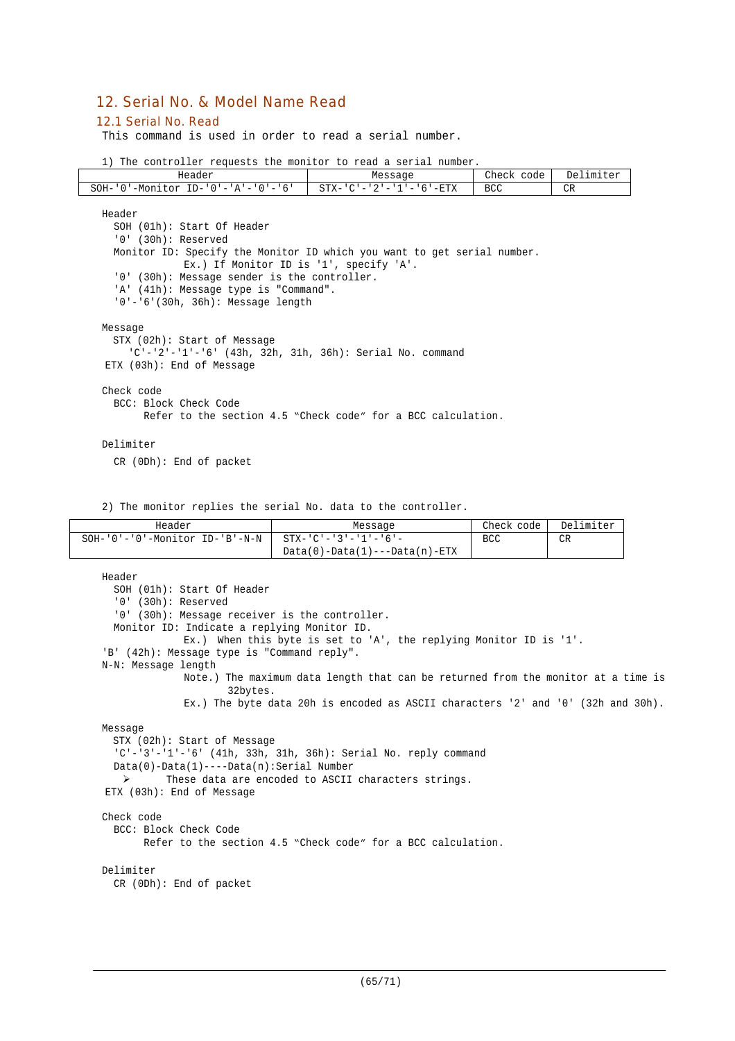## 12. Serial No. & Model Name Read

### 12.1 Serial No. Read

This command is used in order to read a serial number.

1) The controller requests the monitor to read a serial number.

| Header | Message | Check code | Delimiter |
|---|---|---|---|
| SOH-'0'-Monitor ID-'0'-'A'-'0'-'6' | STX-'C'-'2'-'1'-'6'-ETX | BCC | CR |

Header
- SOH (01h): Start Of Header
- '0' (30h): Reserved
- Monitor ID: Specify the Monitor ID which you want to get serial number.
  Ex.) If Monitor ID is '1', specify 'A'.
- '0' (30h): Message sender is the controller.
- 'A' (41h): Message type is "Command".
- '0'-'6'(30h, 36h): Message length

Message
- STX (02h): Start of Message
  - 'C'-'2'-'1'-'6' (43h, 32h, 31h, 36h): Serial No. command
- ETX (03h): End of Message

Check code
- BCC: Block Check Code
  Refer to the section 4.5 "Check code" for a BCC calculation.

Delimiter
- CR (0Dh): End of packet

2) The monitor replies the serial No. data to the controller.

| Header | Message | Check code | Delimiter |
|---|---|---|---|
| SOH-'0'-'0'-Monitor ID-'B'-N-N | STX-'C'-'3'-'1'-'6'-Data(0)-Data(1)---Data(n)-ETX | BCC | CR |

Header
- SOH (01h): Start Of Header
- '0' (30h): Reserved
- '0' (30h): Message receiver is the controller.
- Monitor ID: Indicate a replying Monitor ID.
  Ex.) When this byte is set to 'A', the replying Monitor ID is '1'.
- 'B' (42h): Message type is "Command reply".
- N-N: Message length
  Note.) The maximum data length that can be returned from the monitor at a time is 32bytes.
  Ex.) The byte data 20h is encoded as ASCII characters '2' and '0' (32h and 30h).

Message
- STX (02h): Start of Message
- 'C'-'3'-'1'-'6' (41h, 33h, 31h, 36h): Serial No. reply command
- Data(0)-Data(1)----Data(n):Serial Number
  - These data are encoded to ASCII characters strings.
- ETX (03h): End of Message

Check code
- BCC: Block Check Code
  Refer to the section 4.5 "Check code" for a BCC calculation.

Delimiter
- CR (0Dh): End of packet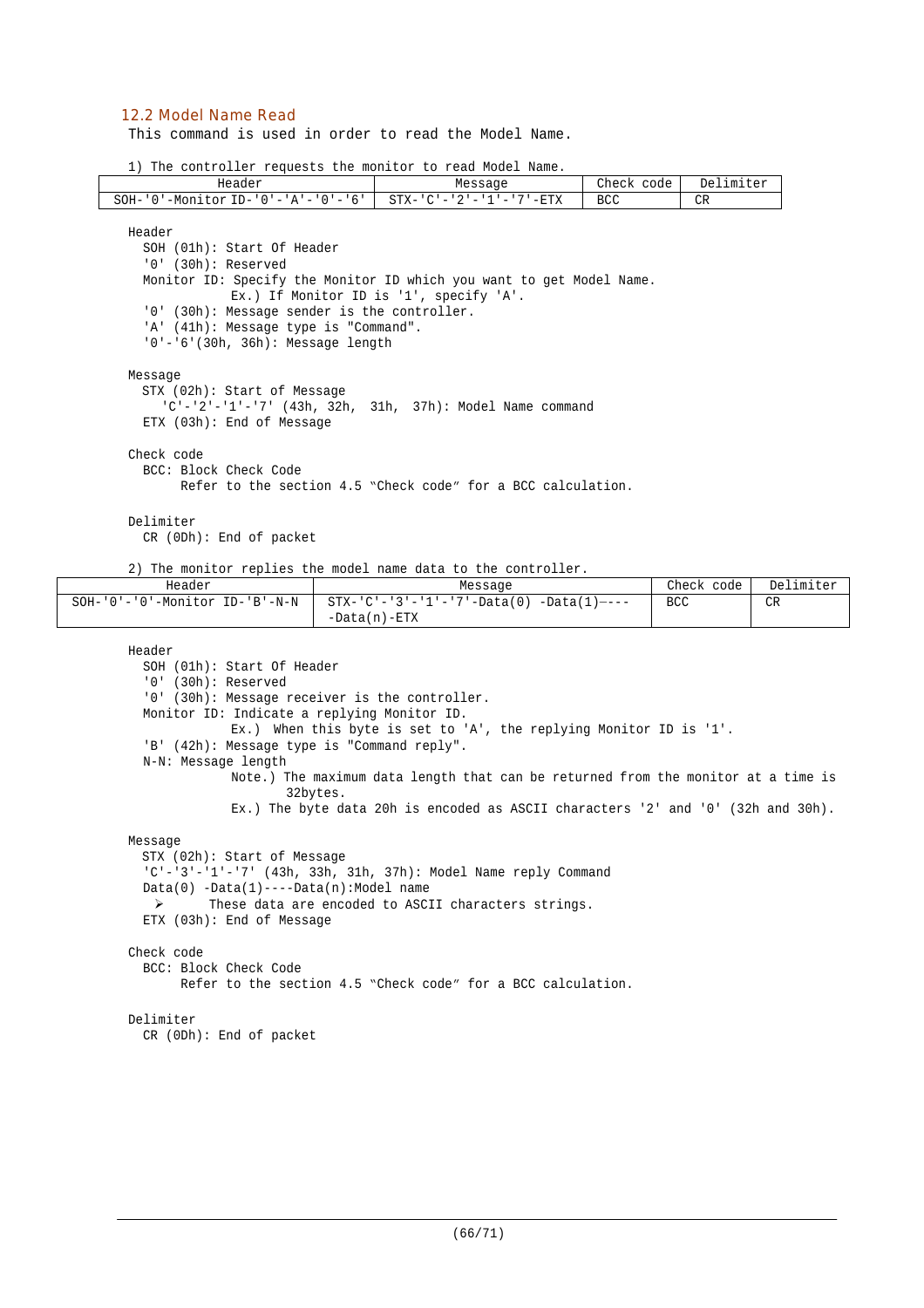## 12.2 Model Name Read

This command is used in order to read the Model Name.

1) The controller requests the monitor to read Model Name.

| Header | Message | Check code | Delimiter |
|---|---|---|---|
| SOH-'0'-Monitor ID-'0'-'A'-'0'-'6' | STX-'C'-'2'-'1'-'7'-ETX | BCC | CR |

Header
- SOH (01h): Start Of Header
- '0' (30h): Reserved
- Monitor ID: Specify the Monitor ID which you want to get Model Name.
  Ex.) If Monitor ID is '1', specify 'A'.
- '0' (30h): Message sender is the controller.
- 'A' (41h): Message type is "Command".
- '0'-'6'(30h, 36h): Message length

Message
- STX (02h): Start of Message
  - 'C'-'2'-'1'-'7' (43h, 32h, 31h, 37h): Model Name command
- ETX (03h): End of Message

Check code
- BCC: Block Check Code
  Refer to the section 4.5 "Check code" for a BCC calculation.

Delimiter
- CR (0Dh): End of packet

2) The monitor replies the model name data to the controller.

| Header | Message | Check code | Delimiter |
|---|---|---|---|
| SOH-'0'-'0'-Monitor ID-'B'-N-N | STX-'C'-'3'-'1'-'7'-Data(0) -Data(1)----<br>-Data(n)-ETX | BCC | CR |

Header
- SOH (01h): Start Of Header
- '0' (30h): Reserved
- '0' (30h): Message receiver is the controller.
- Monitor ID: Indicate a replying Monitor ID.
  Ex.) When this byte is set to 'A', the replying Monitor ID is '1'.
- 'B' (42h): Message type is "Command reply".
- N-N: Message length
  Note.) The maximum data length that can be returned from the monitor at a time is 32bytes.
  Ex.) The byte data 20h is encoded as ASCII characters '2' and '0' (32h and 30h).

Message
- STX (02h): Start of Message
- 'C'-'3'-'1'-'7' (43h, 33h, 31h, 37h): Model Name reply Command
- Data(0) -Data(1)----Data(n):Model name
  - These data are encoded to ASCII characters strings.
- ETX (03h): End of Message

Check code
- BCC: Block Check Code
  Refer to the section 4.5 "Check code" for a BCC calculation.

Delimiter
- CR (0Dh): End of packet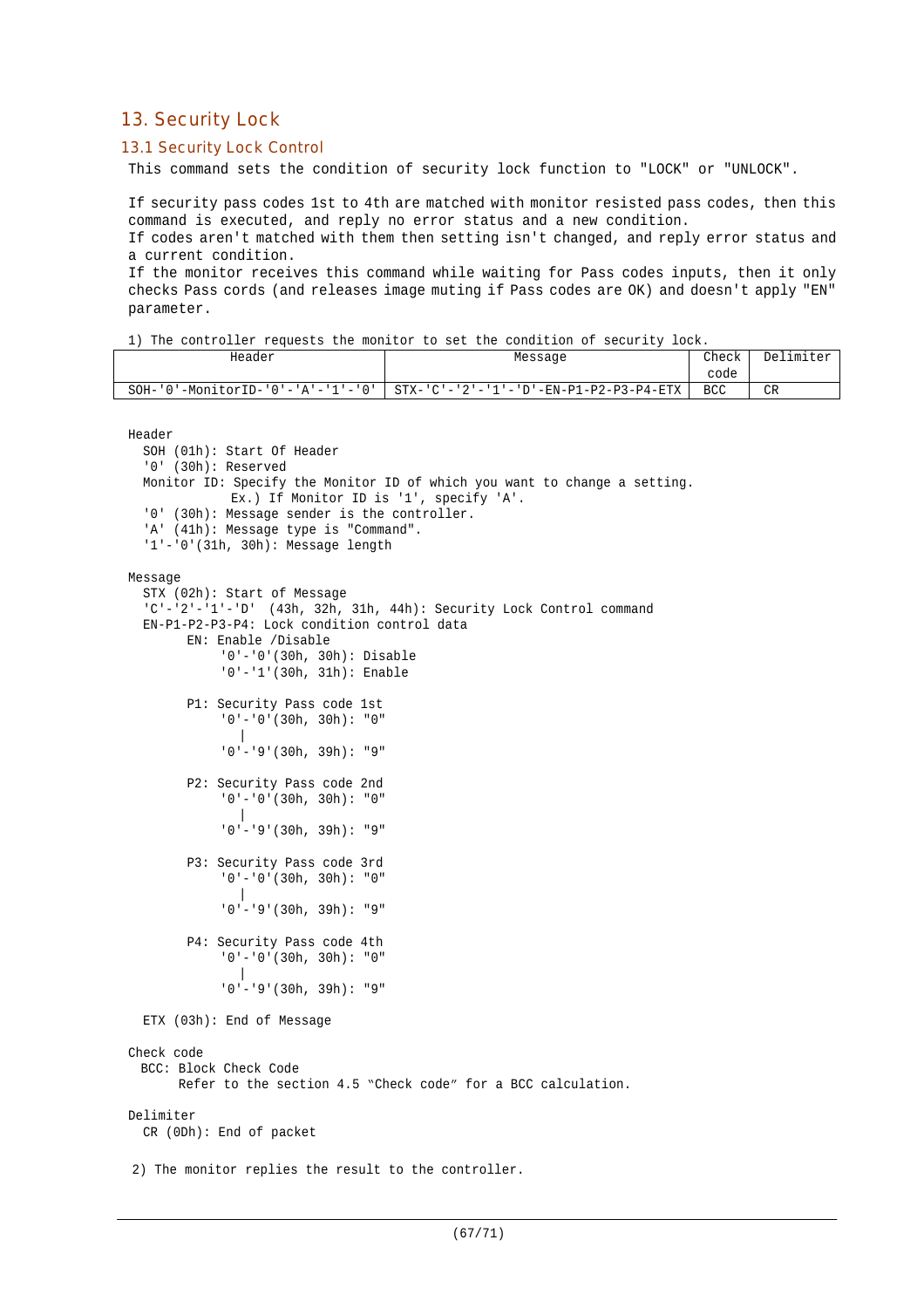# 13. Security Lock

## 13.1 Security Lock Control

This command sets the condition of security lock function to "LOCK" or "UNLOCK".

If security pass codes 1st to 4th are matched with monitor resisted pass codes, then this command is executed, and reply no error status and a new condition.
If codes aren't matched with them then setting isn't changed, and reply error status and a current condition.
If the monitor receives this command while waiting for Pass codes inputs, then it only checks Pass cords (and releases image muting if Pass codes are OK) and doesn't apply "EN" parameter.

1) The controller requests the monitor to set the condition of security lock.

| Header | Message | Check code | Delimiter |
|---|---|---|---|
| SOH-'0'-MonitorID-'0'-'A'-'1'-'0' | STX-'C'-'2'-'1'-'D'-EN-P1-P2-P3-P4-ETX | BCC | CR |

```
Header
  SOH (01h): Start Of Header
  '0' (30h): Reserved
  Monitor ID: Specify the Monitor ID of which you want to change a setting.
              Ex.) If Monitor ID is '1', specify 'A'.
  '0' (30h): Message sender is the controller.
  'A' (41h): Message type is "Command".
  '1'-'0'(31h, 30h): Message length

Message
  STX (02h): Start of Message
  'C'-'2'-'1'-'D'  (43h, 32h, 31h, 44h): Security Lock Control command
  EN-P1-P2-P3-P4: Lock condition control data
        EN: Enable /Disable
             '0'-'0'(30h, 30h): Disable
             '0'-'1'(30h, 31h): Enable

        P1: Security Pass code 1st
             '0'-'0'(30h, 30h): "0"
                |
             '0'-'9'(30h, 39h): "9"

        P2: Security Pass code 2nd
             '0'-'0'(30h, 30h): "0"
                |
             '0'-'9'(30h, 39h): "9"

        P3: Security Pass code 3rd
             '0'-'0'(30h, 30h): "0"
                |
             '0'-'9'(30h, 39h): "9"

        P4: Security Pass code 4th
             '0'-'0'(30h, 30h): "0"
                |
             '0'-'9'(30h, 39h): "9"

  ETX (03h): End of Message

Check code
  BCC: Block Check Code
       Refer to the section 4.5 "Check code" for a BCC calculation.

Delimiter
  CR (0Dh): End of packet
```

2) The monitor replies the result to the controller.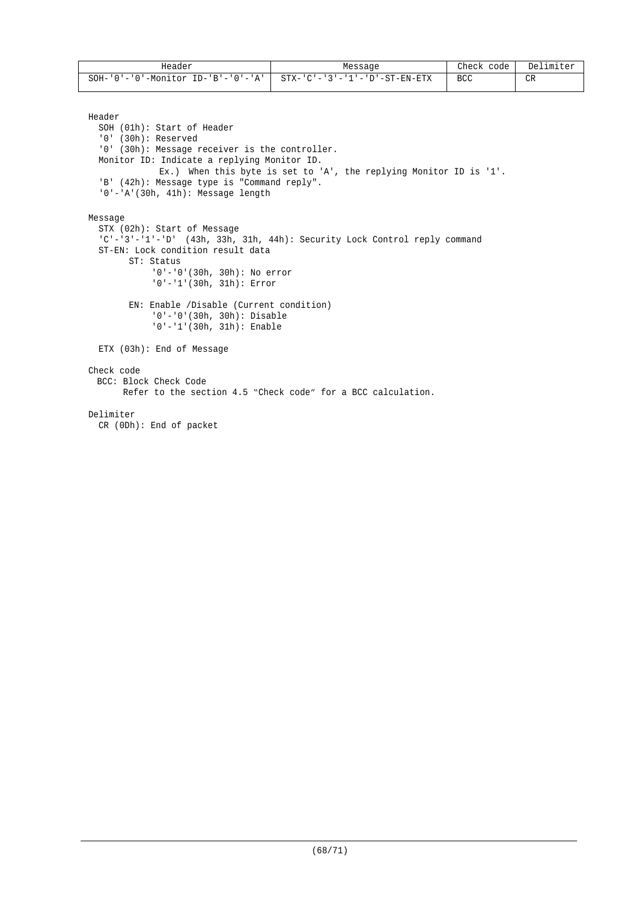| Header | Message | Check code | Delimiter |
|---|---|---|---|
| SOH-'0'-'0'-Monitor ID-'B'-'0'-'A' | STX-'C'-'3'-'1'-'D'-ST-EN-ETX | BCC | CR |

Header
  SOH (01h): Start of Header
  '0' (30h): Reserved
  '0' (30h): Message receiver is the controller.
  Monitor ID: Indicate a replying Monitor ID.
    Ex.) When this byte is set to 'A', the replying Monitor ID is '1'.
  'B' (42h): Message type is "Command reply".
  '0'-'A'(30h, 41h): Message length

Message
  STX (02h): Start of Message
  'C'-'3'-'1'-'D' (43h, 33h, 31h, 44h): Security Lock Control reply command
  ST-EN: Lock condition result data
    ST: Status
      '0'-'0'(30h, 30h): No error
      '0'-'1'(30h, 31h): Error

    EN: Enable /Disable (Current condition)
      '0'-'0'(30h, 30h): Disable
      '0'-'1'(30h, 31h): Enable

  ETX (03h): End of Message

Check code
  BCC: Block Check Code
    Refer to the section 4.5 "Check code" for a BCC calculation.

Delimiter
  CR (0Dh): End of packet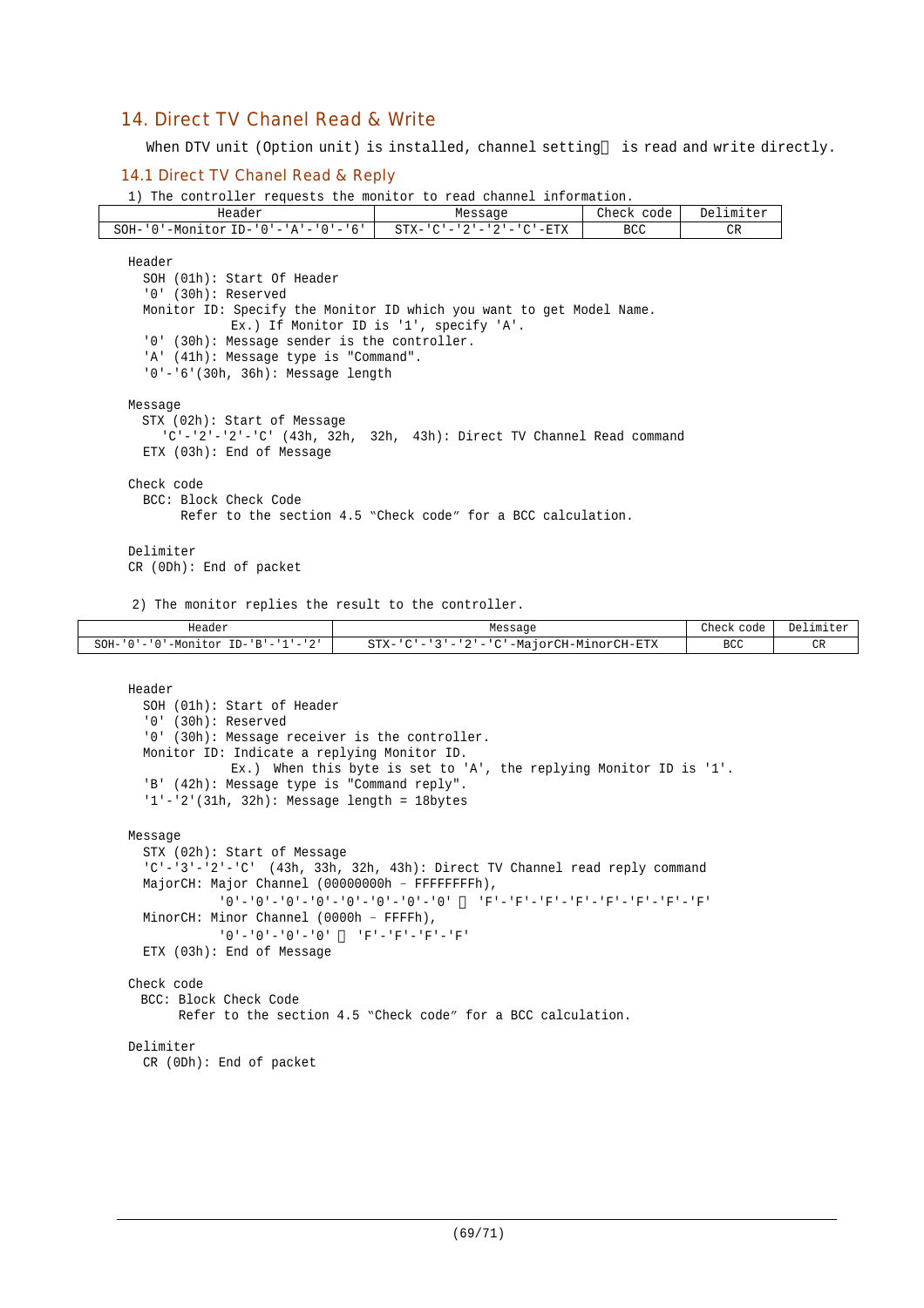## 14. Direct TV Chanel Read & Write

When DTV unit (Option unit) is installed, channel setting　is read and write directly.

### 14.1 Direct TV Chanel Read & Reply

1) The controller requests the monitor to read channel information.

| Header | Message | Check code | Delimiter |
|---|---|---|---|
| SOH-'0'-Monitor ID-'0'-'A'-'0'-'6' | STX-'C'-'2'-'2'-'C'-ETX | BCC | CR |

Header
- SOH (01h): Start Of Header
- '0' (30h): Reserved
- Monitor ID: Specify the Monitor ID which you want to get Model Name.
  Ex.) If Monitor ID is '1', specify 'A'.
- '0' (30h): Message sender is the controller.
- 'A' (41h): Message type is "Command".
- '0'-'6'(30h, 36h): Message length

Message
- STX (02h): Start of Message
  - 'C'-'2'-'2'-'C' (43h, 32h,  32h, 43h): Direct TV Channel Read command
- ETX (03h): End of Message

Check code
- BCC: Block Check Code
  Refer to the section 4.5 "Check code" for a BCC calculation.

Delimiter
CR (0Dh): End of packet

2) The monitor replies the result to the controller.

| Header | Message | Check code | Delimiter |
|---|---|---|---|
| SOH-'0'-'0'-Monitor ID-'B'-'1'-'2' | STX-'C'-'3'-'2'-'C'-MajorCH-MinorCH-ETX | BCC | CR |

Header
- SOH (01h): Start of Header
- '0' (30h): Reserved
- '0' (30h): Message receiver is the controller.
- Monitor ID: Indicate a replying Monitor ID.
  Ex.)  When this byte is set to 'A', the replying Monitor ID is '1'.
- 'B' (42h): Message type is "Command reply".
- '1'-'2'(31h, 32h): Message length = 18bytes

Message
- STX (02h): Start of Message
- 'C'-'3'-'2'-'C'  (43h, 33h, 32h, 43h): Direct TV Channel read reply command
- MajorCH: Major Channel (00000000h – FFFFFFFFh),
  '0'-'0'-'0'-'0'-'0'-'0'-'0'-'0' ～ 'F'-'F'-'F'-'F'-'F'-'F'-'F'-'F'
- MinorCH: Minor Channel (0000h – FFFFh),
  '0'-'0'-'0'-'0' ～ 'F'-'F'-'F'-'F'
- ETX (03h): End of Message

Check code
- BCC: Block Check Code
  Refer to the section 4.5 "Check code" for a BCC calculation.

Delimiter
- CR (0Dh): End of packet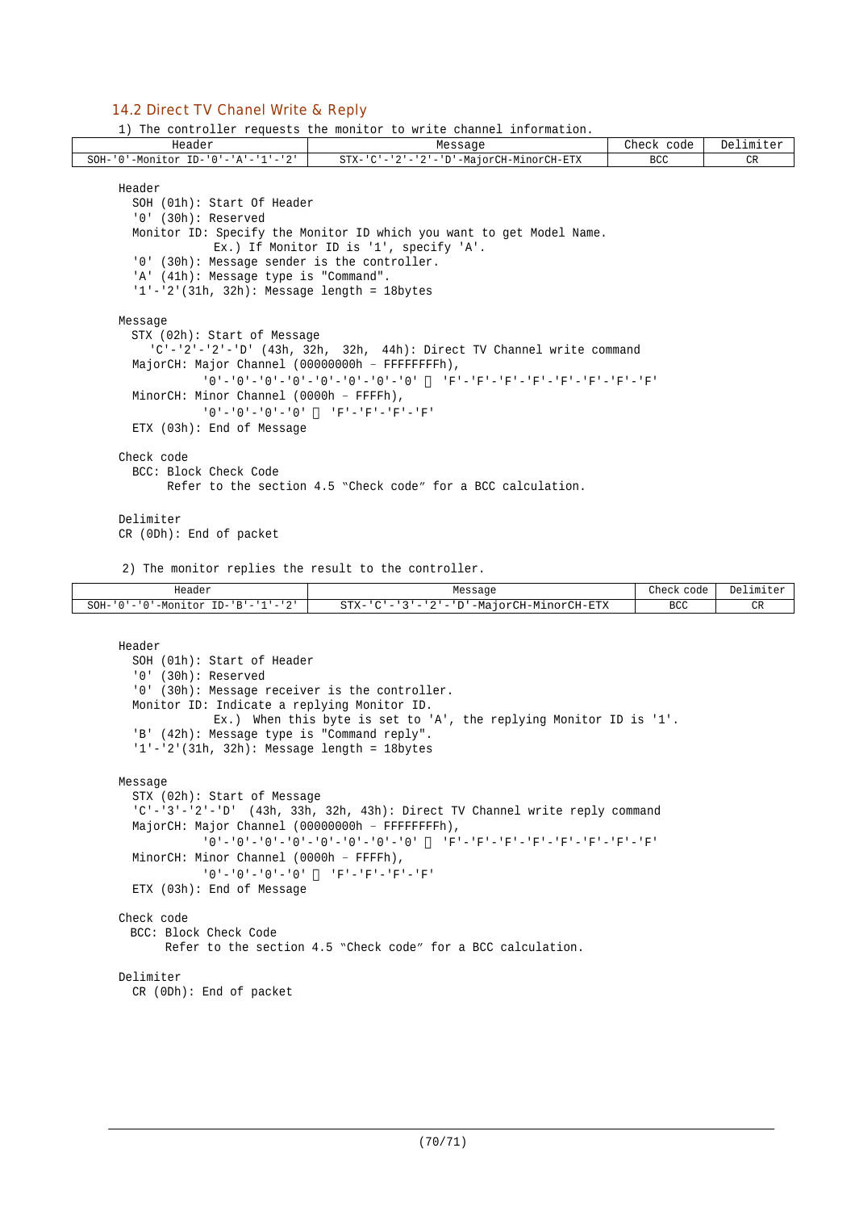## 14.2 Direct TV Chanel Write & Reply

1) The controller requests the monitor to write channel information.

| Header | Message | Check code | Delimiter |
|---|---|---|---|
| SOH-'0'-Monitor ID-'0'-'A'-'1'-'2' | STX-'C'-'2'-'2'-'D'-MajorCH-MinorCH-ETX | BCC | CR |

Header
  SOH (01h): Start Of Header
  '0' (30h): Reserved
  Monitor ID: Specify the Monitor ID which you want to get Model Name.
    Ex.) If Monitor ID is '1', specify 'A'.
  '0' (30h): Message sender is the controller.
  'A' (41h): Message type is "Command".
  '1'-'2'(31h, 32h): Message length = 18bytes

Message
  STX (02h): Start of Message
  'C'-'2'-'2'-'D' (43h, 32h, 32h, 44h): Direct TV Channel write command
  MajorCH: Major Channel (00000000h – FFFFFFFFh),
    '0'-'0'-'0'-'0'-'0'-'0'-'0'-'0' – 'F'-'F'-'F'-'F'-'F'-'F'-'F'-'F'
  MinorCH: Minor Channel (0000h – FFFFh),
    '0'-'0'-'0'-'0' – 'F'-'F'-'F'-'F'
  ETX (03h): End of Message

Check code
  BCC: Block Check Code
    Refer to the section 4.5 "Check code" for a BCC calculation.

Delimiter
CR (0Dh): End of packet

2) The monitor replies the result to the controller.

| Header | Message | Check code | Delimiter |
|---|---|---|---|
| SOH-'0'-'0'-Monitor ID-'B'-'1'-'2' | STX-'C'-'3'-'2'-'D'-MajorCH-MinorCH-ETX | BCC | CR |

Header
  SOH (01h): Start Of Header
  '0' (30h): Reserved
  '0' (30h): Message receiver is the controller.
  Monitor ID: Indicate a replying Monitor ID.
    Ex.) When this byte is set to 'A', the replying Monitor ID is '1'.
  'B' (42h): Message type is "Command reply".
  '1'-'2'(31h, 32h): Message length = 18bytes

Message
  STX (02h): Start of Message
  'C'-'3'-'2'-'D' (43h, 33h, 32h, 43h): Direct TV Channel write reply command
  MajorCH: Major Channel (00000000h – FFFFFFFFh),
    '0'-'0'-'0'-'0'-'0'-'0'-'0'-'0' – 'F'-'F'-'F'-'F'-'F'-'F'-'F'-'F'
  MinorCH: Minor Channel (0000h – FFFFh),
    '0'-'0'-'0'-'0' – 'F'-'F'-'F'-'F'
  ETX (03h): End of Message

Check code
  BCC: Block Check Code
    Refer to the section 4.5 "Check code" for a BCC calculation.

Delimiter
  CR (0Dh): End of packet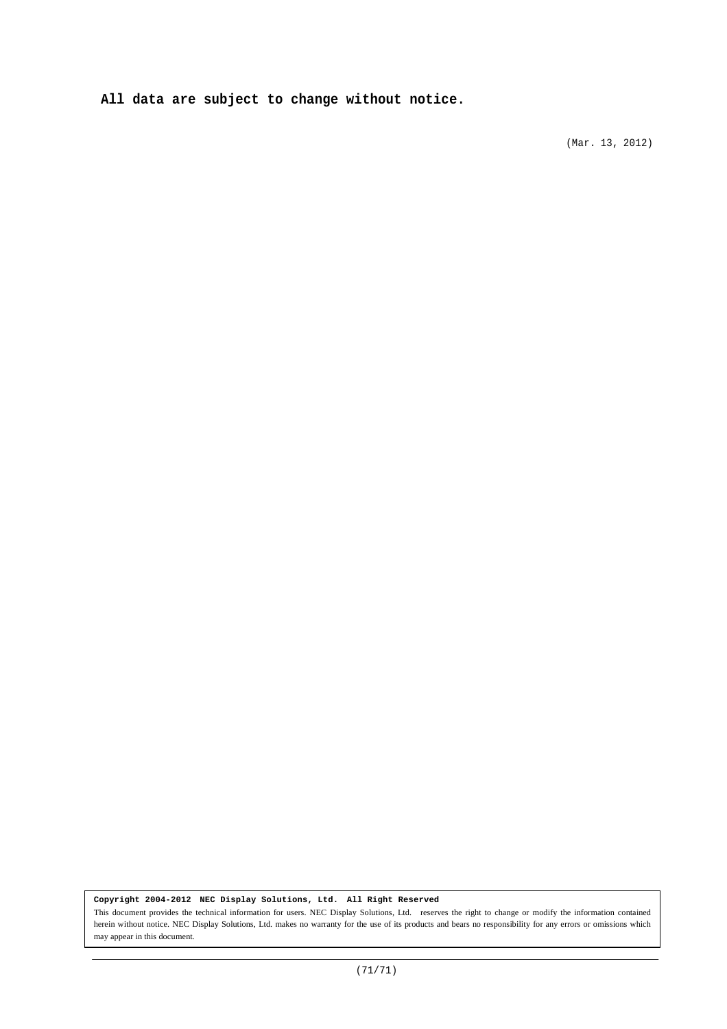**All data are subject to change without notice.**

(Mar. 13, 2012)

**Copyright 2004-2012 NEC Display Solutions, Ltd. All Right Reserved**

This document provides the technical information for users. NEC Display Solutions, Ltd. reserves the right to change or modify the information contained herein without notice. NEC Display Solutions, Ltd. makes no warranty for the use of its products and bears no responsibility for any errors or omissions which may appear in this document.